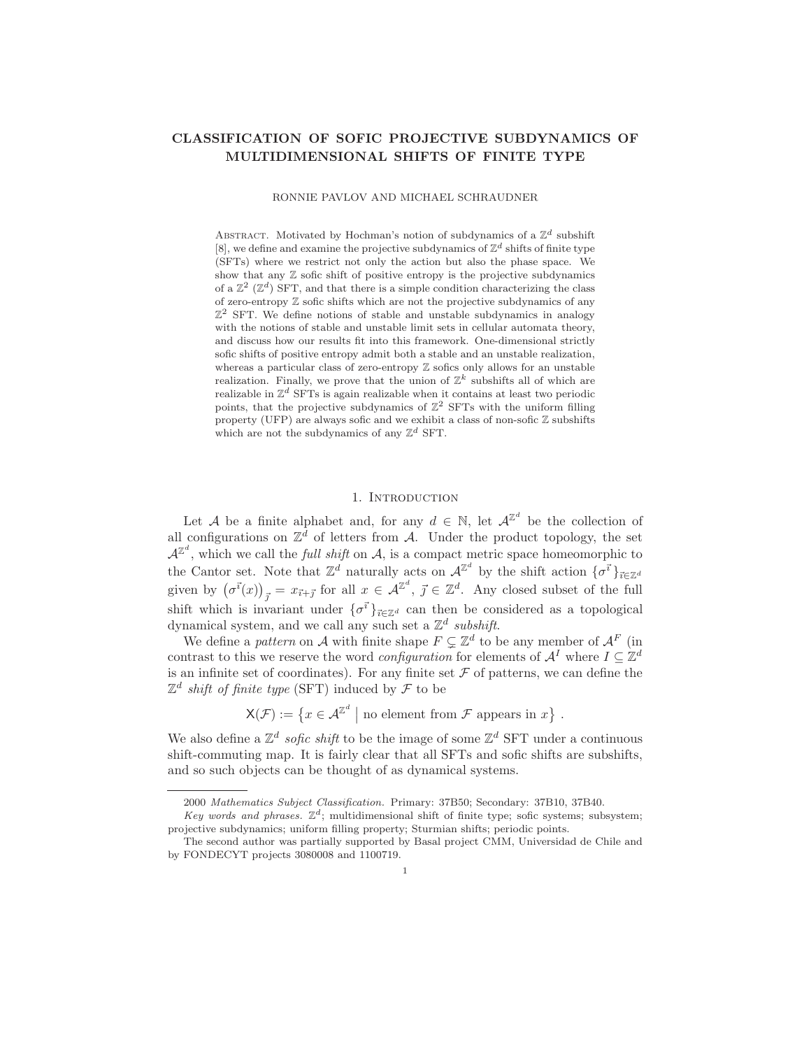# CLASSIFICATION OF SOFIC PROJECTIVE SUBDYNAMICS OF MULTIDIMENSIONAL SHIFTS OF FINITE TYPE

RONNIE PAVLOV AND MICHAEL SCHRAUDNER

Abstract. Motivated by Hochman's notion of subdynamics of a $\mathbb{Z}^d$ subshift [8], we define and examine the projective subdynamics of $\mathbb{Z}^d$ shifts of finite type (SFTs) where we restrict not only the action but also the phase space. We show that any $\mathbb{Z}$ sofic shift of positive entropy is the projective subdynamics of a $\mathbb{Z}^2$ ($\mathbb{Z}^d$) SFT, and that there is a simple condition characterizing the class of zero-entropy $\mathbb{Z}$ sofic shifts which are not the projective subdynamics of any $\mathbb{Z}^2$ SFT. We define notions of stable and unstable subdynamics in analogy with the notions of stable and unstable limit sets in cellular automata theory, and discuss how our results fit into this framework. One-dimensional strictly sofic shifts of positive entropy admit both a stable and an unstable realization, whereas a particular class of zero-entropy $\mathbb{Z}$ sofics only allows for an unstable realization. Finally, we prove that the union of $\mathbb{Z}^k$ subshifts all of which are realizable in $\mathbb{Z}^d$ SFTs is again realizable when it contains at least two periodic points, that the projective subdynamics of $\mathbb{Z}^2$ SFTs with the uniform filling property (UFP) are always sofic and we exhibit a class of non-sofic $\mathbb{Z}$ subshifts which are not the subdynamics of any $\mathbb{Z}^d$ SFT.

## 1. Introduction

Let $\mathcal{A}$ be a finite alphabet and, for any $d \in \mathbb{N}$, let $\mathcal{A}^{\mathbb{Z}^d}$ be the collection of all configurations on $\mathbb{Z}^d$ of letters from $\mathcal{A}$. Under the product topology, the set $\mathcal{A}^{\mathbb{Z}^d}$, which we call the *full shift* on $\mathcal{A}$, is a compact metric space homeomorphic to the Cantor set. Note that $\mathbb{Z}^d$ naturally acts on $\mathcal{A}^{\mathbb{Z}^d}$ by the shift action $\{\sigma^{\vec{\imath}}\}_{\vec{\imath}\in\mathbb{Z}^d}$ given by $\left(\sigma^{\vec{\imath}}(x)\right)_{\vec{\jmath}} = x_{\vec{\imath}+\vec{\jmath}}$ for all $x \in \mathcal{A}^{\mathbb{Z}^d}$, $\vec{\jmath} \in \mathbb{Z}^d$. Any closed subset of the full shift which is invariant under $\{\sigma^{\vec{\imath}}\}_{\vec{\imath}\in\mathbb{Z}^d}$ can then be considered as a topological dynamical system, and we call any such set a $\mathbb{Z}^d$ *subshift*.

We define a *pattern* on $\mathcal{A}$ with finite shape $F \subsetneq \mathbb{Z}^d$ to be any member of $\mathcal{A}^F$ (in contrast to this we reserve the word *configuration* for elements of $\mathcal{A}^I$ where $I \subseteq \mathbb{Z}^d$ is an infinite set of coordinates). For any finite set $\mathcal{F}$ of patterns, we can define the $\mathbb{Z}^d$ *shift of finite type* (SFT) induced by $\mathcal{F}$ to be

$$\mathsf{X}(\mathcal{F}) := \left\{x \in \mathcal{A}^{\mathbb{Z}^d} \;\middle|\; \text{no element from } \mathcal{F} \text{ appears in } x\right\}.$$

We also define a $\mathbb{Z}^d$ *sofic shift* to be the image of some $\mathbb{Z}^d$ SFT under a continuous shift-commuting map. It is fairly clear that all SFTs and sofic shifts are subshifts, and so such objects can be thought of as dynamical systems.

---

2000 *Mathematics Subject Classification.* Primary: 37B50; Secondary: 37B10, 37B40.

*Key words and phrases.* $\mathbb{Z}^d$; multidimensional shift of finite type; sofic systems; subsystem; projective subdynamics; uniform filling property; Sturmian shifts; periodic points.

The second author was partially supported by Basal project CMM, Universidad de Chile and by FONDECYT projects 3080008 and 1100719.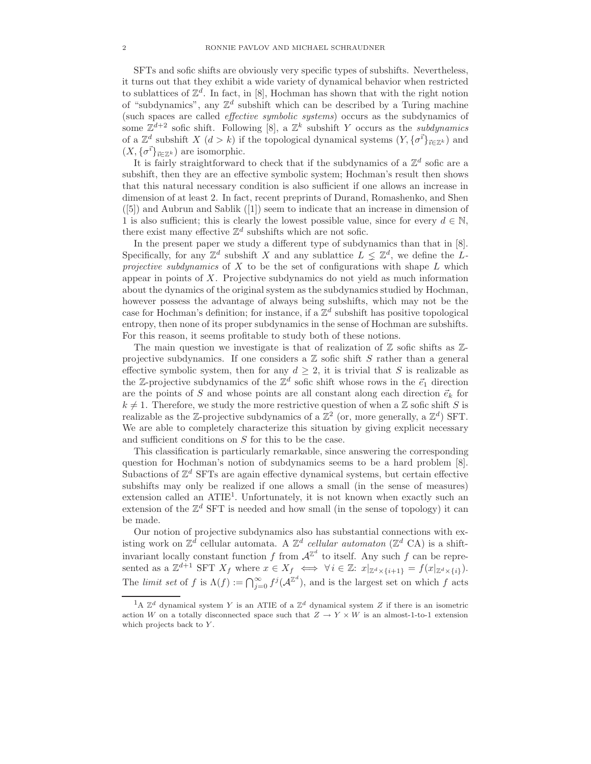SFTs and sofic shifts are obviously very specific types of subshifts. Nevertheless, it turns out that they exhibit a wide variety of dynamical behavior when restricted to sublattices of $\mathbb{Z}^d$. In fact, in [8], Hochman has shown that with the right notion of "subdynamics", any $\mathbb{Z}^d$ subshift which can be described by a Turing machine (such spaces are called *effective symbolic systems*) occurs as the subdynamics of some $\mathbb{Z}^{d+2}$ sofic shift. Following [8], a $\mathbb{Z}^k$ subshift $Y$ occurs as the *subdynamics* of a $\mathbb{Z}^d$ subshift $X$ ($d > k$) if the topological dynamical systems $(Y, \{\sigma^{\vec{i}}\}_{\vec{i} \in \mathbb{Z}^k})$ and $(X, \{\sigma^{\vec{i}}\}_{\vec{i} \in \mathbb{Z}^k})$ are isomorphic.

It is fairly straightforward to check that if the subdynamics of a $\mathbb{Z}^d$ sofic are a subshift, then they are an effective symbolic system; Hochman's result then shows that this natural necessary condition is also sufficient if one allows an increase in dimension of at least 2. In fact, recent preprints of Durand, Romashenko, and Shen ([5]) and Aubrun and Sablik ([1]) seem to indicate that an increase in dimension of 1 is also sufficient; this is clearly the lowest possible value, since for every $d \in \mathbb{N}$, there exist many effective $\mathbb{Z}^d$ subshifts which are not sofic.

In the present paper we study a different type of subdynamics than that in [8]. Specifically, for any $\mathbb{Z}^d$ subshift $X$ and any sublattice $L \lneq \mathbb{Z}^d$, we define the *$L$-projective subdynamics* of $X$ to be the set of configurations with shape $L$ which appear in points of $X$. Projective subdynamics do not yield as much information about the dynamics of the original system as the subdynamics studied by Hochman, however possess the advantage of always being subshifts, which may not be the case for Hochman's definition; for instance, if a $\mathbb{Z}^d$ subshift has positive topological entropy, then none of its proper subdynamics in the sense of Hochman are subshifts. For this reason, it seems profitable to study both of these notions.

The main question we investigate is that of realization of $\mathbb{Z}$ sofic shifts as $\mathbb{Z}$-projective subdynamics. If one considers a $\mathbb{Z}$ sofic shift $S$ rather than a general effective symbolic system, then for any $d \geq 2$, it is trivial that $S$ is realizable as the $\mathbb{Z}$-projective subdynamics of the $\mathbb{Z}^d$ sofic shift whose rows in the $\vec{e}_1$ direction are the points of $S$ and whose points are all constant along each direction $\vec{e}_k$ for $k \neq 1$. Therefore, we study the more restrictive question of when a $\mathbb{Z}$ sofic shift $S$ is realizable as the $\mathbb{Z}$-projective subdynamics of a $\mathbb{Z}^2$ (or, more generally, a $\mathbb{Z}^d$) SFT. We are able to completely characterize this situation by giving explicit necessary and sufficient conditions on $S$ for this to be the case.

This classification is particularly remarkable, since answering the corresponding question for Hochman's notion of subdynamics seems to be a hard problem [8]. Subactions of $\mathbb{Z}^d$ SFTs are again effective dynamical systems, but certain effective subshifts may only be realized if one allows a small (in the sense of measures) extension called an ATIE[1]. Unfortunately, it is not known when exactly such an extension of the $\mathbb{Z}^d$ SFT is needed and how small (in the sense of topology) it can be made.

Our notion of projective subdynamics also has substantial connections with existing work on $\mathbb{Z}^d$ cellular automata. A $\mathbb{Z}^d$ *cellular automaton* ($\mathbb{Z}^d$ CA) is a shift-invariant locally constant function $f$ from $\mathcal{A}^{\mathbb{Z}^d}$ to itself. Any such $f$ can be represented as a $\mathbb{Z}^{d+1}$ SFT $X_f$ where $x \in X_f \iff \forall\, i \in \mathbb{Z}$: $x|_{\mathbb{Z}^d \times \{i+1\}} = f(x|_{\mathbb{Z}^d \times \{i\}})$. The *limit set* of $f$ is $\Lambda(f) := \bigcap_{j=0}^{\infty} f^j(\mathcal{A}^{\mathbb{Z}^d})$, and is the largest set on which $f$ acts

[1] A $\mathbb{Z}^d$ dynamical system $Y$ is an ATIE of a $\mathbb{Z}^d$ dynamical system $Z$ if there is an isometric action $W$ on a totally disconnected space such that $Z \to Y \times W$ is an almost-1-to-1 extension which projects back to $Y$.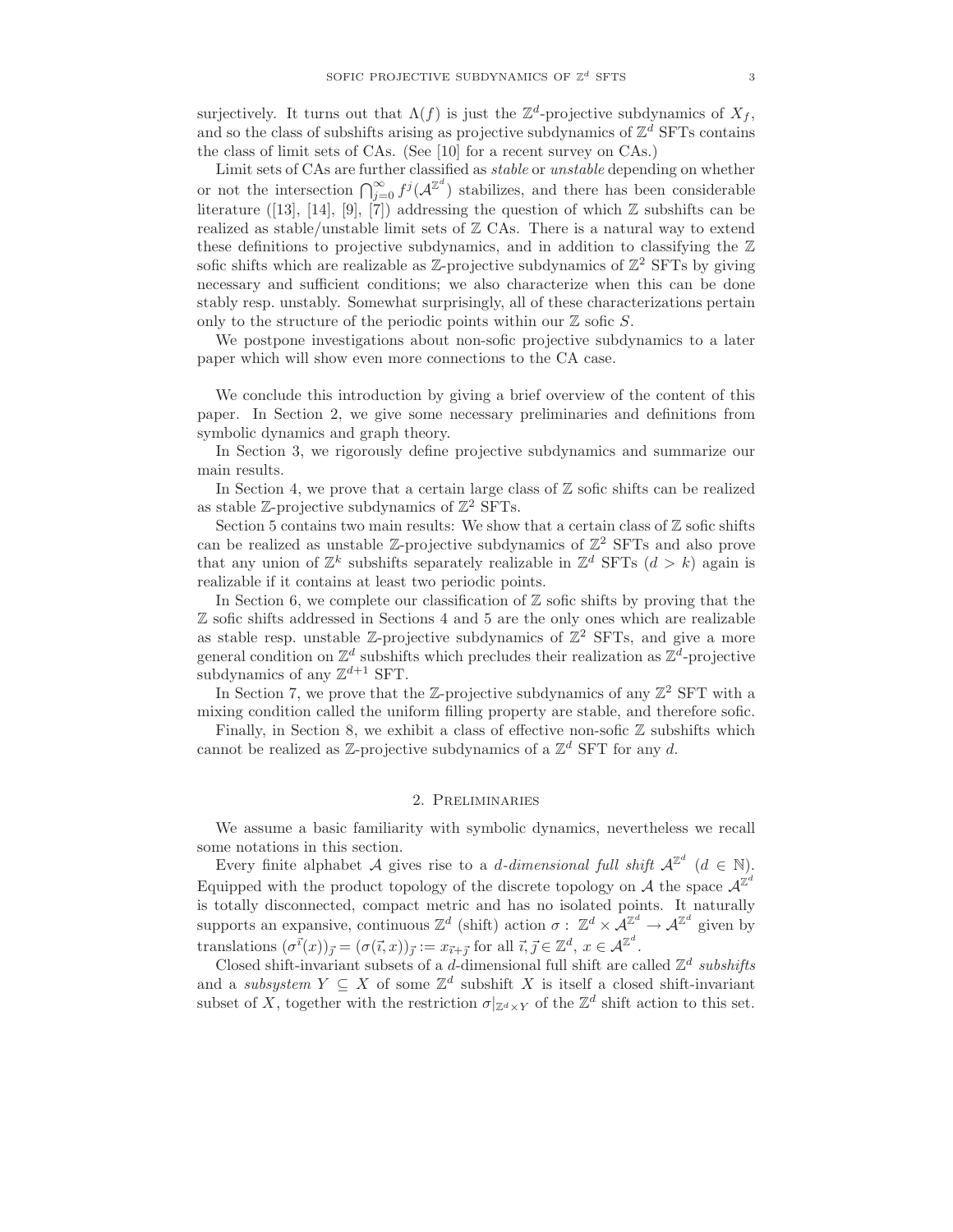surjectively. It turns out that $\Lambda(f)$ is just the $\mathbb{Z}^d$-projective subdynamics of $X_f$, and so the class of subshifts arising as projective subdynamics of $\mathbb{Z}^d$ SFTs contains the class of limit sets of CAs. (See [10] for a recent survey on CAs.)

Limit sets of CAs are further classified as *stable* or *unstable* depending on whether or not the intersection $\bigcap_{j=0}^{\infty} f^j(\mathcal{A}^{\mathbb{Z}^d})$ stabilizes, and there has been considerable literature ([13], [14], [9], [7]) addressing the question of which $\mathbb{Z}$ subshifts can be realized as stable/unstable limit sets of $\mathbb{Z}$ CAs. There is a natural way to extend these definitions to projective subdynamics, and in addition to classifying the $\mathbb{Z}$ sofic shifts which are realizable as $\mathbb{Z}$-projective subdynamics of $\mathbb{Z}^2$ SFTs by giving necessary and sufficient conditions; we also characterize when this can be done stably resp. unstably. Somewhat surprisingly, all of these characterizations pertain only to the structure of the periodic points within our $\mathbb{Z}$ sofic $S$.

We postpone investigations about non-sofic projective subdynamics to a later paper which will show even more connections to the CA case.

We conclude this introduction by giving a brief overview of the content of this paper. In Section 2, we give some necessary preliminaries and definitions from symbolic dynamics and graph theory.

In Section 3, we rigorously define projective subdynamics and summarize our main results.

In Section 4, we prove that a certain large class of $\mathbb{Z}$ sofic shifts can be realized as stable $\mathbb{Z}$-projective subdynamics of $\mathbb{Z}^2$ SFTs.

Section 5 contains two main results: We show that a certain class of $\mathbb{Z}$ sofic shifts can be realized as unstable $\mathbb{Z}$-projective subdynamics of $\mathbb{Z}^2$ SFTs and also prove that any union of $\mathbb{Z}^k$ subshifts separately realizable in $\mathbb{Z}^d$ SFTs ($d > k$) again is realizable if it contains at least two periodic points.

In Section 6, we complete our classification of $\mathbb{Z}$ sofic shifts by proving that the $\mathbb{Z}$ sofic shifts addressed in Sections 4 and 5 are the only ones which are realizable as stable resp. unstable $\mathbb{Z}$-projective subdynamics of $\mathbb{Z}^2$ SFTs, and give a more general condition on $\mathbb{Z}^d$ subshifts which precludes their realization as $\mathbb{Z}^d$-projective subdynamics of any $\mathbb{Z}^{d+1}$ SFT.

In Section 7, we prove that the $\mathbb{Z}$-projective subdynamics of any $\mathbb{Z}^2$ SFT with a mixing condition called the uniform filling property are stable, and therefore sofic.

Finally, in Section 8, we exhibit a class of effective non-sofic $\mathbb{Z}$ subshifts which cannot be realized as $\mathbb{Z}$-projective subdynamics of a $\mathbb{Z}^d$ SFT for any $d$.

## 2. Preliminaries

We assume a basic familiarity with symbolic dynamics, nevertheless we recall some notations in this section.

Every finite alphabet $\mathcal{A}$ gives rise to a *d-dimensional full shift* $\mathcal{A}^{\mathbb{Z}^d}$ ($d \in \mathbb{N}$). Equipped with the product topology of the discrete topology on $\mathcal{A}$ the space $\mathcal{A}^{\mathbb{Z}^d}$ is totally disconnected, compact metric and has no isolated points. It naturally supports an expansive, continuous $\mathbb{Z}^d$ (shift) action $\sigma : \mathbb{Z}^d \times \mathcal{A}^{\mathbb{Z}^d} \to \mathcal{A}^{\mathbb{Z}^d}$ given by translations $(\sigma^{\vec{\imath}}(x))_{\vec{\jmath}} = (\sigma(\vec{\imath}, x))_{\vec{\jmath}} := x_{\vec{\imath}+\vec{\jmath}}$ for all $\vec{\imath}, \vec{\jmath} \in \mathbb{Z}^d$, $x \in \mathcal{A}^{\mathbb{Z}^d}$.

Closed shift-invariant subsets of a $d$-dimensional full shift are called $\mathbb{Z}^d$ *subshifts* and a *subsystem* $Y \subseteq X$ of some $\mathbb{Z}^d$ subshift $X$ is itself a closed shift-invariant subset of $X$, together with the restriction $\sigma|_{\mathbb{Z}^d \times Y}$ of the $\mathbb{Z}^d$ shift action to this set.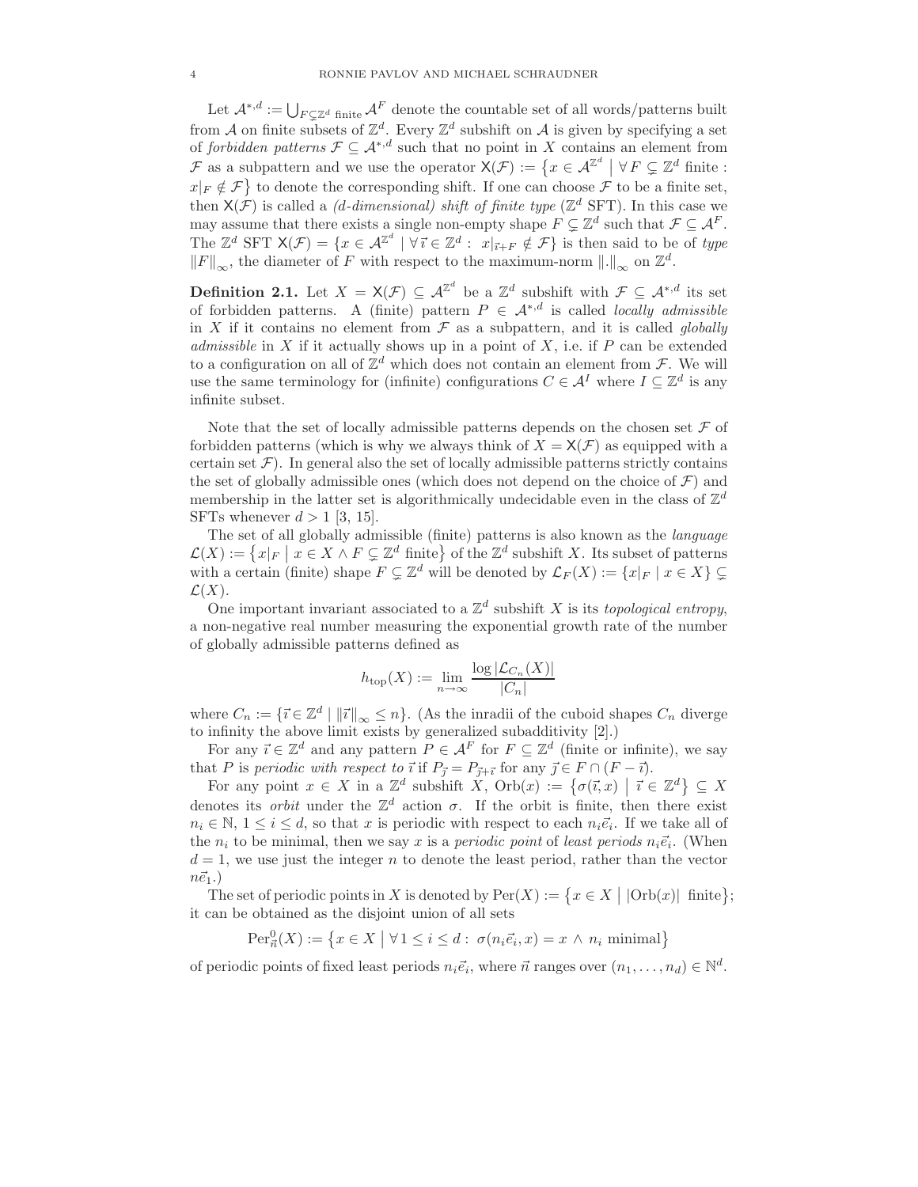Let $\mathcal{A}^{*,d} := \bigcup_{F \subsetneq \mathbb{Z}^d \text{ finite}} \mathcal{A}^F$ denote the countable set of all words/patterns built from $\mathcal{A}$ on finite subsets of $\mathbb{Z}^d$. Every $\mathbb{Z}^d$ subshift on $\mathcal{A}$ is given by specifying a set of *forbidden patterns* $\mathcal{F} \subseteq \mathcal{A}^{*,d}$ such that no point in $X$ contains an element from $\mathcal{F}$ as a subpattern and we use the operator $\mathsf{X}(\mathcal{F}) := \{x \in \mathcal{A}^{\mathbb{Z}^d} \mid \forall F \subsetneq \mathbb{Z}^d \text{ finite} : x|_F \notin \mathcal{F}\}$ to denote the corresponding shift. If one can choose $\mathcal{F}$ to be a finite set, then $\mathsf{X}(\mathcal{F})$ is called a *(d-dimensional) shift of finite type* ($\mathbb{Z}^d$ SFT). In this case we may assume that there exists a single non-empty shape $F \subsetneq \mathbb{Z}^d$ such that $\mathcal{F} \subseteq \mathcal{A}^F$. The $\mathbb{Z}^d$ SFT $\mathsf{X}(\mathcal{F}) = \{x \in \mathcal{A}^{\mathbb{Z}^d} \mid \forall \vec{\imath} \in \mathbb{Z}^d : x|_{\vec{\imath}+F} \notin \mathcal{F}\}$ is then said to be of *type* $\|F\|_\infty$, the diameter of $F$ with respect to the maximum-norm $\|.\|_\infty$ on $\mathbb{Z}^d$.

**Definition 2.1.** Let $X = \mathsf{X}(\mathcal{F}) \subseteq \mathcal{A}^{\mathbb{Z}^d}$ be a $\mathbb{Z}^d$ subshift with $\mathcal{F} \subseteq \mathcal{A}^{*,d}$ its set of forbidden patterns. A (finite) pattern $P \in \mathcal{A}^{*,d}$ is called *locally admissible* in $X$ if it contains no element from $\mathcal{F}$ as a subpattern, and it is called *globally admissible* in $X$ if it actually shows up in a point of $X$, i.e. if $P$ can be extended to a configuration on all of $\mathbb{Z}^d$ which does not contain an element from $\mathcal{F}$. We will use the same terminology for (infinite) configurations $C \in \mathcal{A}^I$ where $I \subseteq \mathbb{Z}^d$ is any infinite subset.

Note that the set of locally admissible patterns depends on the chosen set $\mathcal{F}$ of forbidden patterns (which is why we always think of $X = \mathsf{X}(\mathcal{F})$ as equipped with a certain set $\mathcal{F}$). In general also the set of locally admissible patterns strictly contains the set of globally admissible ones (which does not depend on the choice of $\mathcal{F}$) and membership in the latter set is algorithmically undecidable even in the class of $\mathbb{Z}^d$ SFTs whenever $d > 1$ [3, 15].

The set of all globally admissible (finite) patterns is also known as the *language* $\mathcal{L}(X) := \{x|_F \mid x \in X \wedge F \subsetneq \mathbb{Z}^d \text{ finite}\}$ of the $\mathbb{Z}^d$ subshift $X$. Its subset of patterns with a certain (finite) shape $F \subsetneq \mathbb{Z}^d$ will be denoted by $\mathcal{L}_F(X) := \{x|_F \mid x \in X\} \subsetneq \mathcal{L}(X)$.

One important invariant associated to a $\mathbb{Z}^d$ subshift $X$ is its *topological entropy*, a non-negative real number measuring the exponential growth rate of the number of globally admissible patterns defined as

$$h_{\text{top}}(X) := \lim_{n \to \infty} \frac{\log |\mathcal{L}_{C_n}(X)|}{|C_n|}$$

where $C_n := \{\vec{\imath} \in \mathbb{Z}^d \mid \|\vec{\imath}\|_\infty \leq n\}$. (As the inradii of the cuboid shapes $C_n$ diverge to infinity the above limit exists by generalized subadditivity [2].)

For any $\vec{\imath} \in \mathbb{Z}^d$ and any pattern $P \in \mathcal{A}^F$ for $F \subseteq \mathbb{Z}^d$ (finite or infinite), we say that $P$ is *periodic with respect to* $\vec{\imath}$ if $P_{\vec{\jmath}} = P_{\vec{\jmath}+\vec{\imath}}$ for any $\vec{\jmath} \in F \cap (F - \vec{\imath})$.

For any point $x \in X$ in a $\mathbb{Z}^d$ subshift $X$, $\text{Orb}(x) := \{\sigma(\vec{\imath}, x) \mid \vec{\imath} \in \mathbb{Z}^d\} \subseteq X$ denotes its *orbit* under the $\mathbb{Z}^d$ action $\sigma$. If the orbit is finite, then there exist $n_i \in \mathbb{N}$, $1 \leq i \leq d$, so that $x$ is periodic with respect to each $n_i\vec{e}_i$. If we take all of the $n_i$ to be minimal, then we say $x$ is a *periodic point* of *least periods* $n_i\vec{e}_i$. (When $d = 1$, we use just the integer $n$ to denote the least period, rather than the vector $n\vec{e}_1$.)

The set of periodic points in $X$ is denoted by $\text{Per}(X) := \{x \in X \mid |\text{Orb}(x)| \text{ finite}\}$; it can be obtained as the disjoint union of all sets

$$\text{Per}^0_{\vec{n}}(X) := \{x \in X \mid \forall 1 \leq i \leq d : \sigma(n_i\vec{e}_i, x) = x \wedge n_i \text{ minimal}\}$$

of periodic points of fixed least periods $n_i\vec{e}_i$, where $\vec{n}$ ranges over $(n_1, \ldots, n_d) \in \mathbb{N}^d$.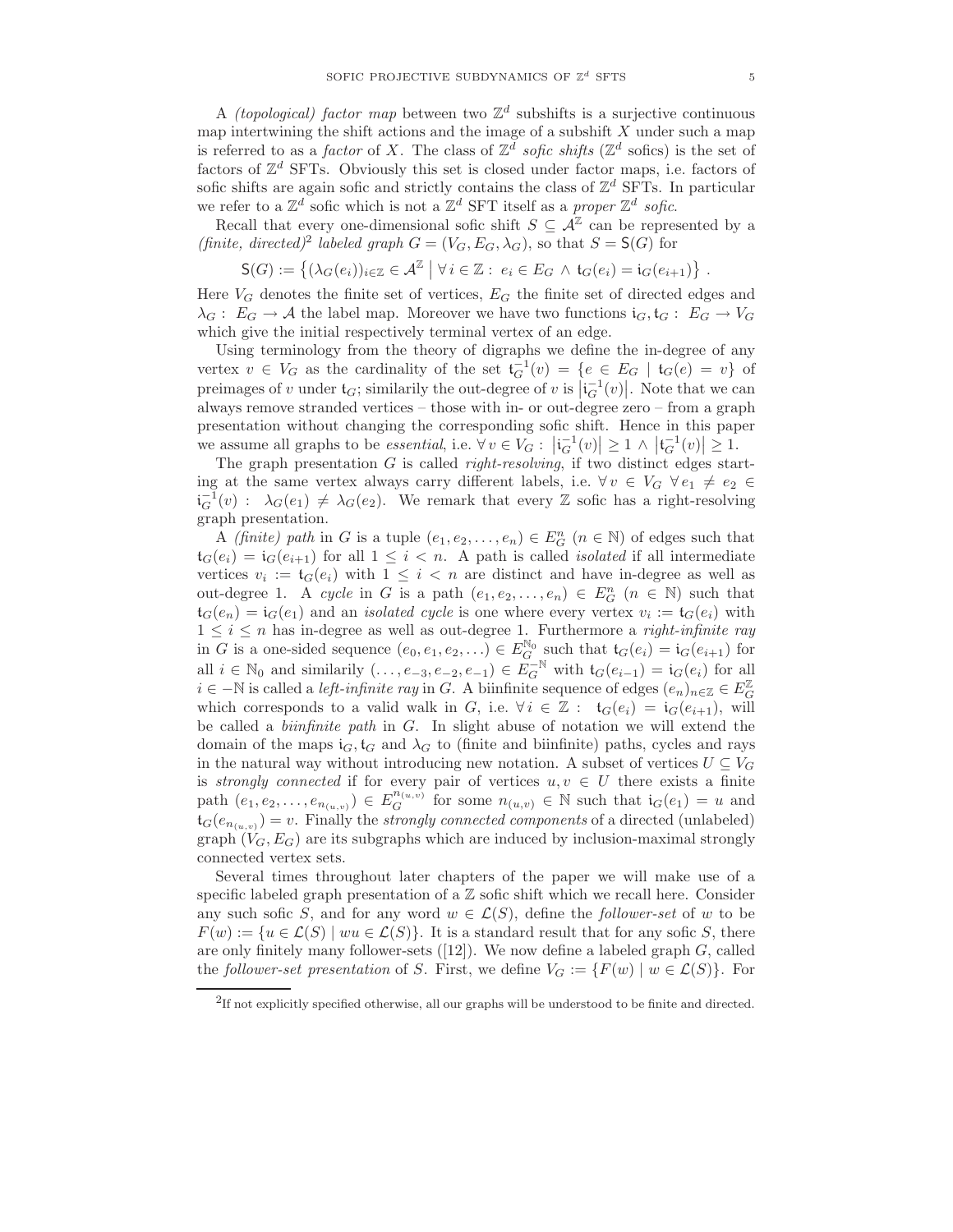A *(topological) factor map* between two $\mathbb{Z}^d$ subshifts is a surjective continuous map intertwining the shift actions and the image of a subshift $X$ under such a map is referred to as a *factor* of $X$. The class of $\mathbb{Z}^d$ *sofic shifts* ($\mathbb{Z}^d$ sofics) is the set of factors of $\mathbb{Z}^d$ SFTs. Obviously this set is closed under factor maps, i.e. factors of sofic shifts are again sofic and strictly contains the class of $\mathbb{Z}^d$ SFTs. In particular we refer to a $\mathbb{Z}^d$ sofic which is not a $\mathbb{Z}^d$ SFT itself as a *proper* $\mathbb{Z}^d$ *sofic*.

Recall that every one-dimensional sofic shift $S \subseteq \mathcal{A}^{\mathbb{Z}}$ can be represented by a *(finite, directed)*[2] *labeled graph* $G = (V_G, E_G, \lambda_G)$, so that $S = \mathsf{S}(G)$ for

$$\mathsf{S}(G) := \left\{ (\lambda_G(e_i))_{i\in\mathbb{Z}} \in \mathcal{A}^{\mathbb{Z}} \;\middle|\; \forall\, i \in \mathbb{Z} :\; e_i \in E_G \;\wedge\; \mathsf{t}_G(e_i) = \mathsf{i}_G(e_{i+1}) \right\} .$$

Here $V_G$ denotes the finite set of vertices, $E_G$ the finite set of directed edges and $\lambda_G :\; E_G \to \mathcal{A}$ the label map. Moreover we have two functions $\mathsf{i}_G, \mathsf{t}_G :\; E_G \to V_G$ which give the initial respectively terminal vertex of an edge.

Using terminology from the theory of digraphs we define the in-degree of any vertex $v \in V_G$ as the cardinality of the set $\mathsf{t}_G^{-1}(v) = \{e \in E_G \mid \mathsf{t}_G(e) = v\}$ of preimages of $v$ under $\mathsf{t}_G$; similarily the out-degree of $v$ is $\left|\mathsf{i}_G^{-1}(v)\right|$. Note that we can always remove stranded vertices – those with in- or out-degree zero – from a graph presentation without changing the corresponding sofic shift. Hence in this paper we assume all graphs to be *essential*, i.e. $\forall\, v \in V_G :\; \left|\mathsf{i}_G^{-1}(v)\right| \geq 1 \;\wedge\; \left|\mathsf{t}_G^{-1}(v)\right| \geq 1$.

The graph presentation $G$ is called *right-resolving*, if two distinct edges starting at the same vertex always carry different labels, i.e. $\forall\, v \in V_G \;\forall\, e_1 \neq e_2 \in \mathsf{i}_G^{-1}(v) :\;\; \lambda_G(e_1) \neq \lambda_G(e_2)$. We remark that every $\mathbb{Z}$ sofic has a right-resolving graph presentation.

A *(finite) path* in $G$ is a tuple $(e_1, e_2, \ldots, e_n) \in E_G^n$ $(n \in \mathbb{N})$ of edges such that $\mathsf{t}_G(e_i) = \mathsf{i}_G(e_{i+1})$ for all $1 \leq i < n$. A path is called *isolated* if all intermediate vertices $v_i := \mathsf{t}_G(e_i)$ with $1 \leq i < n$ are distinct and have in-degree as well as out-degree 1. A *cycle* in $G$ is a path $(e_1, e_2, \ldots, e_n) \in E_G^n$ $(n \in \mathbb{N})$ such that $\mathsf{t}_G(e_n) = \mathsf{i}_G(e_1)$ and an *isolated cycle* is one where every vertex $v_i := \mathsf{t}_G(e_i)$ with $1 \leq i \leq n$ has in-degree as well as out-degree 1. Furthermore a *right-infinite ray* in $G$ is a one-sided sequence $(e_0, e_1, e_2, \ldots) \in E_G^{\mathbb{N}_0}$ such that $\mathsf{t}_G(e_i) = \mathsf{i}_G(e_{i+1})$ for all $i \in \mathbb{N}_0$ and similarily $(\ldots, e_{-3}, e_{-2}, e_{-1}) \in E_G^{-\mathbb{N}}$ with $\mathsf{t}_G(e_{i-1}) = \mathsf{i}_G(e_i)$ for all $i \in -\mathbb{N}$ is called a *left-infinite ray* in $G$. A biinfinite sequence of edges $(e_n)_{n\in\mathbb{Z}} \in E_G^{\mathbb{Z}}$ which corresponds to a valid walk in $G$, i.e. $\forall\, i \in \mathbb{Z} :\;\; \mathsf{t}_G(e_i) = \mathsf{i}_G(e_{i+1})$, will be called a *biinfinite path* in $G$. In slight abuse of notation we will extend the domain of the maps $\mathsf{i}_G, \mathsf{t}_G$ and $\lambda_G$ to (finite and biinfinite) paths, cycles and rays in the natural way without introducing new notation. A subset of vertices $U \subseteq V_G$ is *strongly connected* if for every pair of vertices $u, v \in U$ there exists a finite path $(e_1, e_2, \ldots, e_{n_{(u,v)}}) \in E_G^{n_{(u,v)}}$ for some $n_{(u,v)} \in \mathbb{N}$ such that $\mathsf{i}_G(e_1) = u$ and $\mathsf{t}_G(e_{n_{(u,v)}}) = v$. Finally the *strongly connected components* of a directed (unlabeled) graph $(V_G, E_G)$ are its subgraphs which are induced by inclusion-maximal strongly connected vertex sets.

Several times throughout later chapters of the paper we will make use of a specific labeled graph presentation of a $\mathbb{Z}$ sofic shift which we recall here. Consider any such sofic $S$, and for any word $w \in \mathcal{L}(S)$, define the *follower-set* of $w$ to be $F(w) := \{u \in \mathcal{L}(S) \mid wu \in \mathcal{L}(S)\}$. It is a standard result that for any sofic $S$, there are only finitely many follower-sets ([12]). We now define a labeled graph $G$, called the *follower-set presentation* of $S$. First, we define $V_G := \{F(w) \mid w \in \mathcal{L}(S)\}$. For

[2] If not explicitly specified otherwise, all our graphs will be understood to be finite and directed.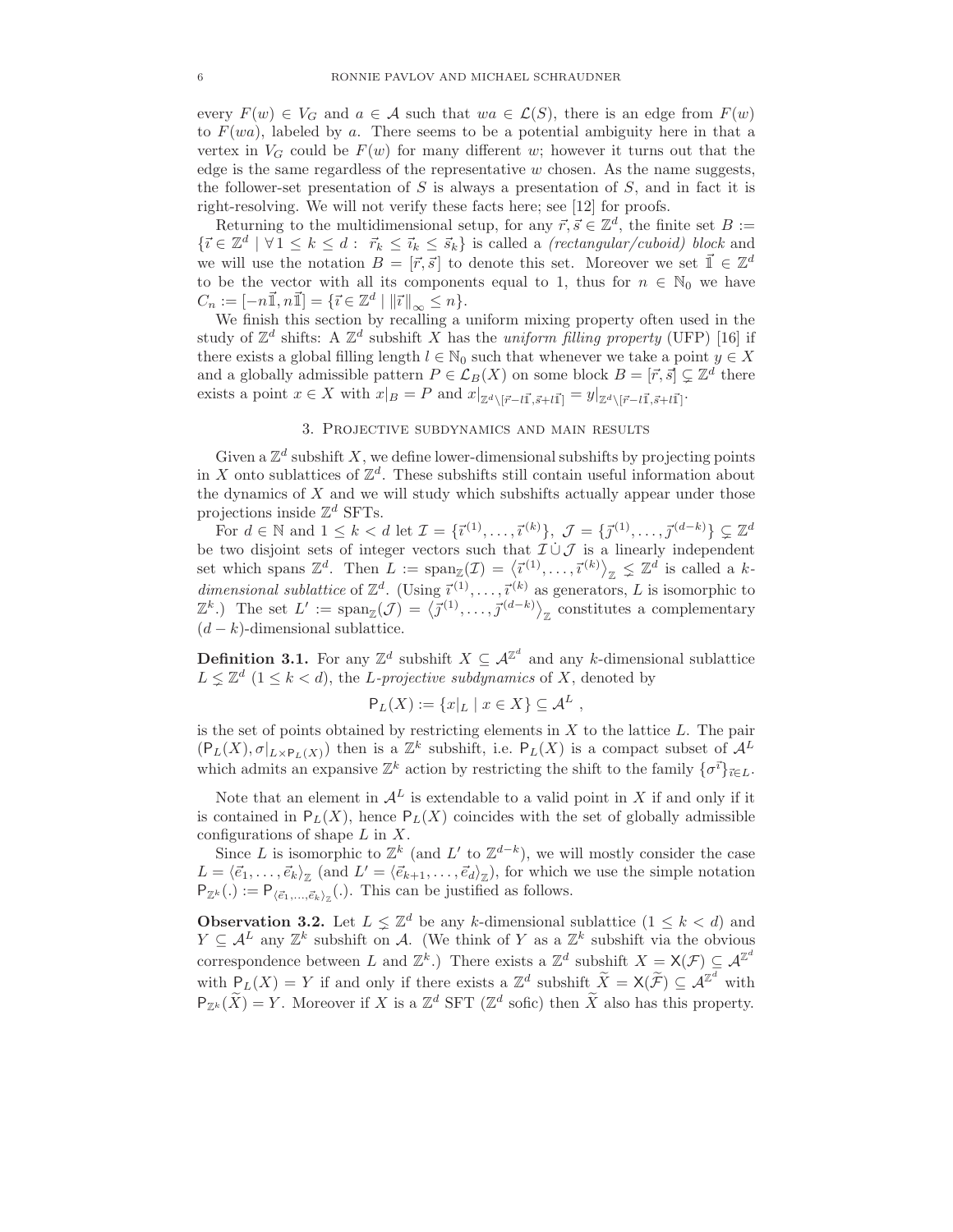every $F(w) \in V_G$ and $a \in \mathcal{A}$ such that $wa \in \mathcal{L}(S)$, there is an edge from $F(w)$ to $F(wa)$, labeled by $a$. There seems to be a potential ambiguity here in that a vertex in $V_G$ could be $F(w)$ for many different $w$; however it turns out that the edge is the same regardless of the representative $w$ chosen. As the name suggests, the follower-set presentation of $S$ is always a presentation of $S$, and in fact it is right-resolving. We will not verify these facts here; see [12] for proofs.

Returning to the multidimensional setup, for any $\vec{r}, \vec{s} \in \mathbb{Z}^d$, the finite set $B := \{\vec{\imath} \in \mathbb{Z}^d \mid \forall\, 1 \le k \le d : \ \vec{r}_k \le \vec{\imath}_k \le \vec{s}_k\}$ is called a *(rectangular/cuboid) block* and we will use the notation $B = [\vec{r}, \vec{s}]$ to denote this set. Moreover we set $\vec{\mathbb{1}} \in \mathbb{Z}^d$ to be the vector with all its components equal to 1, thus for $n \in \mathbb{N}_0$ we have $C_n := [-n\vec{\mathbb{1}}, n\vec{\mathbb{1}}] = \{\vec{\imath} \in \mathbb{Z}^d \mid \|\vec{\imath}\|_\infty \le n\}$.

We finish this section by recalling a uniform mixing property often used in the study of $\mathbb{Z}^d$ shifts: A $\mathbb{Z}^d$ subshift $X$ has the *uniform filling property* (UFP) [16] if there exists a global filling length $l \in \mathbb{N}_0$ such that whenever we take a point $y \in X$ and a globally admissible pattern $P \in \mathcal{L}_B(X)$ on some block $B = [\vec{r}, \vec{s}] \subsetneq \mathbb{Z}^d$ there exists a point $x \in X$ with $x|_B = P$ and $x|_{\mathbb{Z}^d \setminus [\vec{r} - l\vec{\mathbb{1}}, \vec{s} + l\vec{\mathbb{1}}]} = y|_{\mathbb{Z}^d \setminus [\vec{r} - l\vec{\mathbb{1}}, \vec{s} + l\vec{\mathbb{1}}]}$.

## 3. Projective subdynamics and main results

Given a $\mathbb{Z}^d$ subshift $X$, we define lower-dimensional subshifts by projecting points in $X$ onto sublattices of $\mathbb{Z}^d$. These subshifts still contain useful information about the dynamics of $X$ and we will study which subshifts actually appear under those projections inside $\mathbb{Z}^d$ SFTs.

For $d \in \mathbb{N}$ and $1 \le k < d$ let $\mathcal{I} = \{\vec{\imath}^{(1)}, \ldots, \vec{\imath}^{(k)}\}$, $\mathcal{J} = \{\vec{\jmath}^{(1)}, \ldots, \vec{\jmath}^{(d-k)}\} \subsetneq \mathbb{Z}^d$ be two disjoint sets of integer vectors such that $\mathcal{I} \,\dot\cup\, \mathcal{J}$ is a linearly independent set which spans $\mathbb{Z}^d$. Then $L := \operatorname{span}_{\mathbb{Z}}(\mathcal{I}) = \langle \vec{\imath}^{(1)}, \ldots, \vec{\imath}^{(k)} \rangle_{\mathbb{Z}} \lneq \mathbb{Z}^d$ is called a *$k$-dimensional sublattice* of $\mathbb{Z}^d$. (Using $\vec{\imath}^{(1)}, \ldots, \vec{\imath}^{(k)}$ as generators, $L$ is isomorphic to $\mathbb{Z}^k$.) The set $L' := \operatorname{span}_{\mathbb{Z}}(\mathcal{J}) = \langle \vec{\jmath}^{(1)}, \ldots, \vec{\jmath}^{(d-k)} \rangle_{\mathbb{Z}}$ constitutes a complementary $(d-k)$-dimensional sublattice.

**Definition 3.1.** For any $\mathbb{Z}^d$ subshift $X \subseteq \mathcal{A}^{\mathbb{Z}^d}$ and any $k$-dimensional sublattice $L \lneq \mathbb{Z}^d$ $(1 \le k < d)$, the *$L$-projective subdynamics* of $X$, denoted by

$$\mathsf{P}_L(X) := \{x|_L \mid x \in X\} \subseteq \mathcal{A}^L \ ,$$

is the set of points obtained by restricting elements in $X$ to the lattice $L$. The pair $(\mathsf{P}_L(X), \sigma|_{L \times \mathsf{P}_L(X)})$ then is a $\mathbb{Z}^k$ subshift, i.e. $\mathsf{P}_L(X)$ is a compact subset of $\mathcal{A}^L$ which admits an expansive $\mathbb{Z}^k$ action by restricting the shift to the family $\{\sigma^{\vec{\imath}}\}_{\vec{\imath} \in L}$.

Note that an element in $\mathcal{A}^L$ is extendable to a valid point in $X$ if and only if it is contained in $\mathsf{P}_L(X)$, hence $\mathsf{P}_L(X)$ coincides with the set of globally admissible configurations of shape $L$ in $X$.

Since $L$ is isomorphic to $\mathbb{Z}^k$ (and $L'$ to $\mathbb{Z}^{d-k}$), we will mostly consider the case $L = \langle \vec{e}_1, \ldots, \vec{e}_k \rangle_{\mathbb{Z}}$ (and $L' = \langle \vec{e}_{k+1}, \ldots, \vec{e}_d \rangle_{\mathbb{Z}}$), for which we use the simple notation $\mathsf{P}_{\mathbb{Z}^k}(.) := \mathsf{P}_{\langle \vec{e}_1, \ldots, \vec{e}_k \rangle_{\mathbb{Z}}}(.)$. This can be justified as follows.

**Observation 3.2.** Let $L \lneq \mathbb{Z}^d$ be any $k$-dimensional sublattice $(1 \le k < d)$ and $Y \subseteq \mathcal{A}^L$ any $\mathbb{Z}^k$ subshift on $\mathcal{A}$. (We think of $Y$ as a $\mathbb{Z}^k$ subshift via the obvious correspondence between $L$ and $\mathbb{Z}^k$.) There exists a $\mathbb{Z}^d$ subshift $X = \mathsf{X}(\mathcal{F}) \subseteq \mathcal{A}^{\mathbb{Z}^d}$ with $\mathsf{P}_L(X) = Y$ if and only if there exists a $\mathbb{Z}^d$ subshift $\widetilde{X} = \mathsf{X}(\widetilde{\mathcal{F}}) \subseteq \mathcal{A}^{\mathbb{Z}^d}$ with $\mathsf{P}_{\mathbb{Z}^k}(\widetilde{X}) = Y$. Moreover if $X$ is a $\mathbb{Z}^d$ SFT ($\mathbb{Z}^d$ sofic) then $\widetilde{X}$ also has this property.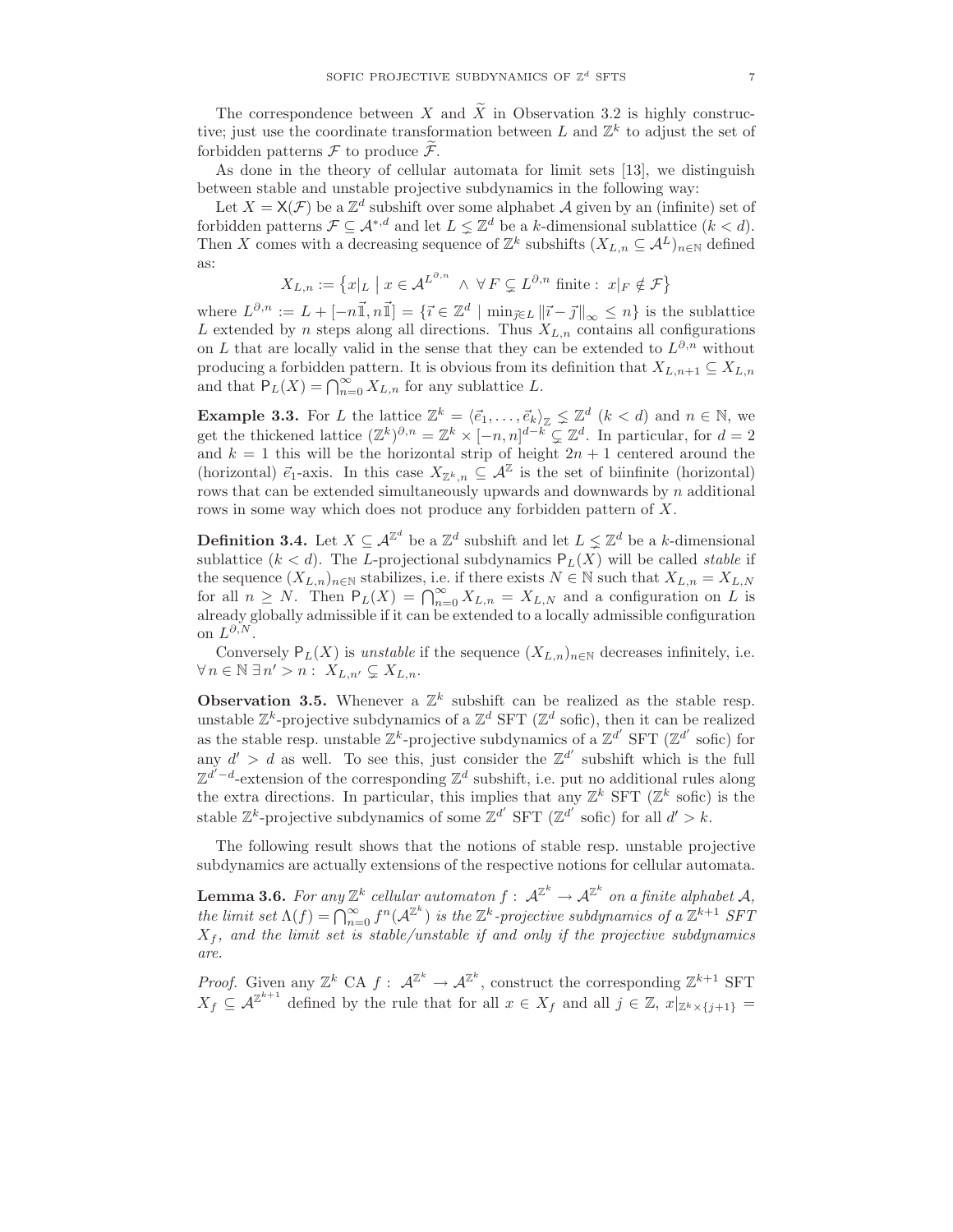The correspondence between $X$ and $\widetilde{X}$ in Observation 3.2 is highly constructive; just use the coordinate transformation between $L$ and $\mathbb{Z}^k$ to adjust the set of forbidden patterns $\mathcal{F}$ to produce $\widetilde{\mathcal{F}}$.

As done in the theory of cellular automata for limit sets [13], we distinguish between stable and unstable projective subdynamics in the following way:

Let $X = \mathsf{X}(\mathcal{F})$ be a $\mathbb{Z}^d$ subshift over some alphabet $\mathcal{A}$ given by an (infinite) set of forbidden patterns $\mathcal{F} \subseteq \mathcal{A}^{*,d}$ and let $L \lneq \mathbb{Z}^d$ be a $k$-dimensional sublattice ($k < d$). Then $X$ comes with a decreasing sequence of $\mathbb{Z}^k$ subshifts $(X_{L,n} \subseteq \mathcal{A}^L)_{n\in\mathbb{N}}$ defined as:

$$X_{L,n} := \left\{ x|_L \;\middle|\; x \in \mathcal{A}^{L^{\partial,n}} \;\wedge\; \forall\, F \subsetneq L^{\partial,n} \text{ finite} : \; x|_F \notin \mathcal{F} \right\}$$

where $L^{\partial,n} := L + [-n\vec{\mathbb{1}}, n\vec{\mathbb{1}}] = \{\vec{\imath} \in \mathbb{Z}^d \mid \min_{\vec{\jmath}\in L} \|\vec{\imath} - \vec{\jmath}\|_\infty \leq n\}$ is the sublattice $L$ extended by $n$ steps along all directions. Thus $X_{L,n}$ contains all configurations on $L$ that are locally valid in the sense that they can be extended to $L^{\partial,n}$ without producing a forbidden pattern. It is obvious from its definition that $X_{L,n+1} \subseteq X_{L,n}$ and that $\mathsf{P}_L(X) = \bigcap_{n=0}^{\infty} X_{L,n}$ for any sublattice $L$.

**Example 3.3.** For $L$ the lattice $\mathbb{Z}^k = \langle \vec{e}_1, \ldots, \vec{e}_k \rangle_{\mathbb{Z}} \lneq \mathbb{Z}^d$ ($k < d$) and $n \in \mathbb{N}$, we get the thickened lattice $(\mathbb{Z}^k)^{\partial,n} = \mathbb{Z}^k \times [-n, n]^{d-k} \subsetneq \mathbb{Z}^d$. In particular, for $d = 2$ and $k = 1$ this will be the horizontal strip of height $2n + 1$ centered around the (horizontal) $\vec{e}_1$-axis. In this case $X_{\mathbb{Z}^k,n} \subseteq \mathcal{A}^{\mathbb{Z}}$ is the set of biinfinite (horizontal) rows that can be extended simultaneously upwards and downwards by $n$ additional rows in some way which does not produce any forbidden pattern of $X$.

**Definition 3.4.** Let $X \subseteq \mathcal{A}^{\mathbb{Z}^d}$ be a $\mathbb{Z}^d$ subshift and let $L \lneq \mathbb{Z}^d$ be a $k$-dimensional sublattice ($k < d$). The $L$-projectional subdynamics $\mathsf{P}_L(X)$ will be called *stable* if the sequence $(X_{L,n})_{n\in\mathbb{N}}$ stabilizes, i.e. if there exists $N \in \mathbb{N}$ such that $X_{L,n} = X_{L,N}$ for all $n \geq N$. Then $\mathsf{P}_L(X) = \bigcap_{n=0}^{\infty} X_{L,n} = X_{L,N}$ and a configuration on $L$ is already globally admissible if it can be extended to a locally admissible configuration on $L^{\partial,N}$.

Conversely $\mathsf{P}_L(X)$ is *unstable* if the sequence $(X_{L,n})_{n\in\mathbb{N}}$ decreases infinitely, i.e. $\forall\, n \in \mathbb{N}\; \exists\, n' > n : \; X_{L,n'} \subsetneq X_{L,n}$.

**Observation 3.5.** Whenever a $\mathbb{Z}^k$ subshift can be realized as the stable resp. unstable $\mathbb{Z}^k$-projective subdynamics of a $\mathbb{Z}^d$ SFT ($\mathbb{Z}^d$ sofic), then it can be realized as the stable resp. unstable $\mathbb{Z}^k$-projective subdynamics of a $\mathbb{Z}^{d'}$ SFT ($\mathbb{Z}^{d'}$ sofic) for any $d' > d$ as well. To see this, just consider the $\mathbb{Z}^{d'}$ subshift which is the full $\mathbb{Z}^{d'-d}$-extension of the corresponding $\mathbb{Z}^d$ subshift, i.e. put no additional rules along the extra directions. In particular, this implies that any $\mathbb{Z}^k$ SFT ($\mathbb{Z}^k$ sofic) is the stable $\mathbb{Z}^k$-projective subdynamics of some $\mathbb{Z}^{d'}$ SFT ($\mathbb{Z}^{d'}$ sofic) for all $d' > k$.

The following result shows that the notions of stable resp. unstable projective subdynamics are actually extensions of the respective notions for cellular automata.

**Lemma 3.6.** *For any $\mathbb{Z}^k$ cellular automaton $f : \mathcal{A}^{\mathbb{Z}^k} \to \mathcal{A}^{\mathbb{Z}^k}$ on a finite alphabet $\mathcal{A}$, the limit set $\Lambda(f) = \bigcap_{n=0}^{\infty} f^n(\mathcal{A}^{\mathbb{Z}^k})$ is the $\mathbb{Z}^k$-projective subdynamics of a $\mathbb{Z}^{k+1}$ SFT $X_f$, and the limit set is stable/unstable if and only if the projective subdynamics are.*

*Proof.* Given any $\mathbb{Z}^k$ CA $f : \mathcal{A}^{\mathbb{Z}^k} \to \mathcal{A}^{\mathbb{Z}^k}$, construct the corresponding $\mathbb{Z}^{k+1}$ SFT $X_f \subseteq \mathcal{A}^{\mathbb{Z}^{k+1}}$ defined by the rule that for all $x \in X_f$ and all $j \in \mathbb{Z}$, $x|_{\mathbb{Z}^k \times \{j+1\}} =$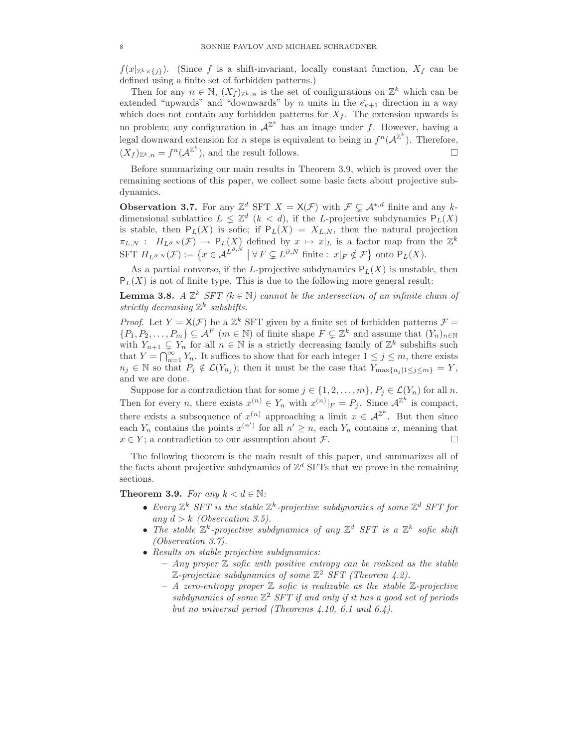$f(x|_{\mathbb{Z}^k \times \{j\}})$. (Since $f$ is a shift-invariant, locally constant function, $X_f$ can be defined using a finite set of forbidden patterns.)

Then for any $n \in \mathbb{N}$, $(X_f)_{\mathbb{Z}^k,n}$ is the set of configurations on $\mathbb{Z}^k$ which can be extended "upwards" and "downwards" by $n$ units in the $\vec{e}_{k+1}$ direction in a way which does not contain any forbidden patterns for $X_f$. The extension upwards is no problem; any configuration in $\mathcal{A}^{\mathbb{Z}^k}$ has an image under $f$. However, having a legal downward extension for $n$ steps is equivalent to being in $f^n(\mathcal{A}^{\mathbb{Z}^k})$. Therefore, $(X_f)_{\mathbb{Z}^k,n} = f^n(\mathcal{A}^{\mathbb{Z}^k})$, and the result follows. □

Before summarizing our main results in Theorem 3.9, which is proved over the remaining sections of this paper, we collect some basic facts about projective subdynamics.

**Observation 3.7.** For any $\mathbb{Z}^d$ SFT $X = \mathsf{X}(\mathcal{F})$ with $\mathcal{F} \subsetneq \mathcal{A}^{*,d}$ finite and any $k$-dimensional sublattice $L \leq \mathbb{Z}^d$ $(k < d)$, if the $L$-projective subdynamics $\mathsf{P}_L(X)$ is stable, then $\mathsf{P}_L(X)$ is sofic; if $\mathsf{P}_L(X) = X_{L,N}$, then the natural projection $\pi_{L,N} : \ H_{L^{\partial,N}}(\mathcal{F}) \to \mathsf{P}_L(X)$ defined by $x \mapsto x|_L$ is a factor map from the $\mathbb{Z}^k$ SFT $H_{L^{\partial,N}}(\mathcal{F}) := \{x \in \mathcal{A}^{L^{\partial,N}} \mid \forall F \subsetneq L^{\partial,N} \text{ finite} : \ x|_F \notin \mathcal{F}\}$ onto $\mathsf{P}_L(X)$.

As a partial converse, if the $L$-projective subdynamics $\mathsf{P}_L(X)$ is unstable, then $\mathsf{P}_L(X)$ is not of finite type. This is due to the following more general result:

**Lemma 3.8.** *A $\mathbb{Z}^k$ SFT ($k \in \mathbb{N}$) cannot be the intersection of an infinite chain of strictly decreasing $\mathbb{Z}^k$ subshifts.*

*Proof.* Let $Y = \mathsf{X}(\mathcal{F})$ be a $\mathbb{Z}^k$ SFT given by a finite set of forbidden patterns $\mathcal{F} = \{P_1, P_2, \ldots, P_m\} \subseteq \mathcal{A}^F$ $(m \in \mathbb{N})$ of finite shape $F \subsetneq \mathbb{Z}^k$ and assume that $(Y_n)_{n \in \mathbb{N}}$ with $Y_{n+1} \subsetneq Y_n$ for all $n \in \mathbb{N}$ is a strictly decreasing family of $\mathbb{Z}^k$ subshifts such that $Y = \bigcap_{n=1}^{\infty} Y_n$. It suffices to show that for each integer $1 \leq j \leq m$, there exists $n_j \in \mathbb{N}$ so that $P_j \notin \mathcal{L}(Y_{n_j})$; then it must be the case that $Y_{\max\{n_j | 1 \leq j \leq m\}} = Y$, and we are done.

Suppose for a contradiction that for some $j \in \{1, 2, \ldots, m\}$, $P_j \in \mathcal{L}(Y_n)$ for all $n$. Then for every $n$, there exists $x^{(n)} \in Y_n$ with $x^{(n)}|_F = P_j$. Since $\mathcal{A}^{\mathbb{Z}^k}$ is compact, there exists a subsequence of $x^{(n)}$ approaching a limit $x \in \mathcal{A}^{\mathbb{Z}^k}$. But then since each $Y_n$ contains the points $x^{(n')}$ for all $n' \geq n$, each $Y_n$ contains $x$, meaning that $x \in Y$; a contradiction to our assumption about $\mathcal{F}$. □

The following theorem is the main result of this paper, and summarizes all of the facts about projective subdynamics of $\mathbb{Z}^d$ SFTs that we prove in the remaining sections.

**Theorem 3.9.** *For any $k < d \in \mathbb{N}$:*

- *Every $\mathbb{Z}^k$ SFT is the stable $\mathbb{Z}^k$-projective subdynamics of some $\mathbb{Z}^d$ SFT for any $d > k$ (Observation 3.5).*
- *The stable $\mathbb{Z}^k$-projective subdynamics of any $\mathbb{Z}^d$ SFT is a $\mathbb{Z}^k$ sofic shift (Observation 3.7).*
- *Results on stable projective subdynamics:*
  - *Any proper $\mathbb{Z}$ sofic with positive entropy can be realized as the stable $\mathbb{Z}$-projective subdynamics of some $\mathbb{Z}^2$ SFT (Theorem 4.2).*
  - *A zero-entropy proper $\mathbb{Z}$ sofic is realizable as the stable $\mathbb{Z}$-projective subdynamics of some $\mathbb{Z}^2$ SFT if and only if it has a good set of periods but no universal period (Theorems 4.10, 6.1 and 6.4).*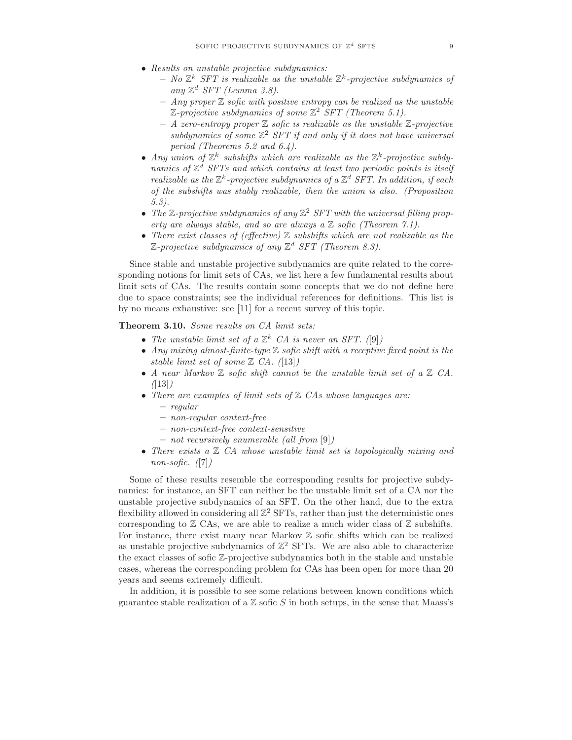- *Results on unstable projective subdynamics:*
  - *No $\mathbb{Z}^k$ SFT is realizable as the unstable $\mathbb{Z}^k$-projective subdynamics of any $\mathbb{Z}^d$ SFT (Lemma 3.8).*
  - *Any proper $\mathbb{Z}$ sofic with positive entropy can be realized as the unstable $\mathbb{Z}$-projective subdynamics of some $\mathbb{Z}^2$ SFT (Theorem 5.1).*
  - *A zero-entropy proper $\mathbb{Z}$ sofic is realizable as the unstable $\mathbb{Z}$-projective subdynamics of some $\mathbb{Z}^2$ SFT if and only if it does not have universal period (Theorems 5.2 and 6.4).*
- *Any union of $\mathbb{Z}^k$ subshifts which are realizable as the $\mathbb{Z}^k$-projective subdynamics of $\mathbb{Z}^d$ SFTs and which contains at least two periodic points is itself realizable as the $\mathbb{Z}^k$-projective subdynamics of a $\mathbb{Z}^d$ SFT. In addition, if each of the subshifts was stably realizable, then the union is also. (Proposition 5.3).*
- *The $\mathbb{Z}$-projective subdynamics of any $\mathbb{Z}^2$ SFT with the universal filling property are always stable, and so are always a $\mathbb{Z}$ sofic (Theorem 7.1).*
- *There exist classes of (effective) $\mathbb{Z}$ subshifts which are not realizable as the $\mathbb{Z}$-projective subdynamics of any $\mathbb{Z}^d$ SFT (Theorem 8.3).*

Since stable and unstable projective subdynamics are quite related to the corresponding notions for limit sets of CAs, we list here a few fundamental results about limit sets of CAs. The results contain some concepts that we do not define here due to space constraints; see the individual references for definitions. This list is by no means exhaustive: see [11] for a recent survey of this topic.

**Theorem 3.10.** *Some results on CA limit sets:*

- *The unstable limit set of a $\mathbb{Z}^k$ CA is never an SFT. ([9])*
- *Any mixing almost-finite-type $\mathbb{Z}$ sofic shift with a receptive fixed point is the stable limit set of some $\mathbb{Z}$ CA. ([13])*
- *A near Markov $\mathbb{Z}$ sofic shift cannot be the unstable limit set of a $\mathbb{Z}$ CA. ([13])*
- *There are examples of limit sets of $\mathbb{Z}$ CAs whose languages are:*
  - *regular*
  - *non-regular context-free*
  - *non-context-free context-sensitive*
  - *not recursively enumerable (all from [9])*
- *There exists a $\mathbb{Z}$ CA whose unstable limit set is topologically mixing and non-sofic. ([7])*

Some of these results resemble the corresponding results for projective subdynamics: for instance, an SFT can neither be the unstable limit set of a CA nor the unstable projective subdynamics of an SFT. On the other hand, due to the extra flexibility allowed in considering all $\mathbb{Z}^2$ SFTs, rather than just the deterministic ones corresponding to $\mathbb{Z}$ CAs, we are able to realize a much wider class of $\mathbb{Z}$ subshifts. For instance, there exist many near Markov $\mathbb{Z}$ sofic shifts which can be realized as unstable projective subdynamics of $\mathbb{Z}^2$ SFTs. We are also able to characterize the exact classes of sofic $\mathbb{Z}$-projective subdynamics both in the stable and unstable cases, whereas the corresponding problem for CAs has been open for more than 20 years and seems extremely difficult.

In addition, it is possible to see some relations between known conditions which guarantee stable realization of a $\mathbb{Z}$ sofic $S$ in both setups, in the sense that Maass's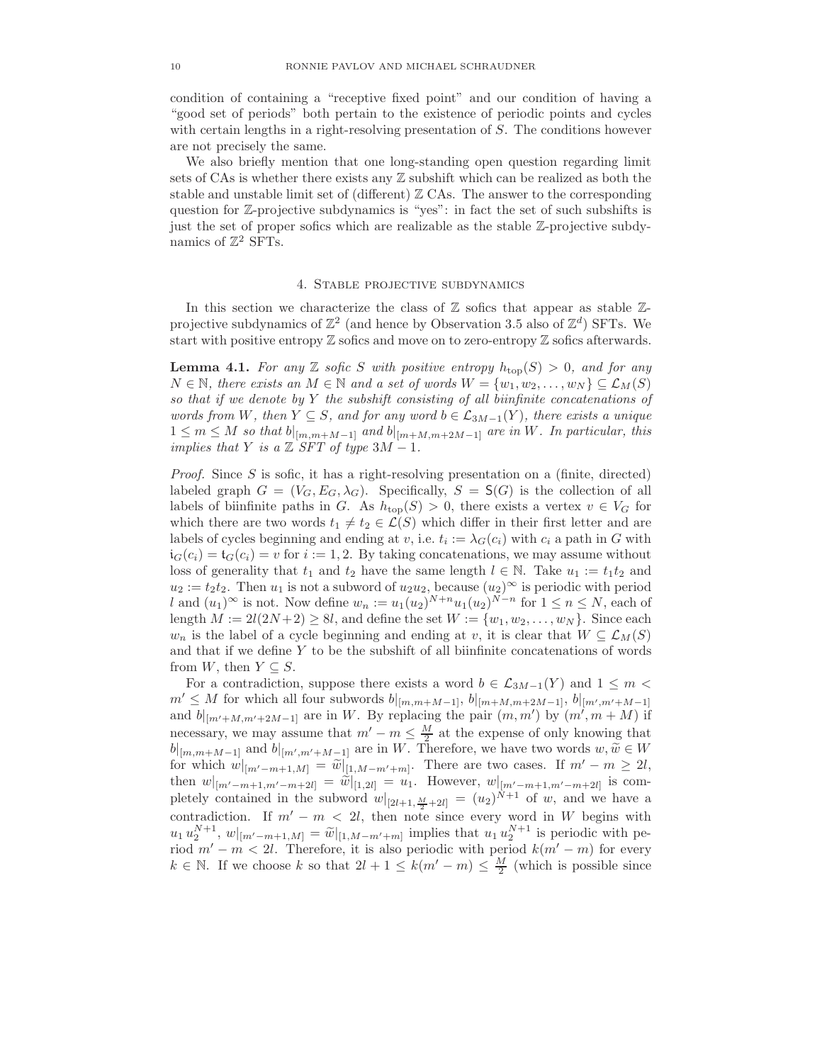condition of containing a "receptive fixed point" and our condition of having a "good set of periods" both pertain to the existence of periodic points and cycles with certain lengths in a right-resolving presentation of $S$. The conditions however are not precisely the same.

We also briefly mention that one long-standing open question regarding limit sets of CAs is whether there exists any $\mathbb{Z}$ subshift which can be realized as both the stable and unstable limit set of (different) $\mathbb{Z}$ CAs. The answer to the corresponding question for $\mathbb{Z}$-projective subdynamics is "yes": in fact the set of such subshifts is just the set of proper sofics which are realizable as the stable $\mathbb{Z}$-projective subdynamics of $\mathbb{Z}^2$ SFTs.

## 4. Stable projective subdynamics

In this section we characterize the class of $\mathbb{Z}$ sofics that appear as stable $\mathbb{Z}$-projective subdynamics of $\mathbb{Z}^2$ (and hence by Observation 3.5 also of $\mathbb{Z}^d$) SFTs. We start with positive entropy $\mathbb{Z}$ sofics and move on to zero-entropy $\mathbb{Z}$ sofics afterwards.

**Lemma 4.1.** *For any $\mathbb{Z}$ sofic $S$ with positive entropy $h_{\mathrm{top}}(S) > 0$, and for any $N \in \mathbb{N}$, there exists an $M \in \mathbb{N}$ and a set of words $W = \{w_1, w_2, \ldots, w_N\} \subseteq \mathcal{L}_M(S)$ so that if we denote by $Y$ the subshift consisting of all biinfinite concatenations of words from $W$, then $Y \subseteq S$, and for any word $b \in \mathcal{L}_{3M-1}(Y)$, there exists a unique $1 \leq m \leq M$ so that $b|_{[m,m+M-1]}$ and $b|_{[m+M,m+2M-1]}$ are in $W$. In particular, this implies that $Y$ is a $\mathbb{Z}$ SFT of type $3M-1$.*

*Proof.* Since $S$ is sofic, it has a right-resolving presentation on a (finite, directed) labeled graph $G = (V_G, E_G, \lambda_G)$. Specifically, $S = \mathsf{S}(G)$ is the collection of all labels of biinfinite paths in $G$. As $h_{\mathrm{top}}(S) > 0$, there exists a vertex $v \in V_G$ for which there are two words $t_1 \neq t_2 \in \mathcal{L}(S)$ which differ in their first letter and are labels of cycles beginning and ending at $v$, i.e. $t_i := \lambda_G(c_i)$ with $c_i$ a path in $G$ with $\mathsf{i}_G(c_i) = \mathsf{t}_G(c_i) = v$ for $i := 1, 2$. By taking concatenations, we may assume without loss of generality that $t_1$ and $t_2$ have the same length $l \in \mathbb{N}$. Take $u_1 := t_1 t_2$ and $u_2 := t_2 t_2$. Then $u_1$ is not a subword of $u_2 u_2$, because $(u_2)^\infty$ is periodic with period $l$ and $(u_1)^\infty$ is not. Now define $w_n := u_1 (u_2)^{N+n} u_1 (u_2)^{N-n}$ for $1 \leq n \leq N$, each of length $M := 2l(2N+2) \geq 8l$, and define the set $W := \{w_1, w_2, \ldots, w_N\}$. Since each $w_n$ is the label of a cycle beginning and ending at $v$, it is clear that $W \subseteq \mathcal{L}_M(S)$ and that if we define $Y$ to be the subshift of all biinfinite concatenations of words from $W$, then $Y \subseteq S$.

For a contradiction, suppose there exists a word $b \in \mathcal{L}_{3M-1}(Y)$ and $1 \leq m < m' \leq M$ for which all four subwords $b|_{[m,m+M-1]}$, $b|_{[m+M,m+2M-1]}$, $b|_{[m',m'+M-1]}$ and $b|_{[m'+M,m'+2M-1]}$ are in $W$. By replacing the pair $(m, m')$ by $(m', m+M)$ if necessary, we may assume that $m' - m \leq \frac{M}{2}$ at the expense of only knowing that $b|_{[m,m+M-1]}$ and $b|_{[m',m'+M-1]}$ are in $W$. Therefore, we have two words $w, \widetilde{w} \in W$ for which $w|_{[m'-m+1,M]} = \widetilde{w}|_{[1,M-m'+m]}$. There are two cases. If $m' - m \geq 2l$, then $w|_{[m'-m+1,m'-m+2l]} = \widetilde{w}|_{[1,2l]} = u_1$. However, $w|_{[m'-m+1,m'-m+2l]}$ is completely contained in the subword $w|_{[2l+1,\frac{M}{2}+2l]} = (u_2)^{N+1}$ of $w$, and we have a contradiction. If $m' - m < 2l$, then note since every word in $W$ begins with $u_1 u_2^{N+1}$, $w|_{[m'-m+1,M]} = \widetilde{w}|_{[1,M-m'+m]}$ implies that $u_1 u_2^{N+1}$ is periodic with period $m' - m < 2l$. Therefore, it is also periodic with period $k(m'-m)$ for every $k \in \mathbb{N}$. If we choose $k$ so that $2l + 1 \leq k(m'-m) \leq \frac{M}{2}$ (which is possible since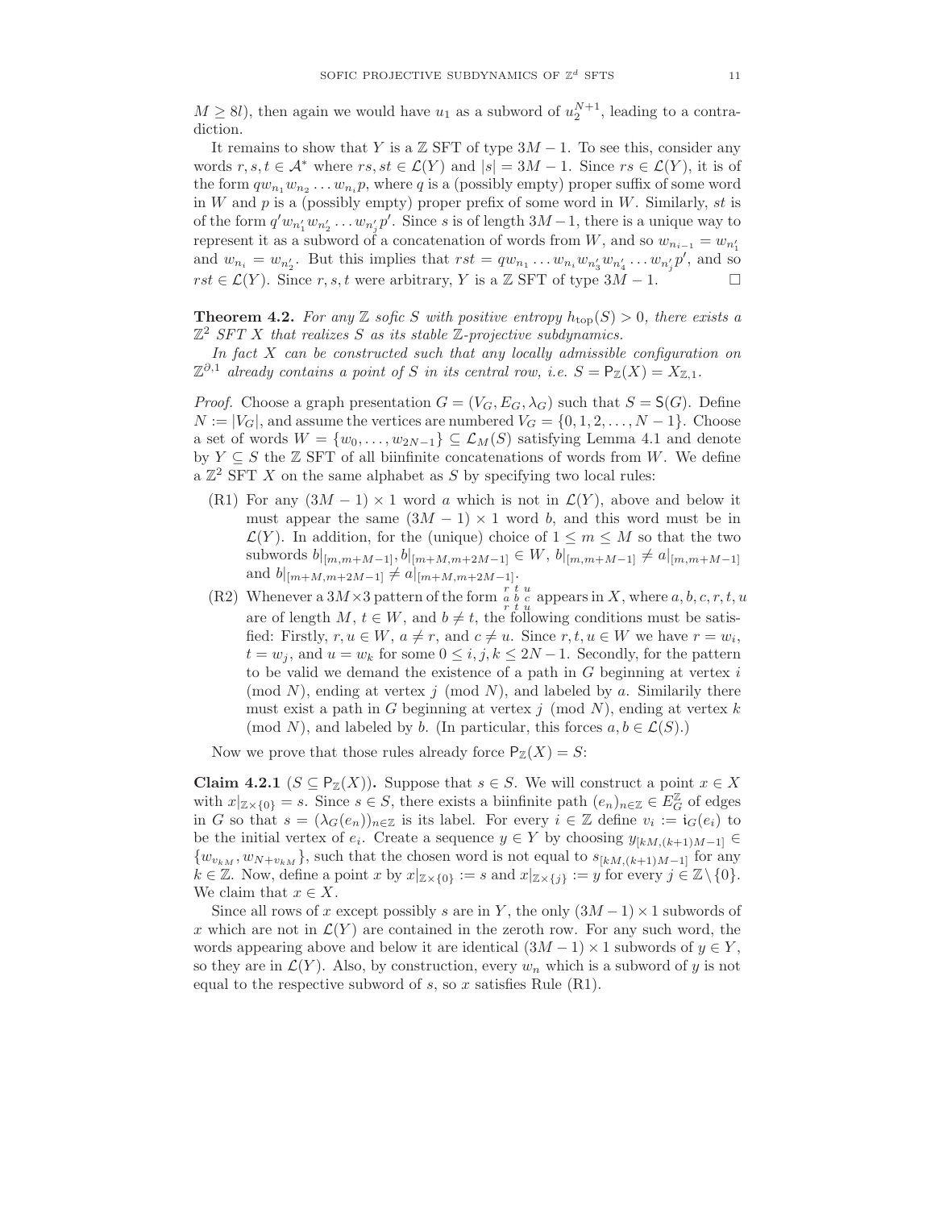$M \geq 8l$), then again we would have $u_1$ as a subword of $u_2^{N+1}$, leading to a contradiction.

It remains to show that $Y$ is a $\mathbb{Z}$ SFT of type $3M-1$. To see this, consider any words $r, s, t \in \mathcal{A}^*$ where $rs, st \in \mathcal{L}(Y)$ and $|s| = 3M-1$. Since $rs \in \mathcal{L}(Y)$, it is of the form $q w_{n_1} w_{n_2} \dots w_{n_i} p$, where $q$ is a (possibly empty) proper suffix of some word in $W$ and $p$ is a (possibly empty) proper prefix of some word in $W$. Similarly, $st$ is of the form $q' w_{n'_1} w_{n'_2} \dots w_{n'_j} p'$. Since $s$ is of length $3M-1$, there is a unique way to represent it as a subword of a concatenation of words from $W$, and so $w_{n_{i-1}} = w_{n'_1}$ and $w_{n_i} = w_{n'_2}$. But this implies that $rst = q w_{n_1} \dots w_{n_i} w_{n'_3} w_{n'_4} \dots w_{n'_j} p'$, and so $rst \in \mathcal{L}(Y)$. Since $r, s, t$ were arbitrary, $Y$ is a $\mathbb{Z}$ SFT of type $3M-1$. □

**Theorem 4.2.** *For any $\mathbb{Z}$ sofic $S$ with positive entropy $h_{\mathrm{top}}(S) > 0$, there exists a $\mathbb{Z}^2$ SFT $X$ that realizes $S$ as its stable $\mathbb{Z}$-projective subdynamics.*

*In fact $X$ can be constructed such that any locally admissible configuration on $\mathbb{Z}^{\partial,1}$ already contains a point of $S$ in its central row, i.e. $S = \mathsf{P}_{\mathbb{Z}}(X) = X_{\mathbb{Z},1}$.*

*Proof.* Choose a graph presentation $G = (V_G, E_G, \lambda_G)$ such that $S = \mathsf{S}(G)$. Define $N := |V_G|$, and assume the vertices are numbered $V_G = \{0, 1, 2, \dots, N-1\}$. Choose a set of words $W = \{w_0, \dots, w_{2N-1}\} \subseteq \mathcal{L}_M(S)$ satisfying Lemma 4.1 and denote by $Y \subseteq S$ the $\mathbb{Z}$ SFT of all biinfinite concatenations of words from $W$. We define a $\mathbb{Z}^2$ SFT $X$ on the same alphabet as $S$ by specifying two local rules:

- (R1) For any $(3M-1) \times 1$ word $a$ which is not in $\mathcal{L}(Y)$, above and below it must appear the same $(3M-1) \times 1$ word $b$, and this word must be in $\mathcal{L}(Y)$. In addition, for the (unique) choice of $1 \leq m \leq M$ so that the two subwords $b|_{[m,m+M-1]}, b|_{[m+M,m+2M-1]} \in W$, $b|_{[m,m+M-1]} \neq a|_{[m,m+M-1]}$ and $b|_{[m+M,m+2M-1]} \neq a|_{[m+M,m+2M-1]}$.
- (R2) Whenever a $3M \times 3$ pattern of the form $\begin{smallmatrix} r & t & u \\ a & b & c \\ r & t & u \end{smallmatrix}$ appears in $X$, where $a, b, c, r, t, u$ are of length $M$, $t \in W$, and $b \neq t$, the following conditions must be satisfied: Firstly, $r, u \in W$, $a \neq r$, and $c \neq u$. Since $r, t, u \in W$ we have $r = w_i$, $t = w_j$, and $u = w_k$ for some $0 \leq i, j, k \leq 2N-1$. Secondly, for the pattern to be valid we demand the existence of a path in $G$ beginning at vertex $i$ $\pmod N$, ending at vertex $j$ $\pmod N$, and labeled by $a$. Similarily there must exist a path in $G$ beginning at vertex $j$ $\pmod N$, ending at vertex $k$ $\pmod N$, and labeled by $b$. (In particular, this forces $a, b \in \mathcal{L}(S)$.)

Now we prove that those rules already force $\mathsf{P}_{\mathbb{Z}}(X) = S$:

**Claim 4.2.1** ($S \subseteq \mathsf{P}_{\mathbb{Z}}(X)$)**.** Suppose that $s \in S$. We will construct a point $x \in X$ with $x|_{\mathbb{Z}\times\{0\}} = s$. Since $s \in S$, there exists a biinfinite path $(e_n)_{n\in\mathbb{Z}} \in E_G^{\mathbb{Z}}$ of edges in $G$ so that $s = (\lambda_G(e_n))_{n\in\mathbb{Z}}$ is its label. For every $i \in \mathbb{Z}$ define $v_i := \mathsf{i}_G(e_i)$ to be the initial vertex of $e_i$. Create a sequence $y \in Y$ by choosing $y_{[kM,(k+1)M-1]} \in \{w_{v_{kM}}, w_{N+v_{kM}}\}$, such that the chosen word is not equal to $s_{[kM,(k+1)M-1]}$ for any $k \in \mathbb{Z}$. Now, define a point $x$ by $x|_{\mathbb{Z}\times\{0\}} := s$ and $x|_{\mathbb{Z}\times\{j\}} := y$ for every $j \in \mathbb{Z}\setminus\{0\}$. We claim that $x \in X$.

Since all rows of $x$ except possibly $s$ are in $Y$, the only $(3M-1)\times 1$ subwords of $x$ which are not in $\mathcal{L}(Y)$ are contained in the zeroth row. For any such word, the words appearing above and below it are identical $(3M-1)\times 1$ subwords of $y \in Y$, so they are in $\mathcal{L}(Y)$. Also, by construction, every $w_n$ which is a subword of $y$ is not equal to the respective subword of $s$, so $x$ satisfies Rule (R1).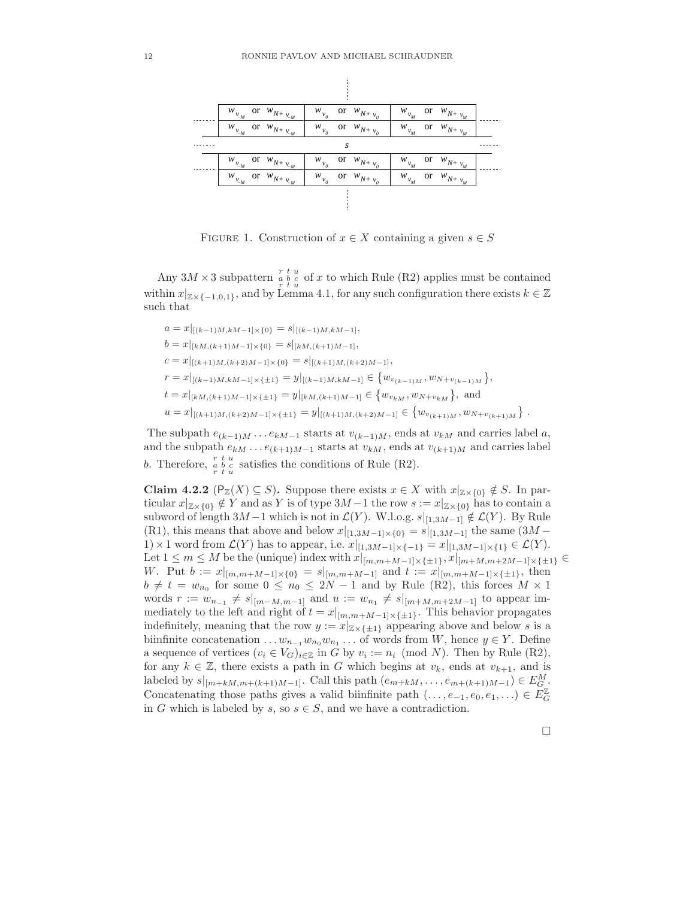FIGURE 1. Construction of $x \in X$ containing a given $s \in S$

Any $3M \times 3$ subpattern $\begin{smallmatrix} r & t & u \\ a & b & c \\ r & t & u \end{smallmatrix}$ of $x$ to which Rule (R2) applies must be contained within $x|_{\mathbb{Z}\times\{-1,0,1\}}$, and by Lemma 4.1, for any such configuration there exists $k \in \mathbb{Z}$ such that

$$a = x|_{[(k-1)M,kM-1]\times\{0\}} = s|_{[(k-1)M,kM-1]},$$
$$b = x|_{[kM,(k+1)M-1]\times\{0\}} = s|_{[kM,(k+1)M-1]},$$
$$c = x|_{[(k+1)M,(k+2)M-1]\times\{0\}} = s|_{[(k+1)M,(k+2)M-1]},$$
$$r = x|_{[(k-1)M,kM-1]\times\{\pm1\}} = y|_{[(k-1)M,kM-1]} \in \{w_{v_{(k-1)M}}, w_{N+v_{(k-1)M}}\},$$
$$t = x|_{[kM,(k+1)M-1]\times\{\pm1\}} = y|_{[kM,(k+1)M-1]} \in \{w_{v_{kM}}, w_{N+v_{kM}}\}, \text{ and}$$
$$u = x|_{[(k+1)M,(k+2)M-1]\times\{\pm1\}} = y|_{[(k+1)M,(k+2)M-1]} \in \{w_{v_{(k+1)M}}, w_{N+v_{(k+1)M}}\}.$$

The subpath $e_{(k-1)M} \dots e_{kM-1}$ starts at $v_{(k-1)M}$, ends at $v_{kM}$ and carries label $a$, and the subpath $e_{kM} \dots e_{(k+1)M-1}$ starts at $v_{kM}$, ends at $v_{(k+1)M}$ and carries label $b$. Therefore, $\begin{smallmatrix} r & t & u \\ a & b & c \\ r & t & u \end{smallmatrix}$ satisfies the conditions of Rule (R2).

**Claim 4.2.2** ($\mathsf{P}_{\mathbb{Z}}(X) \subseteq S$)**.** Suppose there exists $x \in X$ with $x|_{\mathbb{Z}\times\{0\}} \notin S$. In particular $x|_{\mathbb{Z}\times\{0\}} \notin Y$ and as $Y$ is of type $3M-1$ the row $s := x|_{\mathbb{Z}\times\{0\}}$ has to contain a subword of length $3M-1$ which is not in $\mathcal{L}(Y)$. W.l.o.g. $s|_{[1,3M-1]} \notin \mathcal{L}(Y)$. By Rule (R1), this means that above and below $x|_{[1,3M-1]\times\{0\}} = s|_{[1,3M-1]}$ the same $(3M-1)\times 1$ word from $\mathcal{L}(Y)$ has to appear, i.e. $x|_{[1,3M-1]\times\{-1\}} = x|_{[1,3M-1]\times\{1\}} \in \mathcal{L}(Y)$. Let $1 \leq m \leq M$ be the (unique) index with $x|_{[m,m+M-1]\times\{\pm1\}}, x|_{[m+M,m+2M-1]\times\{\pm1\}} \in W$. Put $b := x|_{[m,m+M-1]\times\{0\}} = s|_{[m,m+M-1]}$ and $t := x|_{[m,m+M-1]\times\{\pm1\}}$, then $b \neq t = w_{n_0}$ for some $0 \leq n_0 \leq 2N-1$ and by Rule (R2), this forces $M \times 1$ words $r := w_{n_{-1}} \neq s|_{[m-M,m-1]}$ and $u := w_{n_1} \neq s|_{[m+M,m+2M-1]}$ to appear immediately to the left and right of $t = x|_{[m,m+M-1]\times\{\pm1\}}$. This behavior propagates indefinitely, meaning that the row $y := x|_{\mathbb{Z}\times\{\pm1\}}$ appearing above and below $s$ is a biinfinite concatenation $\dots w_{n_{-1}} w_{n_0} w_{n_1} \dots$ of words from $W$, hence $y \in Y$. Define a sequence of vertices $(v_i \in V_G)_{i\in\mathbb{Z}}$ in $G$ by $v_i := n_i \pmod N$. Then by Rule (R2), for any $k \in \mathbb{Z}$, there exists a path in $G$ which begins at $v_k$, ends at $v_{k+1}$, and is labeled by $s|_{[m+kM,m+(k+1)M-1]}$. Call this path $(e_{m+kM}, \dots, e_{m+(k+1)M-1}) \in E_G^M$. Concatenating those paths gives a valid biinfinite path $(\dots, e_{-1}, e_0, e_1, \dots) \in E_G^{\mathbb{Z}}$ in $G$ which is labeled by $s$, so $s \in S$, and we have a contradiction.

$\square$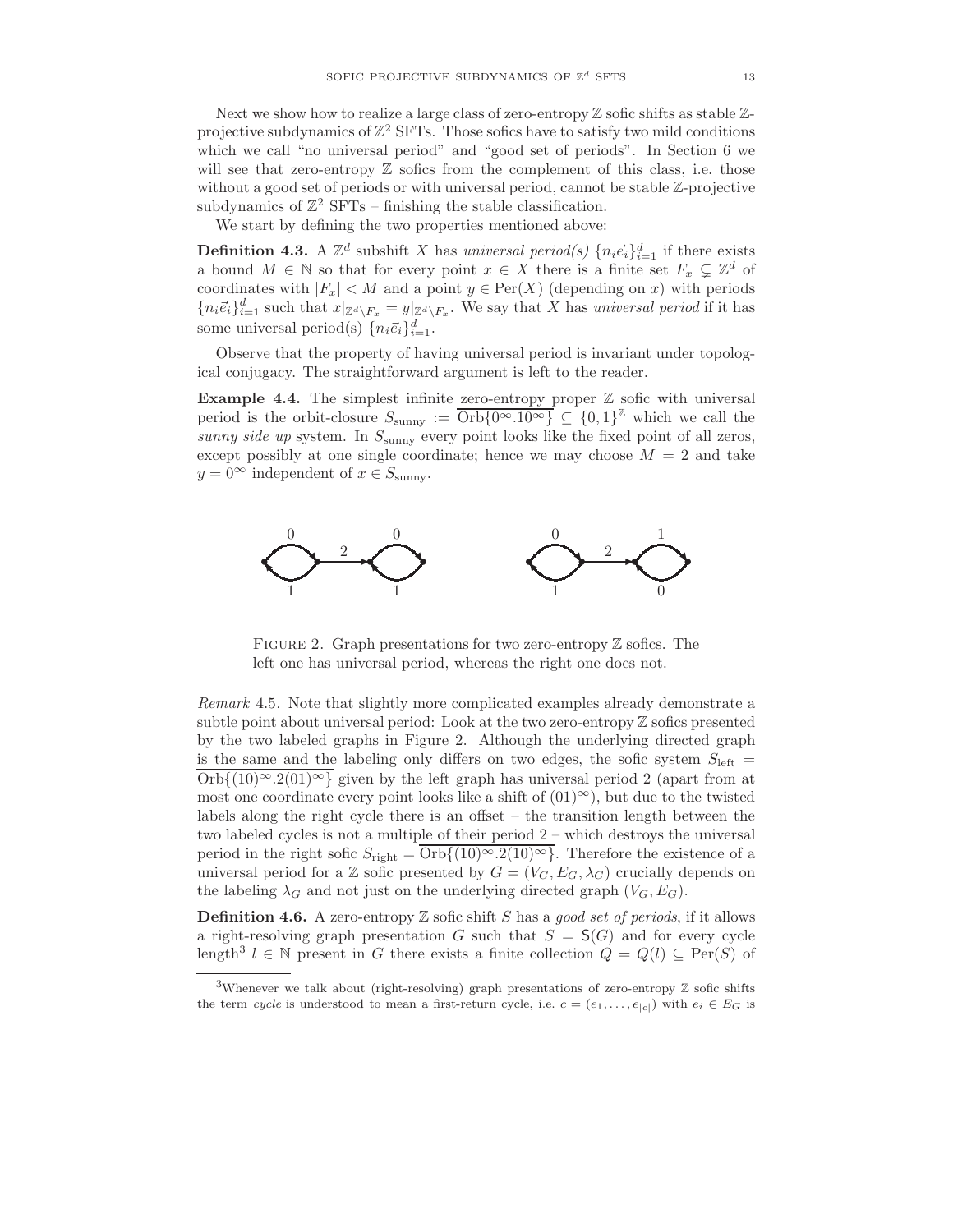Next we show how to realize a large class of zero-entropy $\mathbb{Z}$ sofic shifts as stable $\mathbb{Z}$-projective subdynamics of $\mathbb{Z}^2$ SFTs. Those sofics have to satisfy two mild conditions which we call "no universal period" and "good set of periods". In Section 6 we will see that zero-entropy $\mathbb{Z}$ sofics from the complement of this class, i.e. those without a good set of periods or with universal period, cannot be stable $\mathbb{Z}$-projective subdynamics of $\mathbb{Z}^2$ SFTs – finishing the stable classification.

We start by defining the two properties mentioned above:

**Definition 4.3.** A $\mathbb{Z}^d$ subshift $X$ has *universal period(s)* $\{n_i\vec{e}_i\}_{i=1}^d$ if there exists a bound $M \in \mathbb{N}$ so that for every point $x \in X$ there is a finite set $F_x \subsetneq \mathbb{Z}^d$ of coordinates with $|F_x| < M$ and a point $y \in \mathrm{Per}(X)$ (depending on $x$) with periods $\{n_i\vec{e}_i\}_{i=1}^d$ such that $x|_{\mathbb{Z}^d \setminus F_x} = y|_{\mathbb{Z}^d \setminus F_x}$. We say that $X$ has *universal period* if it has some universal period(s) $\{n_i\vec{e}_i\}_{i=1}^d$.

Observe that the property of having universal period is invariant under topological conjugacy. The straightforward argument is left to the reader.

**Example 4.4.** The simplest infinite zero-entropy proper $\mathbb{Z}$ sofic with universal period is the orbit-closure $S_{\mathrm{sunny}} := \overline{\mathrm{Orb}\{0^\infty.10^\infty\}} \subseteq \{0,1\}^{\mathbb{Z}}$ which we call the *sunny side up* system. In $S_{\mathrm{sunny}}$ every point looks like the fixed point of all zeros, except possibly at one single coordinate; hence we may choose $M = 2$ and take $y = 0^\infty$ independent of $x \in S_{\mathrm{sunny}}$.

FIGURE 2. Graph presentations for two zero-entropy $\mathbb{Z}$ sofics. The left one has universal period, whereas the right one does not.

*Remark* 4.5. Note that slightly more complicated examples already demonstrate a subtle point about universal period: Look at the two zero-entropy $\mathbb{Z}$ sofics presented by the two labeled graphs in Figure 2. Although the underlying directed graph is the same and the labeling only differs on two edges, the sofic system $S_{\mathrm{left}} = \overline{\mathrm{Orb}\{(10)^\infty.2(01)^\infty\}}$ given by the left graph has universal period 2 (apart from at most one coordinate every point looks like a shift of $(01)^\infty$), but due to the twisted labels along the right cycle there is an offset – the transition length between the two labeled cycles is not a multiple of their period 2 – which destroys the universal period in the right sofic $S_{\mathrm{right}} = \overline{\mathrm{Orb}\{(10)^\infty.2(10)^\infty\}}$. Therefore the existence of a universal period for a $\mathbb{Z}$ sofic presented by $G = (V_G, E_G, \lambda_G)$ crucially depends on the labeling $\lambda_G$ and not just on the underlying directed graph $(V_G, E_G)$.

**Definition 4.6.** A zero-entropy $\mathbb{Z}$ sofic shift $S$ has a *good set of periods*, if it allows a right-resolving graph presentation $G$ such that $S = \mathsf{S}(G)$ and for every cycle length[3] $l \in \mathbb{N}$ present in $G$ there exists a finite collection $Q = Q(l) \subseteq \mathrm{Per}(S)$ of

[3]Whenever we talk about (right-resolving) graph presentations of zero-entropy $\mathbb{Z}$ sofic shifts the term *cycle* is understood to mean a first-return cycle, i.e. $c = (e_1, \ldots, e_{|c|})$ with $e_i \in E_G$ is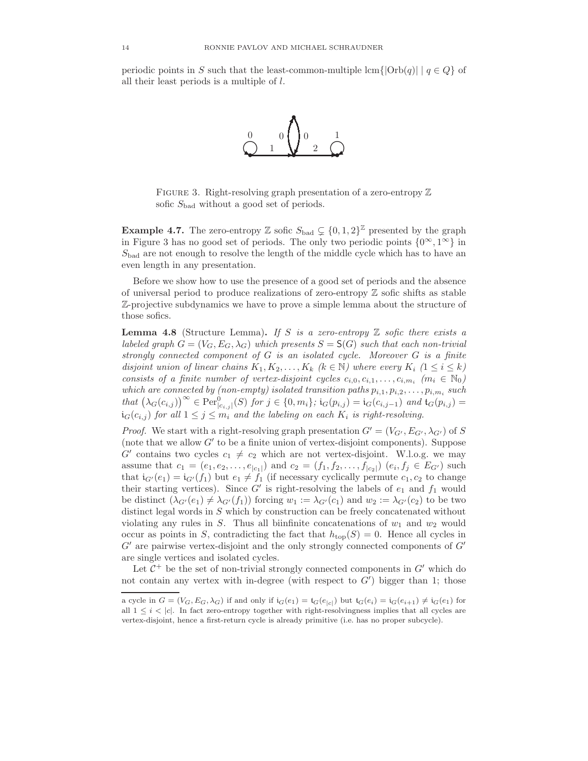periodic points in $S$ such that the least-common-multiple $\operatorname{lcm}\{|\operatorname{Orb}(q)| \mid q \in Q\}$ of all their least periods is a multiple of $l$.

Figure 3. Right-resolving graph presentation of a zero-entropy $\mathbb{Z}$ sofic $S_{\text{bad}}$ without a good set of periods.

**Example 4.7.** The zero-entropy $\mathbb{Z}$ sofic $S_{\text{bad}} \subsetneq \{0,1,2\}^{\mathbb{Z}}$ presented by the graph in Figure 3 has no good set of periods. The only two periodic points $\{0^\infty, 1^\infty\}$ in $S_{\text{bad}}$ are not enough to resolve the length of the middle cycle which has to have an even length in any presentation.

Before we show how to use the presence of a good set of periods and the absence of universal period to produce realizations of zero-entropy $\mathbb{Z}$ sofic shifts as stable $\mathbb{Z}$-projective subdynamics we have to prove a simple lemma about the structure of those sofics.

**Lemma 4.8** (Structure Lemma)**.** *If $S$ is a zero-entropy $\mathbb{Z}$ sofic there exists a labeled graph $G = (V_G, E_G, \lambda_G)$ which presents $S = \mathsf{S}(G)$ such that each non-trivial strongly connected component of $G$ is an isolated cycle. Moreover $G$ is a finite disjoint union of linear chains $K_1, K_2, \ldots, K_k$ ($k \in \mathbb{N}$) where every $K_i$ ($1 \leq i \leq k$) consists of a finite number of vertex-disjoint cycles $c_{i,0}, c_{i,1}, \ldots, c_{i,m_i}$ ($m_i \in \mathbb{N}_0$) which are connected by (non-empty) isolated transition paths $p_{i,1}, p_{i,2}, \ldots, p_{i,m_i}$ such that $\left(\lambda_G(c_{i,j})\right)^\infty \in \operatorname{Per}^0_{|c_{i,j}|}(S)$ for $j \in \{0, m_i\}$; $\mathsf{i}_G(p_{i,j}) = \mathsf{i}_G(c_{i,j-1})$ and $\mathsf{t}_G(p_{i,j}) = \mathsf{i}_G(c_{i,j})$ for all $1 \leq j \leq m_i$ and the labeling on each $K_i$ is right-resolving.*

*Proof.* We start with a right-resolving graph presentation $G' = (V_{G'}, E_{G'}, \lambda_{G'})$ of $S$ (note that we allow $G'$ to be a finite union of vertex-disjoint components). Suppose $G'$ contains two cycles $c_1 \neq c_2$ which are not vertex-disjoint. W.l.o.g. we may assume that $c_1 = (e_1, e_2, \ldots, e_{|c_1|})$ and $c_2 = (f_1, f_2, \ldots, f_{|c_2|})$ ($e_i, f_j \in E_{G'}$) such that $\mathsf{i}_{G'}(e_1) = \mathsf{i}_{G'}(f_1)$ but $e_1 \neq f_1$ (if necessary cyclically permute $c_1, c_2$ to change their starting vertices). Since $G'$ is right-resolving the labels of $e_1$ and $f_1$ would be distinct ($\lambda_{G'}(e_1) \neq \lambda_{G'}(f_1)$) forcing $w_1 := \lambda_{G'}(c_1)$ and $w_2 := \lambda_{G'}(c_2)$ to be two distinct legal words in $S$ which by construction can be freely concatenated without violating any rules in $S$. Thus all biinfinite concatenations of $w_1$ and $w_2$ would occur as points in $S$, contradicting the fact that $h_{\text{top}}(S) = 0$. Hence all cycles in $G'$ are pairwise vertex-disjoint and the only strongly connected components of $G'$ are single vertices and isolated cycles.

Let $\mathcal{C}^+$ be the set of non-trivial strongly connected components in $G'$ which do not contain any vertex with in-degree (with respect to $G'$) bigger than 1; those

a cycle in $G = (V_G, E_G, \lambda_G)$ if and only if $\mathsf{i}_G(e_1) = \mathsf{t}_G(e_{|c|})$ but $\mathsf{t}_G(e_i) = \mathsf{i}_G(e_{i+1}) \neq \mathsf{i}_G(e_1)$ for all $1 \leq i < |c|$. In fact zero-entropy together with right-resolvingness implies that all cycles are vertex-disjoint, hence a first-return cycle is already primitive (i.e. has no proper subcycle).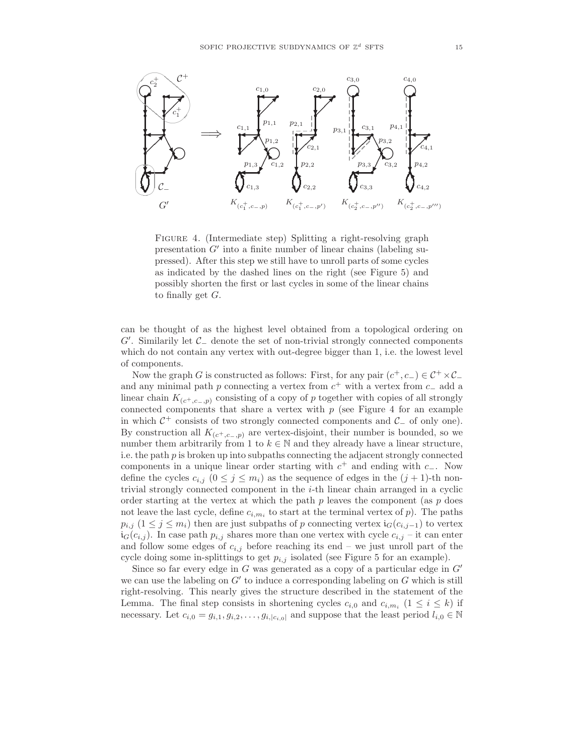FIGURE 4. (Intermediate step) Splitting a right-resolving graph presentation $G'$ into a finite number of linear chains (labeling suppressed). After this step we still have to unroll parts of some cycles as indicated by the dashed lines on the right (see Figure 5) and possibly shorten the first or last cycles in some of the linear chains to finally get $G$.

can be thought of as the highest level obtained from a topological ordering on $G'$. Similarily let $\mathcal{C}_-$ denote the set of non-trivial strongly connected components which do not contain any vertex with out-degree bigger than 1, i.e. the lowest level of components.

Now the graph $G$ is constructed as follows: First, for any pair $(c^+, c_-) \in \mathcal{C}^+ \times \mathcal{C}_-$ and any minimal path $p$ connecting a vertex from $c^+$ with a vertex from $c_-$ add a linear chain $K_{(c^+,c_-,p)}$ consisting of a copy of $p$ together with copies of all strongly connected components that share a vertex with $p$ (see Figure 4 for an example in which $\mathcal{C}^+$ consists of two strongly connected components and $\mathcal{C}_-$ of only one). By construction all $K_{(c^+,c_-,p)}$ are vertex-disjoint, their number is bounded, so we number them arbitrarily from 1 to $k \in \mathbb{N}$ and they already have a linear structure, i.e. the path $p$ is broken up into subpaths connecting the adjacent strongly connected components in a unique linear order starting with $c^+$ and ending with $c_-$. Now define the cycles $c_{i,j}$ $(0 \leq j \leq m_i)$ as the sequence of edges in the $(j+1)$-th non-trivial strongly connected component in the $i$-th linear chain arranged in a cyclic order starting at the vertex at which the path $p$ leaves the component (as $p$ does not leave the last cycle, define $c_{i,m_i}$ to start at the terminal vertex of $p$). The paths $p_{i,j}$ $(1 \leq j \leq m_i)$ then are just subpaths of $p$ connecting vertex $\mathfrak{i}_G(c_{i,j-1})$ to vertex $\mathfrak{i}_G(c_{i,j})$. In case path $p_{i,j}$ shares more than one vertex with cycle $c_{i,j}$ – it can enter and follow some edges of $c_{i,j}$ before reaching its end – we just unroll part of the cycle doing some in-splittings to get $p_{i,j}$ isolated (see Figure 5 for an example).

Since so far every edge in $G$ was generated as a copy of a particular edge in $G'$ we can use the labeling on $G'$ to induce a corresponding labeling on $G$ which is still right-resolving. This nearly gives the structure described in the statement of the Lemma. The final step consists in shortening cycles $c_{i,0}$ and $c_{i,m_i}$ $(1 \leq i \leq k)$ if necessary. Let $c_{i,0} = g_{i,1}, g_{i,2}, \ldots, g_{i,|c_{i,0}|}$ and suppose that the least period $l_{i,0} \in \mathbb{N}$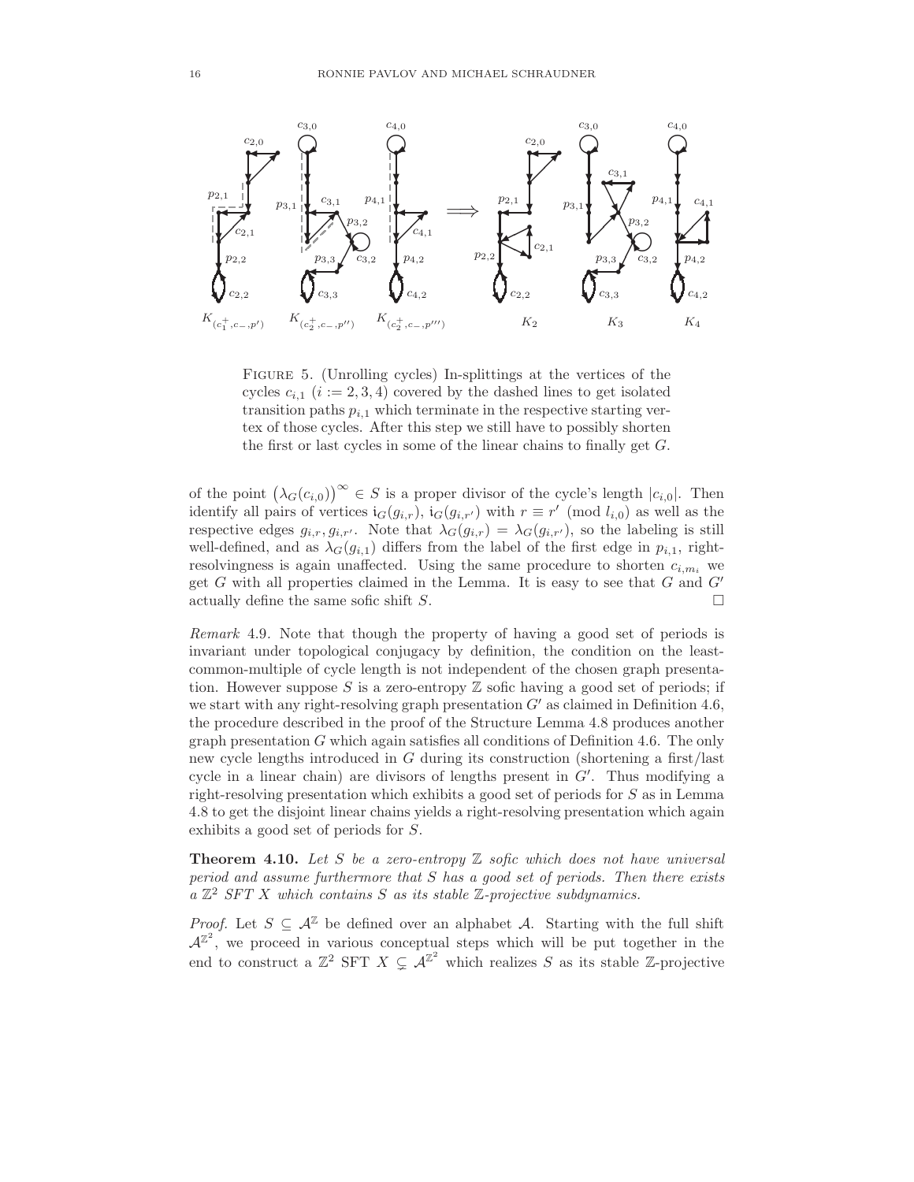FIGURE 5. (Unrolling cycles) In-splittings at the vertices of the cycles $c_{i,1}$ $(i := 2, 3, 4)$ covered by the dashed lines to get isolated transition paths $p_{i,1}$ which terminate in the respective starting vertex of those cycles. After this step we still have to possibly shorten the first or last cycles in some of the linear chains to finally get $G$.

of the point $\big(\lambda_G(c_{i,0})\big)^\infty \in S$ is a proper divisor of the cycle's length $|c_{i,0}|$. Then identify all pairs of vertices $\mathfrak{i}_G(g_{i,r})$, $\mathfrak{i}_G(g_{i,r'})$ with $r \equiv r' \pmod{l_{i,0}}$ as well as the respective edges $g_{i,r}, g_{i,r'}$. Note that $\lambda_G(g_{i,r}) = \lambda_G(g_{i,r'})$, so the labeling is still well-defined, and as $\lambda_G(g_{i,1})$ differs from the label of the first edge in $p_{i,1}$, right-resolvingness is again unaffected. Using the same procedure to shorten $c_{i,m_i}$ we get $G$ with all properties claimed in the Lemma. It is easy to see that $G$ and $G'$ actually define the same sofic shift $S$. □

*Remark* 4.9. Note that though the property of having a good set of periods is invariant under topological conjugacy by definition, the condition on the least-common-multiple of cycle length is not independent of the chosen graph presentation. However suppose $S$ is a zero-entropy $\mathbb{Z}$ sofic having a good set of periods; if we start with any right-resolving graph presentation $G'$ as claimed in Definition 4.6, the procedure described in the proof of the Structure Lemma 4.8 produces another graph presentation $G$ which again satisfies all conditions of Definition 4.6. The only new cycle lengths introduced in $G$ during its construction (shortening a first/last cycle in a linear chain) are divisors of lengths present in $G'$. Thus modifying a right-resolving presentation which exhibits a good set of periods for $S$ as in Lemma 4.8 to get the disjoint linear chains yields a right-resolving presentation which again exhibits a good set of periods for $S$.

**Theorem 4.10.** *Let $S$ be a zero-entropy $\mathbb{Z}$ sofic which does not have universal period and assume furthermore that $S$ has a good set of periods. Then there exists a $\mathbb{Z}^2$ SFT $X$ which contains $S$ as its stable $\mathbb{Z}$-projective subdynamics.*

*Proof.* Let $S \subseteq \mathcal{A}^{\mathbb{Z}}$ be defined over an alphabet $\mathcal{A}$. Starting with the full shift $\mathcal{A}^{\mathbb{Z}^2}$, we proceed in various conceptual steps which will be put together in the end to construct a $\mathbb{Z}^2$ SFT $X \subsetneq \mathcal{A}^{\mathbb{Z}^2}$ which realizes $S$ as its stable $\mathbb{Z}$-projective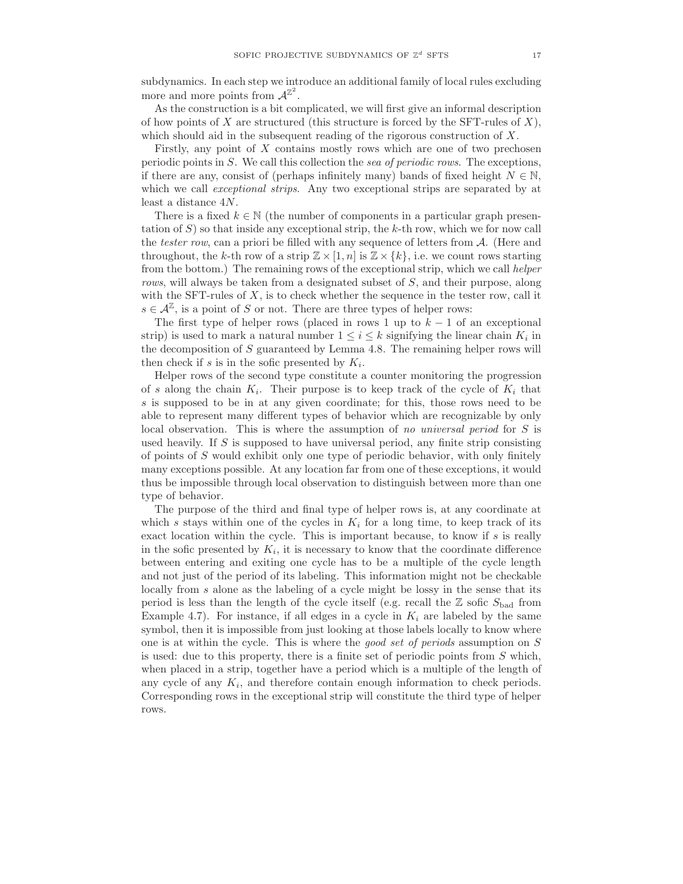subdynamics. In each step we introduce an additional family of local rules excluding more and more points from $\mathcal{A}^{\mathbb{Z}^2}$.

As the construction is a bit complicated, we will first give an informal description of how points of $X$ are structured (this structure is forced by the SFT-rules of $X$), which should aid in the subsequent reading of the rigorous construction of $X$.

Firstly, any point of $X$ contains mostly rows which are one of two prechosen periodic points in $S$. We call this collection the *sea of periodic rows*. The exceptions, if there are any, consist of (perhaps infinitely many) bands of fixed height $N \in \mathbb{N}$, which we call *exceptional strips*. Any two exceptional strips are separated by at least a distance $4N$.

There is a fixed $k \in \mathbb{N}$ (the number of components in a particular graph presentation of $S$) so that inside any exceptional strip, the $k$-th row, which we for now call the *tester row*, can a priori be filled with any sequence of letters from $\mathcal{A}$. (Here and throughout, the $k$-th row of a strip $\mathbb{Z} \times [1, n]$ is $\mathbb{Z} \times \{k\}$, i.e. we count rows starting from the bottom.) The remaining rows of the exceptional strip, which we call *helper rows*, will always be taken from a designated subset of $S$, and their purpose, along with the SFT-rules of $X$, is to check whether the sequence in the tester row, call it $s \in \mathcal{A}^{\mathbb{Z}}$, is a point of $S$ or not. There are three types of helper rows:

The first type of helper rows (placed in rows 1 up to $k-1$ of an exceptional strip) is used to mark a natural number $1 \leq i \leq k$ signifying the linear chain $K_i$ in the decomposition of $S$ guaranteed by Lemma 4.8. The remaining helper rows will then check if $s$ is in the sofic presented by $K_i$.

Helper rows of the second type constitute a counter monitoring the progression of $s$ along the chain $K_i$. Their purpose is to keep track of the cycle of $K_i$ that $s$ is supposed to be in at any given coordinate; for this, those rows need to be able to represent many different types of behavior which are recognizable by only local observation. This is where the assumption of *no universal period* for $S$ is used heavily. If $S$ is supposed to have universal period, any finite strip consisting of points of $S$ would exhibit only one type of periodic behavior, with only finitely many exceptions possible. At any location far from one of these exceptions, it would thus be impossible through local observation to distinguish between more than one type of behavior.

The purpose of the third and final type of helper rows is, at any coordinate at which $s$ stays within one of the cycles in $K_i$ for a long time, to keep track of its exact location within the cycle. This is important because, to know if $s$ is really in the sofic presented by $K_i$, it is necessary to know that the coordinate difference between entering and exiting one cycle has to be a multiple of the cycle length and not just of the period of its labeling. This information might not be checkable locally from $s$ alone as the labeling of a cycle might be lossy in the sense that its period is less than the length of the cycle itself (e.g. recall the $\mathbb{Z}$ sofic $S_{\text{bad}}$ from Example 4.7). For instance, if all edges in a cycle in $K_i$ are labeled by the same symbol, then it is impossible from just looking at those labels locally to know where one is at within the cycle. This is where the *good set of periods* assumption on $S$ is used: due to this property, there is a finite set of periodic points from $S$ which, when placed in a strip, together have a period which is a multiple of the length of any cycle of any $K_i$, and therefore contain enough information to check periods. Corresponding rows in the exceptional strip will constitute the third type of helper rows.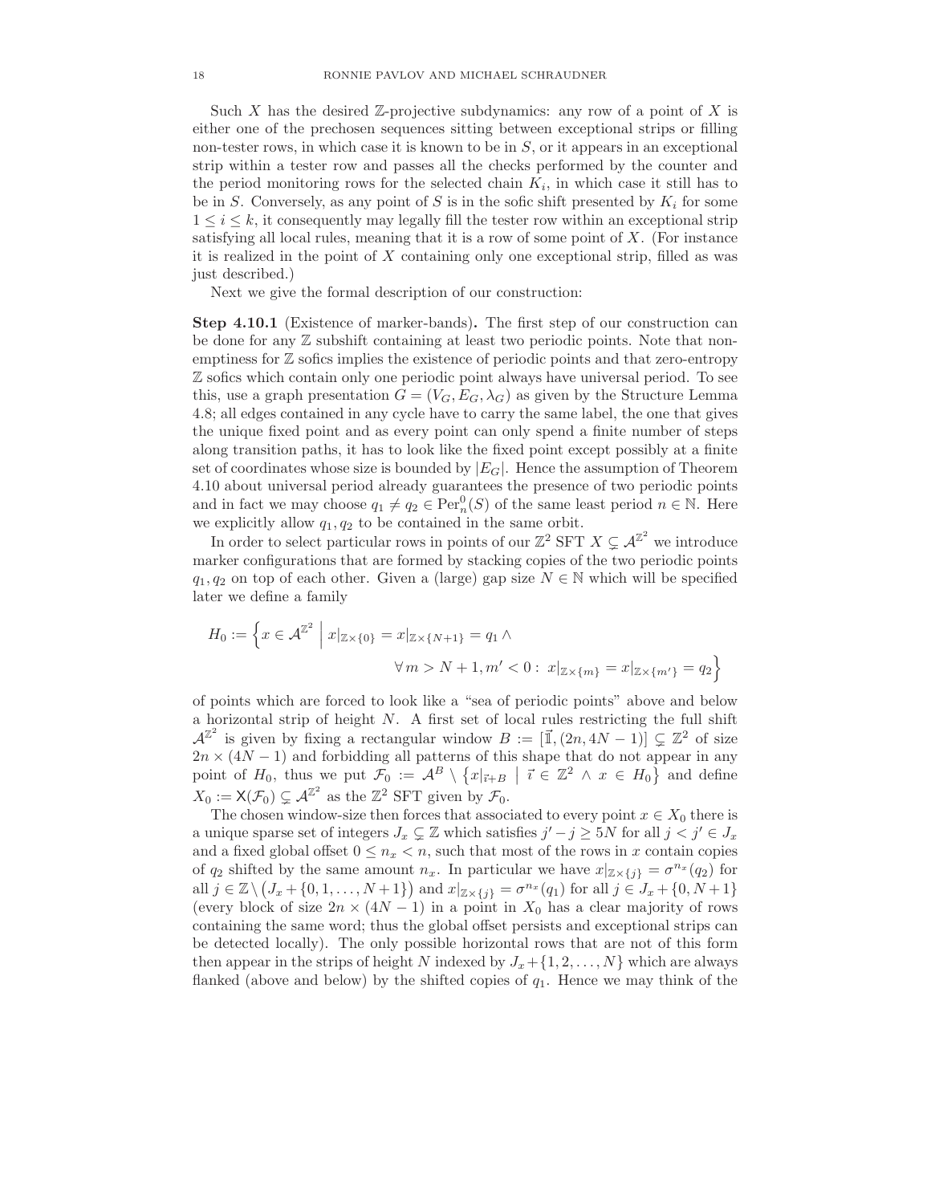Such $X$ has the desired $\mathbb{Z}$-projective subdynamics: any row of a point of $X$ is either one of the prechosen sequences sitting between exceptional strips or filling non-tester rows, in which case it is known to be in $S$, or it appears in an exceptional strip within a tester row and passes all the checks performed by the counter and the period monitoring rows for the selected chain $K_i$, in which case it still has to be in $S$. Conversely, as any point of $S$ is in the sofic shift presented by $K_i$ for some $1 \leq i \leq k$, it consequently may legally fill the tester row within an exceptional strip satisfying all local rules, meaning that it is a row of some point of $X$. (For instance it is realized in the point of $X$ containing only one exceptional strip, filled as was just described.)

Next we give the formal description of our construction:

**Step 4.10.1** (Existence of marker-bands)**.** The first step of our construction can be done for any $\mathbb{Z}$ subshift containing at least two periodic points. Note that non-emptiness for $\mathbb{Z}$ sofics implies the existence of periodic points and that zero-entropy $\mathbb{Z}$ sofics which contain only one periodic point always have universal period. To see this, use a graph presentation $G = (V_G, E_G, \lambda_G)$ as given by the Structure Lemma 4.8; all edges contained in any cycle have to carry the same label, the one that gives the unique fixed point and as every point can only spend a finite number of steps along transition paths, it has to look like the fixed point except possibly at a finite set of coordinates whose size is bounded by $|E_G|$. Hence the assumption of Theorem 4.10 about universal period already guarantees the presence of two periodic points and in fact we may choose $q_1 \neq q_2 \in \mathrm{Per}^0_n(S)$ of the same least period $n \in \mathbb{N}$. Here we explicitly allow $q_1, q_2$ to be contained in the same orbit.

In order to select particular rows in points of our $\mathbb{Z}^2$ SFT $X \subsetneq \mathcal{A}^{\mathbb{Z}^2}$ we introduce marker configurations that are formed by stacking copies of the two periodic points $q_1, q_2$ on top of each other. Given a (large) gap size $N \in \mathbb{N}$ which will be specified later we define a family

$$H_0 := \Big\{ x \in \mathcal{A}^{\mathbb{Z}^2} \;\Big|\; x|_{\mathbb{Z}\times\{0\}} = x|_{\mathbb{Z}\times\{N+1\}} = q_1 \wedge \\ \forall\, m > N+1, m' < 0:\; x|_{\mathbb{Z}\times\{m\}} = x|_{\mathbb{Z}\times\{m'\}} = q_2 \Big\}$$

of points which are forced to look like a "sea of periodic points" above and below a horizontal strip of height $N$. A first set of local rules restricting the full shift $\mathcal{A}^{\mathbb{Z}^2}$ is given by fixing a rectangular window $B := [\vec{1}, (2n, 4N-1)] \subsetneq \mathbb{Z}^2$ of size $2n \times (4N-1)$ and forbidding all patterns of this shape that do not appear in any point of $H_0$, thus we put $\mathcal{F}_0 := \mathcal{A}^B \setminus \{ x|_{\vec{\imath}+B} \mid \vec{\imath} \in \mathbb{Z}^2 \wedge x \in H_0 \}$ and define $X_0 := \mathsf{X}(\mathcal{F}_0) \subsetneq \mathcal{A}^{\mathbb{Z}^2}$ as the $\mathbb{Z}^2$ SFT given by $\mathcal{F}_0$.

The chosen window-size then forces that associated to every point $x \in X_0$ there is a unique sparse set of integers $J_x \subsetneq \mathbb{Z}$ which satisfies $j' - j \geq 5N$ for all $j < j' \in J_x$ and a fixed global offset $0 \leq n_x < n$, such that most of the rows in $x$ contain copies of $q_2$ shifted by the same amount $n_x$. In particular we have $x|_{\mathbb{Z}\times\{j\}} = \sigma^{n_x}(q_2)$ for all $j \in \mathbb{Z} \setminus \big(J_x + \{0, 1, \ldots, N+1\}\big)$ and $x|_{\mathbb{Z}\times\{j\}} = \sigma^{n_x}(q_1)$ for all $j \in J_x + \{0, N+1\}$ (every block of size $2n \times (4N-1)$ in a point in $X_0$ has a clear majority of rows containing the same word; thus the global offset persists and exceptional strips can be detected locally). The only possible horizontal rows that are not of this form then appear in the strips of height $N$ indexed by $J_x + \{1, 2, \ldots, N\}$ which are always flanked (above and below) by the shifted copies of $q_1$. Hence we may think of the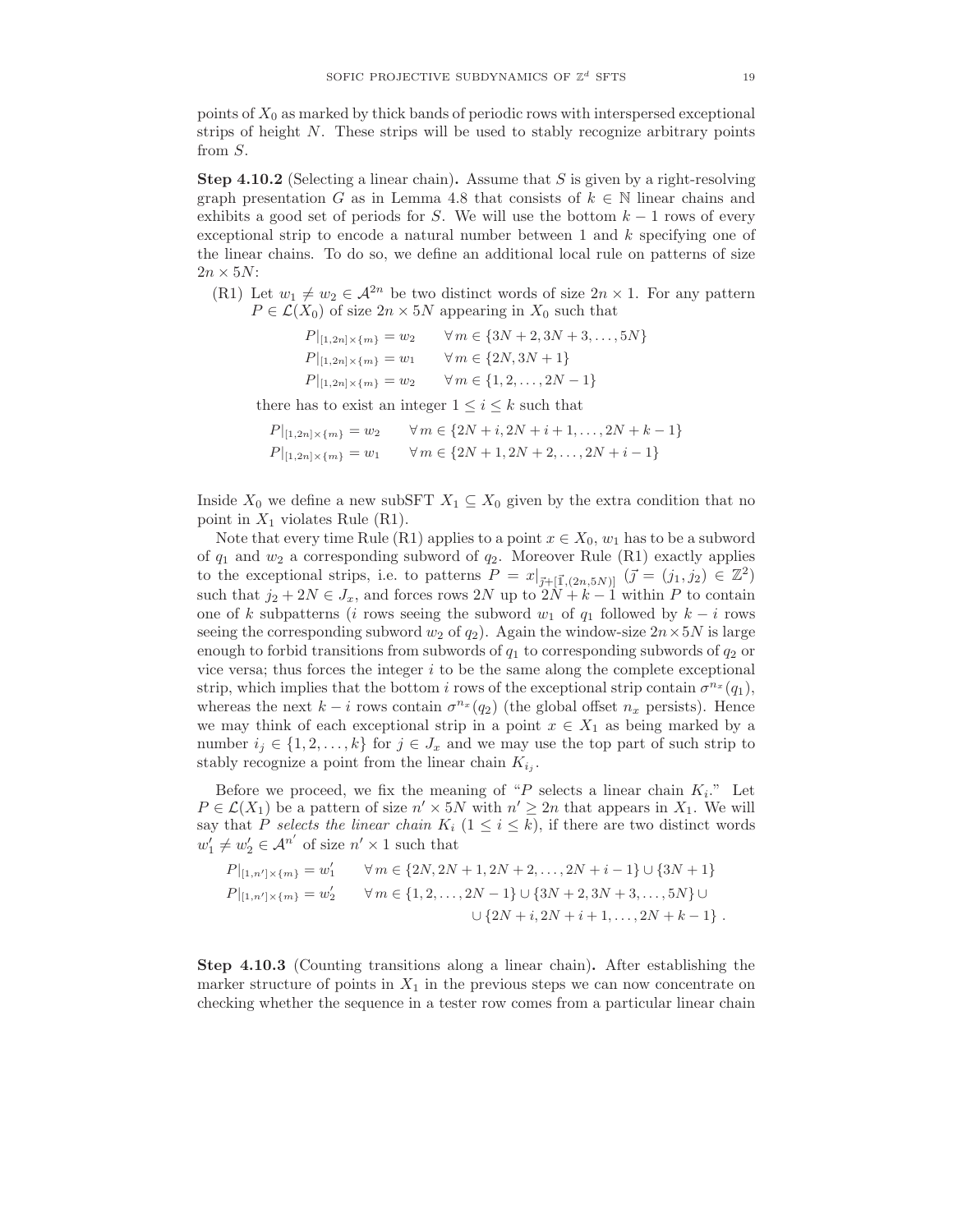points of $X_0$ as marked by thick bands of periodic rows with interspersed exceptional strips of height $N$. These strips will be used to stably recognize arbitrary points from $S$.

**Step 4.10.2** (Selecting a linear chain)**.** Assume that $S$ is given by a right-resolving graph presentation $G$ as in Lemma 4.8 that consists of $k \in \mathbb{N}$ linear chains and exhibits a good set of periods for $S$. We will use the bottom $k-1$ rows of every exceptional strip to encode a natural number between 1 and $k$ specifying one of the linear chains. To do so, we define an additional local rule on patterns of size $2n \times 5N$:

(R1) Let $w_1 \neq w_2 \in \mathcal{A}^{2n}$ be two distinct words of size $2n \times 1$. For any pattern $P \in \mathcal{L}(X_0)$ of size $2n \times 5N$ appearing in $X_0$ such that

$$
\begin{aligned}
P|_{[1,2n]\times\{m\}} &= w_2 \qquad \forall\, m \in \{3N+2, 3N+3, \dots, 5N\}\\
P|_{[1,2n]\times\{m\}} &= w_1 \qquad \forall\, m \in \{2N, 3N+1\}\\
P|_{[1,2n]\times\{m\}} &= w_2 \qquad \forall\, m \in \{1, 2, \dots, 2N-1\}
\end{aligned}
$$

there has to exist an integer $1 \leq i \leq k$ such that

$$
\begin{aligned}
P|_{[1,2n]\times\{m\}} &= w_2 \qquad \forall\, m \in \{2N+i, 2N+i+1, \dots, 2N+k-1\}\\
P|_{[1,2n]\times\{m\}} &= w_1 \qquad \forall\, m \in \{2N+1, 2N+2, \dots, 2N+i-1\}
\end{aligned}
$$

Inside $X_0$ we define a new subSFT $X_1 \subseteq X_0$ given by the extra condition that no point in $X_1$ violates Rule (R1).

Note that every time Rule (R1) applies to a point $x \in X_0$, $w_1$ has to be a subword of $q_1$ and $w_2$ a corresponding subword of $q_2$. Moreover Rule (R1) exactly applies to the exceptional strips, i.e. to patterns $P = x|_{\vec{j}+[\vec{1},(2n,5N)]}$ ($\vec{j} = (j_1, j_2) \in \mathbb{Z}^2$) such that $j_2 + 2N \in J_x$, and forces rows $2N$ up to $2N+k-1$ within $P$ to contain one of $k$ subpatterns ($i$ rows seeing the subword $w_1$ of $q_1$ followed by $k-i$ rows seeing the corresponding subword $w_2$ of $q_2$). Again the window-size $2n \times 5N$ is large enough to forbid transitions from subwords of $q_1$ to corresponding subwords of $q_2$ or vice versa; thus forces the integer $i$ to be the same along the complete exceptional strip, which implies that the bottom $i$ rows of the exceptional strip contain $\sigma^{n_x}(q_1)$, whereas the next $k-i$ rows contain $\sigma^{n_x}(q_2)$ (the global offset $n_x$ persists). Hence we may think of each exceptional strip in a point $x \in X_1$ as being marked by a number $i_j \in \{1, 2, \dots, k\}$ for $j \in J_x$ and we may use the top part of such strip to stably recognize a point from the linear chain $K_{i_j}$.

Before we proceed, we fix the meaning of "$P$ selects a linear chain $K_i$." Let $P \in \mathcal{L}(X_1)$ be a pattern of size $n' \times 5N$ with $n' \geq 2n$ that appears in $X_1$. We will say that $P$ *selects the linear chain* $K_i$ ($1 \leq i \leq k$), if there are two distinct words $w'_1 \neq w'_2 \in \mathcal{A}^{n'}$ of size $n' \times 1$ such that

$$
\begin{aligned}
P|_{[1,n']\times\{m\}} &= w'_1 \qquad \forall\, m \in \{2N, 2N+1, 2N+2, \dots, 2N+i-1\} \cup \{3N+1\}\\
P|_{[1,n']\times\{m\}} &= w'_2 \qquad \forall\, m \in \{1, 2, \dots, 2N-1\} \cup \{3N+2, 3N+3, \dots, 5N\} \cup\\
&\qquad\qquad\qquad \cup \{2N+i, 2N+i+1, \dots, 2N+k-1\}\ .
\end{aligned}
$$

**Step 4.10.3** (Counting transitions along a linear chain)**.** After establishing the marker structure of points in $X_1$ in the previous steps we can now concentrate on checking whether the sequence in a tester row comes from a particular linear chain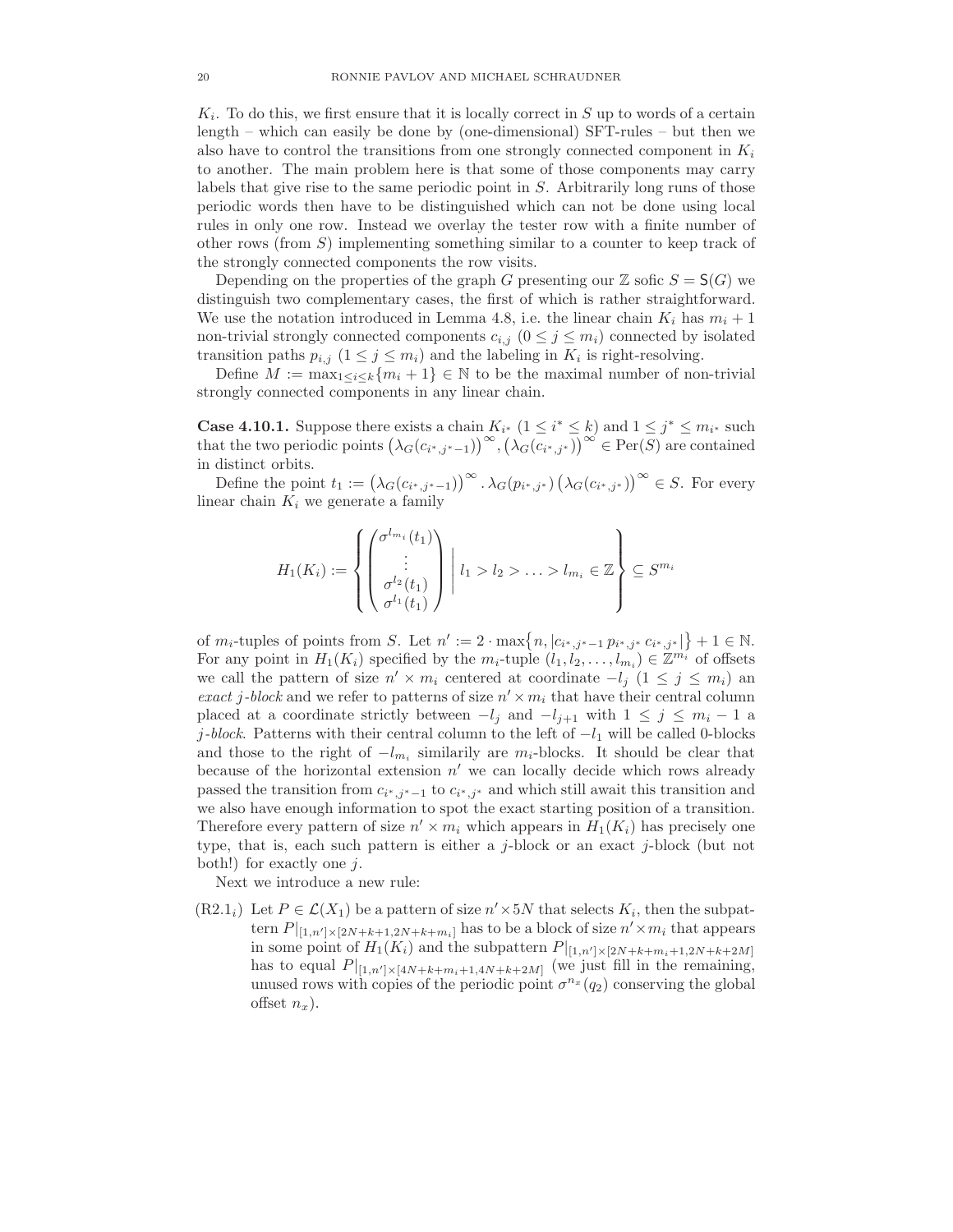$K_i$. To do this, we first ensure that it is locally correct in $S$ up to words of a certain length – which can easily be done by (one-dimensional) SFT-rules – but then we also have to control the transitions from one strongly connected component in $K_i$ to another. The main problem here is that some of those components may carry labels that give rise to the same periodic point in $S$. Arbitrarily long runs of those periodic words then have to be distinguished which can not be done using local rules in only one row. Instead we overlay the tester row with a finite number of other rows (from $S$) implementing something similar to a counter to keep track of the strongly connected components the row visits.

Depending on the properties of the graph $G$ presenting our $\mathbb{Z}$ sofic $S = \mathsf{S}(G)$ we distinguish two complementary cases, the first of which is rather straightforward. We use the notation introduced in Lemma 4.8, i.e. the linear chain $K_i$ has $m_i + 1$ non-trivial strongly connected components $c_{i,j}$ $(0 \leq j \leq m_i)$ connected by isolated transition paths $p_{i,j}$ $(1 \leq j \leq m_i)$ and the labeling in $K_i$ is right-resolving.

Define $M := \max_{1 \leq i \leq k}\{m_i + 1\} \in \mathbb{N}$ to be the maximal number of non-trivial strongly connected components in any linear chain.

**Case 4.10.1.** Suppose there exists a chain $K_{i^*}$ $(1 \leq i^* \leq k)$ and $1 \leq j^* \leq m_{i^*}$ such that the two periodic points $\left(\lambda_G(c_{i^*,j^*-1})\right)^\infty, \left(\lambda_G(c_{i^*,j^*})\right)^\infty \in \mathrm{Per}(S)$ are contained in distinct orbits.

Define the point $t_1 := \left(\lambda_G(c_{i^*,j^*-1})\right)^\infty . \lambda_G(p_{i^*,j^*}) \left(\lambda_G(c_{i^*,j^*})\right)^\infty \in S$. For every linear chain $K_i$ we generate a family

$$H_1(K_i) := \left\{ \begin{pmatrix} \sigma^{l_{m_i}}(t_1) \\ \vdots \\ \sigma^{l_2}(t_1) \\ \sigma^{l_1}(t_1) \end{pmatrix} \,\middle|\, l_1 > l_2 > \ldots > l_{m_i} \in \mathbb{Z} \right\} \subseteq S^{m_i}$$

of $m_i$-tuples of points from $S$. Let $n' := 2 \cdot \max\{n, |c_{i^*,j^*-1}\, p_{i^*,j^*}\, c_{i^*,j^*}|\} + 1 \in \mathbb{N}$. For any point in $H_1(K_i)$ specified by the $m_i$-tuple $(l_1, l_2, \ldots, l_{m_i}) \in \mathbb{Z}^{m_i}$ of offsets we call the pattern of size $n' \times m_i$ centered at coordinate $-l_j$ $(1 \leq j \leq m_i)$ an *exact $j$-block* and we refer to patterns of size $n' \times m_i$ that have their central column placed at a coordinate strictly between $-l_j$ and $-l_{j+1}$ with $1 \leq j \leq m_i - 1$ a *$j$-block*. Patterns with their central column to the left of $-l_1$ will be called 0-blocks and those to the right of $-l_{m_i}$ similarily are $m_i$-blocks. It should be clear that because of the horizontal extension $n'$ we can locally decide which rows already passed the transition from $c_{i^*,j^*-1}$ to $c_{i^*,j^*}$ and which still await this transition and we also have enough information to spot the exact starting position of a transition. Therefore every pattern of size $n' \times m_i$ which appears in $H_1(K_i)$ has precisely one type, that is, each such pattern is either a $j$-block or an exact $j$-block (but not both!) for exactly one $j$.

Next we introduce a new rule:

(R2.1$_i$) Let $P \in \mathcal{L}(X_1)$ be a pattern of size $n' \times 5N$ that selects $K_i$, then the subpattern $P|_{[1,n'] \times [2N+k+1, 2N+k+m_i]}$ has to be a block of size $n' \times m_i$ that appears in some point of $H_1(K_i)$ and the subpattern $P|_{[1,n'] \times [2N+k+m_i+1, 2N+k+2M]}$ has to equal $P|_{[1,n'] \times [4N+k+m_i+1, 4N+k+2M]}$ (we just fill in the remaining, unused rows with copies of the periodic point $\sigma^{n_x}(q_2)$ conserving the global offset $n_x$).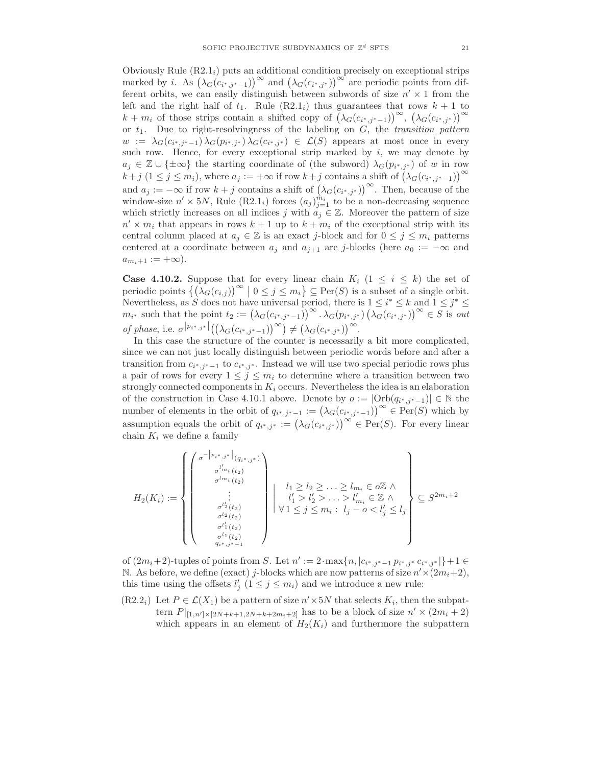Obviously Rule (R2.1$_i$) puts an additional condition precisely on exceptional strips marked by $i$. As $\left(\lambda_G(c_{i^*,j^*-1})\right)^\infty$ and $\left(\lambda_G(c_{i^*,j^*})\right)^\infty$ are periodic points from different orbits, we can easily distinguish between subwords of size $n' \times 1$ from the left and the right half of $t_1$. Rule (R2.1$_i$) thus guarantees that rows $k+1$ to $k+m_i$ of those strips contain a shifted copy of $\left(\lambda_G(c_{i^*,j^*-1})\right)^\infty$, $\left(\lambda_G(c_{i^*,j^*})\right)^\infty$ or $t_1$. Due to right-resolvingness of the labeling on $G$, the *transition pattern* $w := \lambda_G(c_{i^*,j^*-1})\,\lambda_G(p_{i^*,j^*})\,\lambda_G(c_{i^*,j^*}) \in \mathcal{L}(S)$ appears at most once in every such row. Hence, for every exceptional strip marked by $i$, we may denote by $a_j \in \mathbb{Z} \cup \{\pm\infty\}$ the starting coordinate of (the subword) $\lambda_G(p_{i^*,j^*})$ of $w$ in row $k+j$ ($1 \leq j \leq m_i$), where $a_j := +\infty$ if row $k+j$ contains a shift of $\left(\lambda_G(c_{i^*,j^*-1})\right)^\infty$ and $a_j := -\infty$ if row $k+j$ contains a shift of $\left(\lambda_G(c_{i^*,j^*})\right)^\infty$. Then, because of the window-size $n' \times 5N$, Rule (R2.1$_i$) forces $(a_j)_{j=1}^{m_i}$ to be a non-decreasing sequence which strictly increases on all indices $j$ with $a_j \in \mathbb{Z}$. Moreover the pattern of size $n' \times m_i$ that appears in rows $k+1$ up to $k+m_i$ of the exceptional strip with its central column placed at $a_j \in \mathbb{Z}$ is an exact $j$-block and for $0 \leq j \leq m_i$ patterns centered at a coordinate between $a_j$ and $a_{j+1}$ are $j$-blocks (here $a_0 := -\infty$ and $a_{m_i+1} := +\infty$).

**Case 4.10.2.** Suppose that for every linear chain $K_i$ ($1 \leq i \leq k$) the set of periodic points $\left\{\left(\lambda_G(c_{i,j})\right)^\infty \;\middle|\; 0 \leq j \leq m_i\right\} \subseteq \mathrm{Per}(S)$ is a subset of a single orbit. Nevertheless, as $S$ does not have universal period, there is $1 \leq i^* \leq k$ and $1 \leq j^* \leq m_{i^*}$ such that the point $t_2 := \left(\lambda_G(c_{i^*,j^*-1})\right)^\infty . \lambda_G(p_{i^*,j^*})\left(\lambda_G(c_{i^*,j^*})\right)^\infty \in S$ is *out of phase*, i.e. $\sigma^{|p_{i^*,j^*}|}\left(\left(\lambda_G(c_{i^*,j^*-1})\right)^\infty\right) \neq \left(\lambda_G(c_{i^*,j^*})\right)^\infty$.

In this case the structure of the counter is necessarily a bit more complicated, since we can not just locally distinguish between periodic words before and after a transition from $c_{i^*,j^*-1}$ to $c_{i^*,j^*}$. Instead we will use two special periodic rows plus a pair of rows for every $1 \leq j \leq m_i$ to determine where a transition between two strongly connected components in $K_i$ occurs. Nevertheless the idea is an elaboration of the construction in Case 4.10.1 above. Denote by $o := |\mathrm{Orb}(q_{i^*,j^*-1})| \in \mathbb{N}$ the number of elements in the orbit of $q_{i^*,j^*-1} := \left(\lambda_G(c_{i^*,j^*-1})\right)^\infty \in \mathrm{Per}(S)$ which by assumption equals the orbit of $q_{i^*,j^*} := \left(\lambda_G(c_{i^*,j^*})\right)^\infty \in \mathrm{Per}(S)$. For every linear chain $K_i$ we define a family

$$H_2(K_i) := \left\{ \begin{pmatrix} \sigma^{-|p_{i^*,j^*}|}(q_{i^*,j^*}) \\ \sigma^{l'_{m_i}}(t_2) \\ \sigma^{l_{m_i}}(t_2) \\ \vdots \\ \sigma^{l'_2}(t_2) \\ \sigma^{l_2}(t_2) \\ \sigma^{l'_1}(t_2) \\ \sigma^{l_1}(t_2) \\ q_{i^*,j^*-1} \end{pmatrix} \;\middle|\; \begin{array}{l} l_1 \geq l_2 \geq \ldots \geq l_{m_i} \in o\mathbb{Z} \;\wedge \\ l'_1 > l'_2 > \ldots > l'_{m_i} \in \mathbb{Z} \;\wedge \\ \forall\, 1 \leq j \leq m_i:\; l_j - o < l'_j \leq l_j \end{array} \right\} \subseteq S^{2m_i+2}$$

of $(2m_i+2)$-tuples of points from $S$. Let $n' := 2 \cdot \max\{n, |c_{i^*,j^*-1}\,p_{i^*,j^*}\,c_{i^*,j^*}|\} + 1 \in \mathbb{N}$. As before, we define (exact) $j$-blocks which are now patterns of size $n' \times (2m_i+2)$, this time using the offsets $l'_j$ ($1 \leq j \leq m_i$) and we introduce a new rule:

(R2.2$_i$) Let $P \in \mathcal{L}(X_1)$ be a pattern of size $n' \times 5N$ that selects $K_i$, then the subpattern $P|_{[1,n'] \times [2N+k+1,2N+k+2m_i+2]}$ has to be a block of size $n' \times (2m_i+2)$ which appears in an element of $H_2(K_i)$ and furthermore the subpattern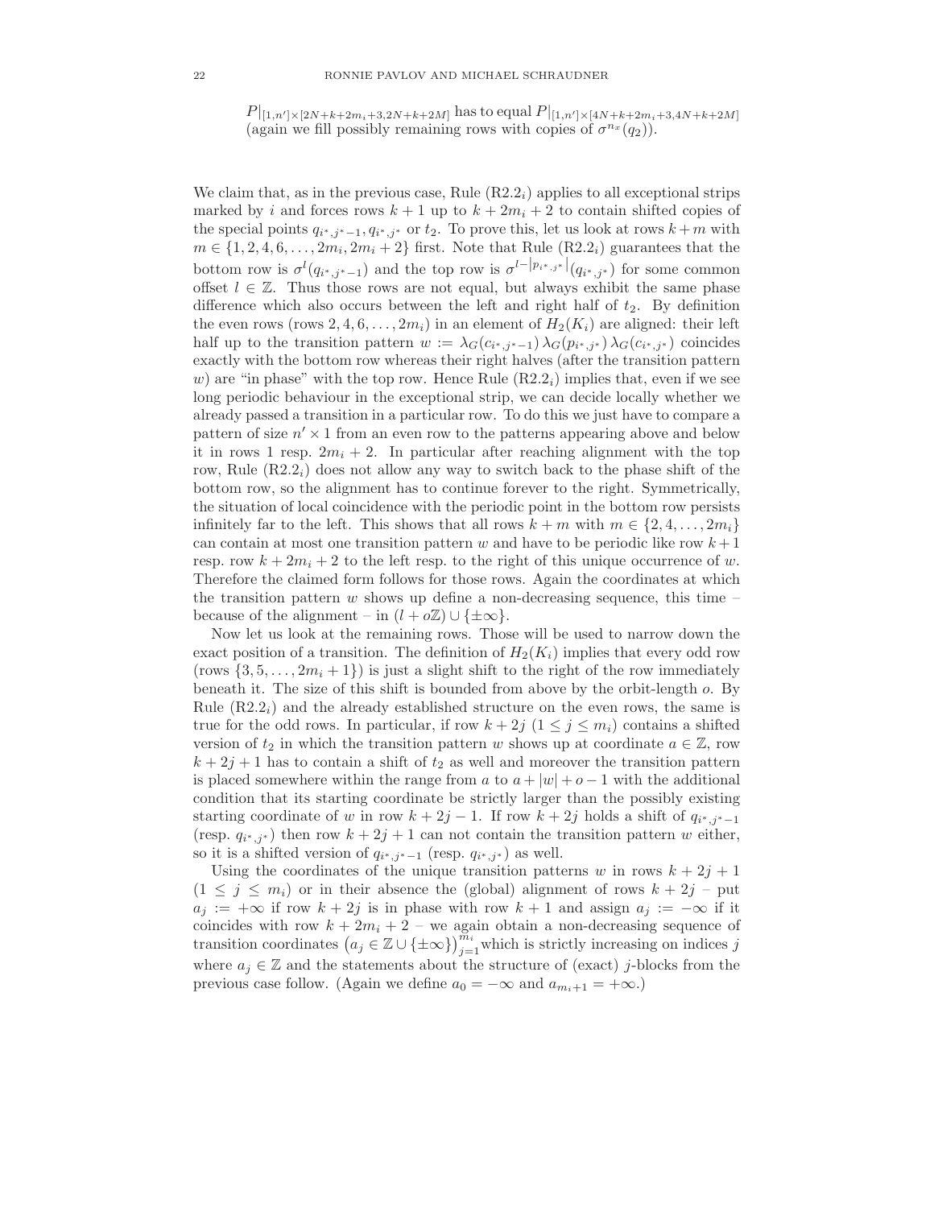$P|_{[1,n']\times[2N+k+2m_i+3,2N+k+2M]}$ has to equal $P|_{[1,n']\times[4N+k+2m_i+3,4N+k+2M]}$ (again we fill possibly remaining rows with copies of $\sigma^{n_x}(q_2)$).

We claim that, as in the previous case, Rule (R2.2$_i$) applies to all exceptional strips marked by $i$ and forces rows $k+1$ up to $k+2m_i+2$ to contain shifted copies of the special points $q_{i^*,j^*-1}, q_{i^*,j^*}$ or $t_2$. To prove this, let us look at rows $k+m$ with $m \in \{1, 2, 4, 6, \ldots, 2m_i, 2m_i+2\}$ first. Note that Rule (R2.2$_i$) guarantees that the bottom row is $\sigma^l(q_{i^*,j^*-1})$ and the top row is $\sigma^{l-|p_{i^*,j^*}|}(q_{i^*,j^*})$ for some common offset $l \in \mathbb{Z}$. Thus those rows are not equal, but always exhibit the same phase difference which also occurs between the left and right half of $t_2$. By definition the even rows (rows $2, 4, 6, \ldots, 2m_i$) in an element of $H_2(K_i)$ are aligned: their left half up to the transition pattern $w := \lambda_G(c_{i^*,j^*-1})\,\lambda_G(p_{i^*,j^*})\,\lambda_G(c_{i^*,j^*})$ coincides exactly with the bottom row whereas their right halves (after the transition pattern $w$) are "in phase" with the top row. Hence Rule (R2.2$_i$) implies that, even if we see long periodic behaviour in the exceptional strip, we can decide locally whether we already passed a transition in a particular row. To do this we just have to compare a pattern of size $n' \times 1$ from an even row to the patterns appearing above and below it in rows 1 resp. $2m_i+2$. In particular after reaching alignment with the top row, Rule (R2.2$_i$) does not allow any way to switch back to the phase shift of the bottom row, so the alignment has to continue forever to the right. Symmetrically, the situation of local coincidence with the periodic point in the bottom row persists infinitely far to the left. This shows that all rows $k+m$ with $m \in \{2, 4, \ldots, 2m_i\}$ can contain at most one transition pattern $w$ and have to be periodic like row $k+1$ resp. row $k+2m_i+2$ to the left resp. to the right of this unique occurrence of $w$. Therefore the claimed form follows for those rows. Again the coordinates at which the transition pattern $w$ shows up define a non-decreasing sequence, this time – because of the alignment – in $(l + o\mathbb{Z}) \cup \{\pm\infty\}$.

Now let us look at the remaining rows. Those will be used to narrow down the exact position of a transition. The definition of $H_2(K_i)$ implies that every odd row (rows $\{3, 5, \ldots, 2m_i+1\}$) is just a slight shift to the right of the row immediately beneath it. The size of this shift is bounded from above by the orbit-length $o$. By Rule (R2.2$_i$) and the already established structure on the even rows, the same is true for the odd rows. In particular, if row $k+2j$ $(1 \le j \le m_i)$ contains a shifted version of $t_2$ in which the transition pattern $w$ shows up at coordinate $a \in \mathbb{Z}$, row $k+2j+1$ has to contain a shift of $t_2$ as well and moreover the transition pattern is placed somewhere within the range from $a$ to $a+|w|+o-1$ with the additional condition that its starting coordinate be strictly larger than the possibly existing starting coordinate of $w$ in row $k+2j-1$. If row $k+2j$ holds a shift of $q_{i^*,j^*-1}$ (resp. $q_{i^*,j^*}$) then row $k+2j+1$ can not contain the transition pattern $w$ either, so it is a shifted version of $q_{i^*,j^*-1}$ (resp. $q_{i^*,j^*}$) as well.

Using the coordinates of the unique transition patterns $w$ in rows $k+2j+1$ $(1 \le j \le m_i)$ or in their absence the (global) alignment of rows $k+2j$ – put $a_j := +\infty$ if row $k+2j$ is in phase with row $k+1$ and assign $a_j := -\infty$ if it coincides with row $k+2m_i+2$ – we again obtain a non-decreasing sequence of transition coordinates $\left(a_j \in \mathbb{Z} \cup \{\pm\infty\}\right)_{j=1}^{m_i}$ which is strictly increasing on indices $j$ where $a_j \in \mathbb{Z}$ and the statements about the structure of (exact) $j$-blocks from the previous case follow. (Again we define $a_0 = -\infty$ and $a_{m_i+1} = +\infty$.)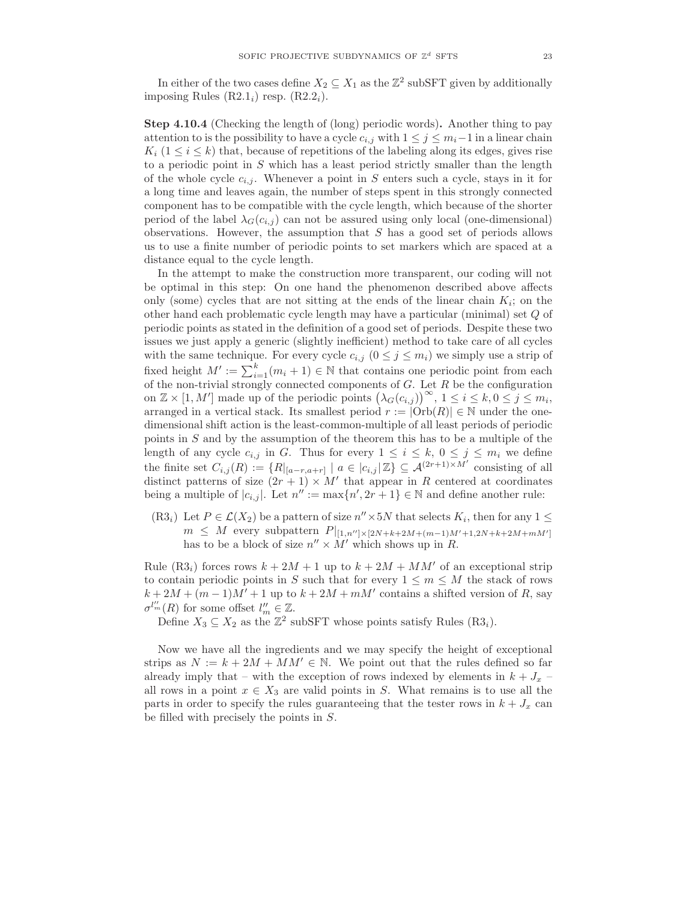In either of the two cases define $X_2 \subseteq X_1$ as the $\mathbb{Z}^2$ subSFT given by additionally imposing Rules (R2.1$_i$) resp. (R2.2$_i$).

**Step 4.10.4** (Checking the length of (long) periodic words)**.** Another thing to pay attention to is the possibility to have a cycle $c_{i,j}$ with $1 \le j \le m_i - 1$ in a linear chain $K_i$ ($1 \le i \le k$) that, because of repetitions of the labeling along its edges, gives rise to a periodic point in $S$ which has a least period strictly smaller than the length of the whole cycle $c_{i,j}$. Whenever a point in $S$ enters such a cycle, stays in it for a long time and leaves again, the number of steps spent in this strongly connected component has to be compatible with the cycle length, which because of the shorter period of the label $\lambda_G(c_{i,j})$ can not be assured using only local (one-dimensional) observations. However, the assumption that $S$ has a good set of periods allows us to use a finite number of periodic points to set markers which are spaced at a distance equal to the cycle length.

In the attempt to make the construction more transparent, our coding will not be optimal in this step: On one hand the phenomenon described above affects only (some) cycles that are not sitting at the ends of the linear chain $K_i$; on the other hand each problematic cycle length may have a particular (minimal) set $Q$ of periodic points as stated in the definition of a good set of periods. Despite these two issues we just apply a generic (slightly inefficient) method to take care of all cycles with the same technique. For every cycle $c_{i,j}$ ($0 \le j \le m_i$) we simply use a strip of fixed height $M' := \sum_{i=1}^{k}(m_i + 1) \in \mathbb{N}$ that contains one periodic point from each of the non-trivial strongly connected components of $G$. Let $R$ be the configuration on $\mathbb{Z} \times [1, M']$ made up of the periodic points $\left(\lambda_G(c_{i,j})\right)^\infty$, $1 \le i \le k, 0 \le j \le m_i$, arranged in a vertical stack. Its smallest period $r := |\mathrm{Orb}(R)| \in \mathbb{N}$ under the one-dimensional shift action is the least-common-multiple of all least periods of periodic points in $S$ and by the assumption of the theorem this has to be a multiple of the length of any cycle $c_{i,j}$ in $G$. Thus for every $1 \le i \le k$, $0 \le j \le m_i$ we define the finite set $C_{i,j}(R) := \{R|_{[a-r,a+r]} \mid a \in |c_{i,j}|\mathbb{Z}\} \subseteq \mathcal{A}^{(2r+1)\times M'}$ consisting of all distinct patterns of size $(2r+1) \times M'$ that appear in $R$ centered at coordinates being a multiple of $|c_{i,j}|$. Let $n'' := \max\{n', 2r+1\} \in \mathbb{N}$ and define another rule:

(R3$_i$) Let $P \in \mathcal{L}(X_2)$ be a pattern of size $n'' \times 5N$ that selects $K_i$, then for any $1 \le m \le M$ every subpattern $P|_{[1,n'']\times[2N+k+2M+(m-1)M'+1,2N+k+2M+mM']}$ has to be a block of size $n'' \times M'$ which shows up in $R$.

Rule (R3$_i$) forces rows $k + 2M + 1$ up to $k + 2M + MM'$ of an exceptional strip to contain periodic points in $S$ such that for every $1 \le m \le M$ the stack of rows $k + 2M + (m-1)M' + 1$ up to $k + 2M + mM'$ contains a shifted version of $R$, say $\sigma^{l''_m}(R)$ for some offset $l''_m \in \mathbb{Z}$.

Define $X_3 \subseteq X_2$ as the $\mathbb{Z}^2$ subSFT whose points satisfy Rules (R3$_i$).

Now we have all the ingredients and we may specify the height of exceptional strips as $N := k + 2M + MM' \in \mathbb{N}$. We point out that the rules defined so far already imply that – with the exception of rows indexed by elements in $k + J_x$ – all rows in a point $x \in X_3$ are valid points in $S$. What remains is to use all the parts in order to specify the rules guaranteeing that the tester rows in $k + J_x$ can be filled with precisely the points in $S$.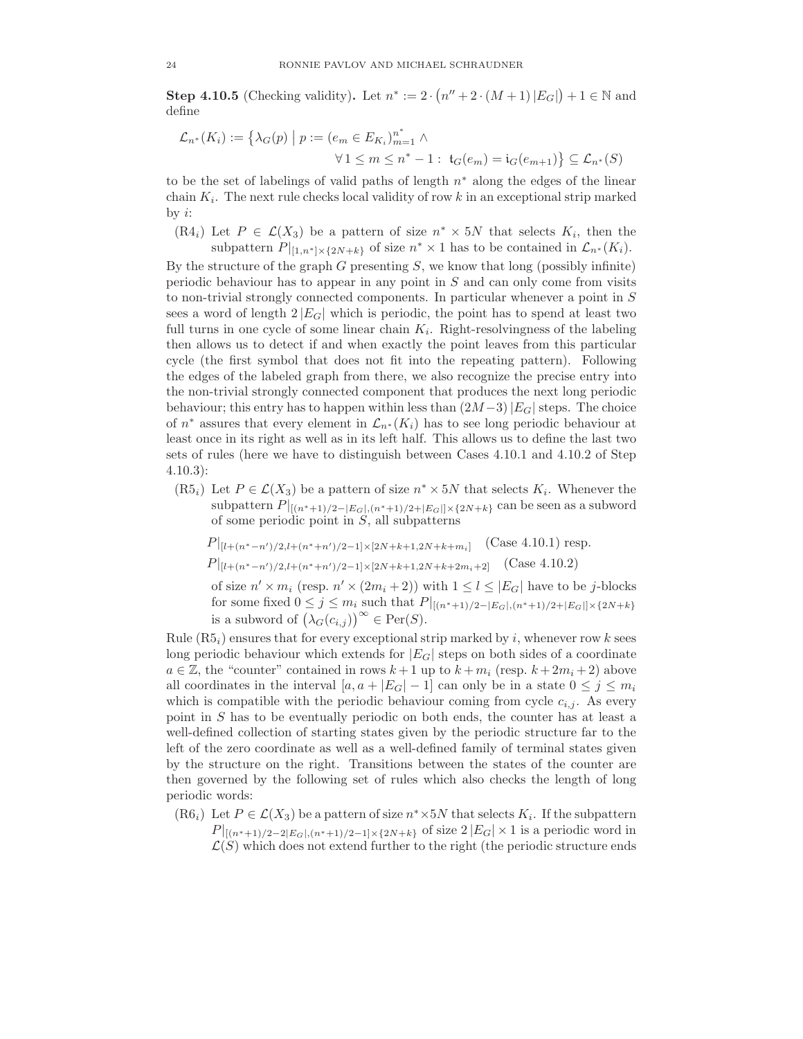**Step 4.10.5** (Checking validity)**.** Let $n^* := 2 \cdot \big(n'' + 2 \cdot (M+1)\,|E_G|\big) + 1 \in \mathbb{N}$ and define

$$\mathcal{L}_{n^*}(K_i) := \big\{ \lambda_G(p) \;\big|\; p := (e_m \in E_{K_i})_{m=1}^{n^*} \wedge \\ \forall\, 1 \leq m \leq n^* - 1 :\; \mathfrak{t}_G(e_m) = \mathfrak{i}_G(e_{m+1}) \big\} \subseteq \mathcal{L}_{n^*}(S)$$

to be the set of labelings of valid paths of length $n^*$ along the edges of the linear chain $K_i$. The next rule checks local validity of row $k$ in an exceptional strip marked by $i$:

(R4$_i$) Let $P \in \mathcal{L}(X_3)$ be a pattern of size $n^* \times 5N$ that selects $K_i$, then the subpattern $P|_{[1,n^*]\times\{2N+k\}}$ of size $n^* \times 1$ has to be contained in $\mathcal{L}_{n^*}(K_i)$.

By the structure of the graph $G$ presenting $S$, we know that long (possibly infinite) periodic behaviour has to appear in any point in $S$ and can only come from visits to non-trivial strongly connected components. In particular whenever a point in $S$ sees a word of length $2\,|E_G|$ which is periodic, the point has to spend at least two full turns in one cycle of some linear chain $K_i$. Right-resolvingness of the labeling then allows us to detect if and when exactly the point leaves from this particular cycle (the first symbol that does not fit into the repeating pattern). Following the edges of the labeled graph from there, we also recognize the precise entry into the non-trivial strongly connected component that produces the next long periodic behaviour; this entry has to happen within less than $(2M-3)\,|E_G|$ steps. The choice of $n^*$ assures that every element in $\mathcal{L}_{n^*}(K_i)$ has to see long periodic behaviour at least once in its right as well as in its left half. This allows us to define the last two sets of rules (here we have to distinguish between Cases 4.10.1 and 4.10.2 of Step 4.10.3):

(R5$_i$) Let $P \in \mathcal{L}(X_3)$ be a pattern of size $n^* \times 5N$ that selects $K_i$. Whenever the subpattern $P|_{[(n^*+1)/2-|E_G|,(n^*+1)/2+|E_G|]\times\{2N+k\}}$ can be seen as a subword of some periodic point in $S$, all subpatterns

$$P|_{[l+(n^*-n')/2,\,l+(n^*+n')/2-1]\times[2N+k+1,\,2N+k+m_i]} \quad \text{(Case 4.10.1) resp.}$$
$$P|_{[l+(n^*-n')/2,\,l+(n^*+n')/2-1]\times[2N+k+1,\,2N+k+2m_i+2]} \quad \text{(Case 4.10.2)}$$

of size $n' \times m_i$ (resp. $n' \times (2m_i+2)$) with $1 \leq l \leq |E_G|$ have to be $j$-blocks for some fixed $0 \leq j \leq m_i$ such that $P|_{[(n^*+1)/2-|E_G|,(n^*+1)/2+|E_G|]\times\{2N+k\}}$ is a subword of $\big(\lambda_G(c_{i,j})\big)^\infty \in \mathrm{Per}(S)$.

Rule (R5$_i$) ensures that for every exceptional strip marked by $i$, whenever row $k$ sees long periodic behaviour which extends for $|E_G|$ steps on both sides of a coordinate $a \in \mathbb{Z}$, the "counter" contained in rows $k+1$ up to $k+m_i$ (resp. $k+2m_i+2$) above all coordinates in the interval $[a, a+|E_G|-1]$ can only be in a state $0 \leq j \leq m_i$ which is compatible with the periodic behaviour coming from cycle $c_{i,j}$. As every point in $S$ has to be eventually periodic on both ends, the counter has at least a well-defined collection of starting states given by the periodic structure far to the left of the zero coordinate as well as a well-defined family of terminal states given by the structure on the right. Transitions between the states of the counter are then governed by the following set of rules which also checks the length of long periodic words:

(R6$_i$) Let $P \in \mathcal{L}(X_3)$ be a pattern of size $n^* \times 5N$ that selects $K_i$. If the subpattern $P|_{[(n^*+1)/2-2|E_G|,(n^*+1)/2-1]\times\{2N+k\}}$ of size $2\,|E_G| \times 1$ is a periodic word in $\mathcal{L}(S)$ which does not extend further to the right (the periodic structure ends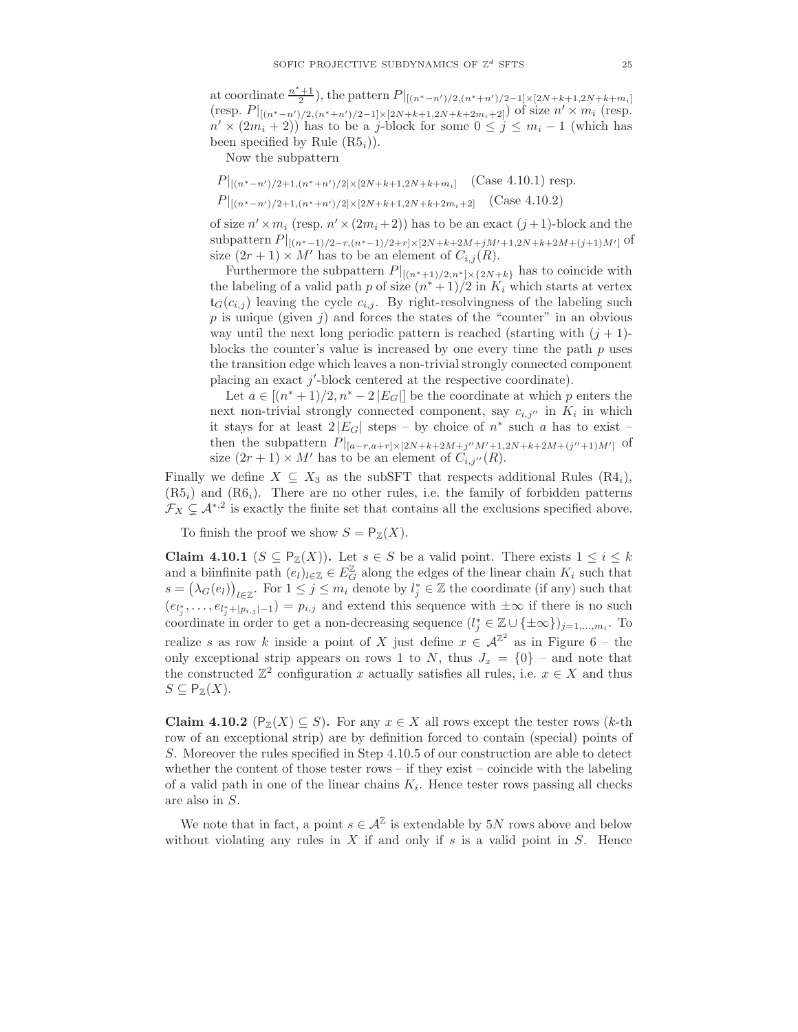at coordinate $\frac{n^*+1}{2}$), the pattern $P|_{[(n^*-n')/2,(n^*+n')/2-1]\times[2N+k+1,2N+k+m_i]}$ (resp. $P|_{[(n^*-n')/2,(n^*+n')/2-1]\times[2N+k+1,2N+k+2m_i+2]}$) of size $n' \times m_i$ (resp. $n' \times (2m_i+2)$) has to be a $j$-block for some $0 \leq j \leq m_i - 1$ (which has been specified by Rule (R5$_i$)).

Now the subpattern

$$P|_{[(n^*-n')/2+1,(n^*+n')/2]\times[2N+k+1,2N+k+m_i]} \quad \text{(Case 4.10.1) resp.}$$
$$P|_{[(n^*-n')/2+1,(n^*+n')/2]\times[2N+k+1,2N+k+2m_i+2]} \quad \text{(Case 4.10.2)}$$

of size $n' \times m_i$ (resp. $n' \times (2m_i+2)$) has to be an exact $(j+1)$-block and the subpattern $P|_{[(n^*-1)/2-r,(n^*-1)/2+r]\times[2N+k+2M+jM'+1,2N+k+2M+(j+1)M']}$ of size $(2r+1)\times M'$ has to be an element of $C_{i,j}(R)$.

Furthermore the subpattern $P|_{[(n^*+1)/2,n^*]\times\{2N+k\}}$ has to coincide with the labeling of a valid path $p$ of size $(n^*+1)/2$ in $K_i$ which starts at vertex $\mathsf{t}_G(c_{i,j})$ leaving the cycle $c_{i,j}$. By right-resolvingness of the labeling such $p$ is unique (given $j$) and forces the states of the "counter" in an obvious way until the next long periodic pattern is reached (starting with $(j+1)$-blocks the counter's value is increased by one every time the path $p$ uses the transition edge which leaves a non-trivial strongly connected component placing an exact $j'$-block centered at the respective coordinate).

Let $a \in [(n^*+1)/2, n^* - 2|E_G|]$ be the coordinate at which $p$ enters the next non-trivial strongly connected component, say $c_{i,j''}$ in $K_i$ in which it stays for at least $2|E_G|$ steps – by choice of $n^*$ such $a$ has to exist – then the subpattern $P|_{[a-r,a+r]\times[2N+k+2M+j''M'+1,2N+k+2M+(j''+1)M']}$ of size $(2r+1)\times M'$ has to be an element of $C_{i,j''}(R)$.

Finally we define $X \subseteq X_3$ as the subSFT that respects additional Rules (R4$_i$), (R5$_i$) and (R6$_i$). There are no other rules, i.e. the family of forbidden patterns $\mathcal{F}_X \subsetneq \mathcal{A}^{*,2}$ is exactly the finite set that contains all the exclusions specified above.

To finish the proof we show $S = \mathsf{P}_{\mathbb{Z}}(X)$.

**Claim 4.10.1** ($S \subseteq \mathsf{P}_{\mathbb{Z}}(X)$)**.** Let $s \in S$ be a valid point. There exists $1 \leq i \leq k$ and a biinfinite path $(e_l)_{l\in\mathbb{Z}} \in E_G^{\mathbb{Z}}$ along the edges of the linear chain $K_i$ such that $s = \big(\lambda_G(e_l)\big)_{l\in\mathbb{Z}}$. For $1 \leq j \leq m_i$ denote by $l_j^* \in \mathbb{Z}$ the coordinate (if any) such that $(e_{l_j^*}, \ldots, e_{l_j^*+|p_{i,j}|-1}) = p_{i,j}$ and extend this sequence with $\pm\infty$ if there is no such coordinate in order to get a non-decreasing sequence $(l_j^* \in \mathbb{Z}\cup\{\pm\infty\})_{j=1,\ldots,m_i}$. To realize $s$ as row $k$ inside a point of $X$ just define $x \in \mathcal{A}^{\mathbb{Z}^2}$ as in Figure 6 – the only exceptional strip appears on rows 1 to $N$, thus $J_x = \{0\}$ – and note that the constructed $\mathbb{Z}^2$ configuration $x$ actually satisfies all rules, i.e. $x \in X$ and thus $S \subseteq \mathsf{P}_{\mathbb{Z}}(X)$.

**Claim 4.10.2** ($\mathsf{P}_{\mathbb{Z}}(X) \subseteq S$)**.** For any $x \in X$ all rows except the tester rows ($k$-th row of an exceptional strip) are by definition forced to contain (special) points of $S$. Moreover the rules specified in Step 4.10.5 of our construction are able to detect whether the content of those tester rows – if they exist – coincide with the labeling of a valid path in one of the linear chains $K_i$. Hence tester rows passing all checks are also in $S$.

We note that in fact, a point $s \in \mathcal{A}^{\mathbb{Z}}$ is extendable by $5N$ rows above and below without violating any rules in $X$ if and only if $s$ is a valid point in $S$. Hence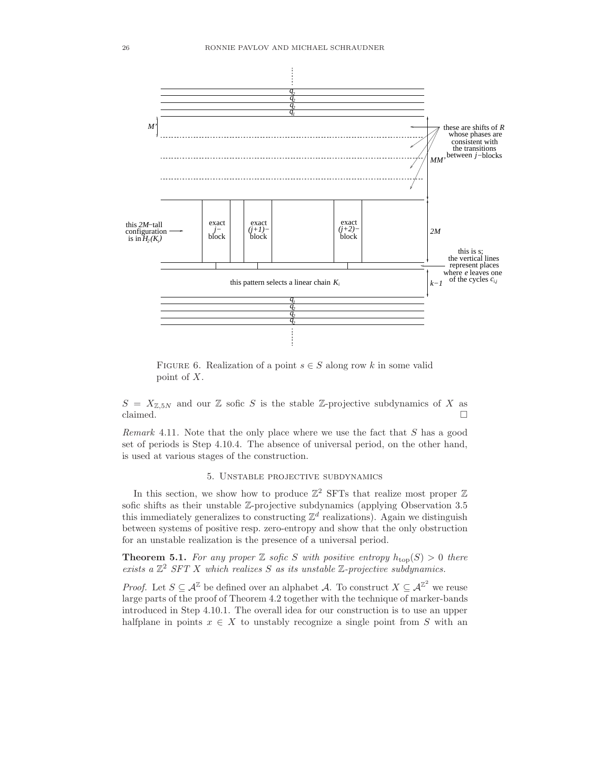FIGURE 6. Realization of a point $s \in S$ along row $k$ in some valid point of $X$.

$S = X_{\mathbb{Z},5N}$ and our $\mathbb{Z}$ sofic $S$ is the stable $\mathbb{Z}$-projective subdynamics of $X$ as claimed. □

*Remark* 4.11. Note that the only place where we use the fact that $S$ has a good set of periods is Step 4.10.4. The absence of universal period, on the other hand, is used at various stages of the construction.

## 5. Unstable projective subdynamics

In this section, we show how to produce $\mathbb{Z}^2$ SFTs that realize most proper $\mathbb{Z}$ sofic shifts as their unstable $\mathbb{Z}$-projective subdynamics (applying Observation 3.5 this immediately generalizes to constructing $\mathbb{Z}^d$ realizations). Again we distinguish between systems of positive resp. zero-entropy and show that the only obstruction for an unstable realization is the presence of a universal period.

**Theorem 5.1.** *For any proper $\mathbb{Z}$ sofic $S$ with positive entropy $h_{\mathrm{top}}(S) > 0$ there exists a $\mathbb{Z}^2$ SFT $X$ which realizes $S$ as its unstable $\mathbb{Z}$-projective subdynamics.*

*Proof.* Let $S \subseteq \mathcal{A}^{\mathbb{Z}}$ be defined over an alphabet $\mathcal{A}$. To construct $X \subseteq \mathcal{A}^{\mathbb{Z}^2}$ we reuse large parts of the proof of Theorem 4.2 together with the technique of marker-bands introduced in Step 4.10.1. The overall idea for our construction is to use an upper halfplane in points $x \in X$ to unstably recognize a single point from $S$ with an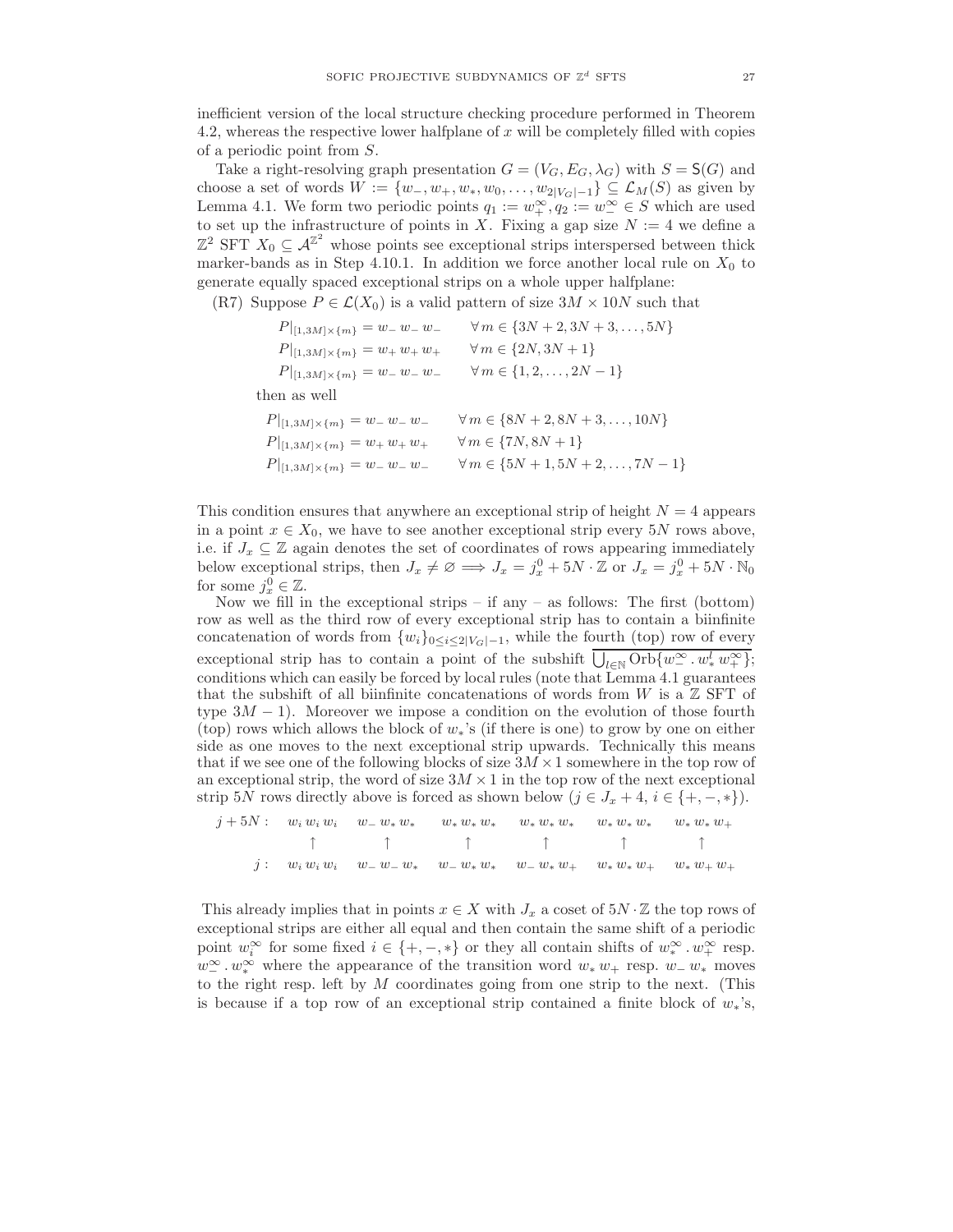inefficient version of the local structure checking procedure performed in Theorem 4.2, whereas the respective lower halfplane of $x$ will be completely filled with copies of a periodic point from $S$.

Take a right-resolving graph presentation $G = (V_G, E_G, \lambda_G)$ with $S = \mathsf{S}(G)$ and choose a set of words $W := \{w_-, w_+, w_*, w_0, \dots, w_{2|V_G|-1}\} \subseteq \mathcal{L}_M(S)$ as given by Lemma 4.1. We form two periodic points $q_1 := w_+^\infty, q_2 := w_-^\infty \in S$ which are used to set up the infrastructure of points in $X$. Fixing a gap size $N := 4$ we define a $\mathbb{Z}^2$ SFT $X_0 \subseteq \mathcal{A}^{\mathbb{Z}^2}$ whose points see exceptional strips interspersed between thick marker-bands as in Step 4.10.1. In addition we force another local rule on $X_0$ to generate equally spaced exceptional strips on a whole upper halfplane:

(R7) Suppose $P \in \mathcal{L}(X_0)$ is a valid pattern of size $3M \times 10N$ such that

$$\begin{aligned} P|_{[1,3M]\times\{m\}} &= w_-\,w_-\,w_- \qquad \forall\, m \in \{3N+2, 3N+3, \dots, 5N\} \\ P|_{[1,3M]\times\{m\}} &= w_+\,w_+\,w_+ \qquad \forall\, m \in \{2N, 3N+1\} \\ P|_{[1,3M]\times\{m\}} &= w_-\,w_-\,w_- \qquad \forall\, m \in \{1, 2, \dots, 2N-1\} \end{aligned}$$

then as well

$$\begin{aligned} P|_{[1,3M]\times\{m\}} &= w_-\,w_-\,w_- \qquad \forall\, m \in \{8N+2, 8N+3, \dots, 10N\} \\ P|_{[1,3M]\times\{m\}} &= w_+\,w_+\,w_+ \qquad \forall\, m \in \{7N, 8N+1\} \\ P|_{[1,3M]\times\{m\}} &= w_-\,w_-\,w_- \qquad \forall\, m \in \{5N+1, 5N+2, \dots, 7N-1\} \end{aligned}$$

This condition ensures that anywhere an exceptional strip of height $N = 4$ appears in a point $x \in X_0$, we have to see another exceptional strip every $5N$ rows above, i.e. if $J_x \subseteq \mathbb{Z}$ again denotes the set of coordinates of rows appearing immediately below exceptional strips, then $J_x \neq \varnothing \implies J_x = j_x^0 + 5N \cdot \mathbb{Z}$ or $J_x = j_x^0 + 5N \cdot \mathbb{N}_0$ for some $j_x^0 \in \mathbb{Z}$.

Now we fill in the exceptional strips – if any – as follows: The first (bottom) row as well as the third row of every exceptional strip has to contain a biinfinite concatenation of words from $\{w_i\}_{0 \le i \le 2|V_G|-1}$, while the fourth (top) row of every exceptional strip has to contain a point of the subshift $\overline{\bigcup_{l \in \mathbb{N}} \mathrm{Orb}\{w_-^\infty \,.\, w_*^l \, w_+^\infty\}}$; conditions which can easily be forced by local rules (note that Lemma 4.1 guarantees that the subshift of all biinfinite concatenations of words from $W$ is a $\mathbb{Z}$ SFT of type $3M - 1$). Moreover we impose a condition on the evolution of those fourth (top) rows which allows the block of $w_*$'s (if there is one) to grow by one on either side as one moves to the next exceptional strip upwards. Technically this means that if we see one of the following blocks of size $3M \times 1$ somewhere in the top row of an exceptional strip, the word of size $3M \times 1$ in the top row of the next exceptional strip $5N$ rows directly above is forced as shown below ($j \in J_x + 4$, $i \in \{+, -, *\}$).

$$\begin{array}{rcccccc} j + 5N: & w_i\,w_i\,w_i & w_-\,w_*\,w_* & w_*\,w_*\,w_* & w_*\,w_*\,w_* & w_*\,w_*\,w_* & w_*\,w_*\,w_+ \\ & \uparrow & \uparrow & \uparrow & \uparrow & \uparrow & \uparrow \\ j: & w_i\,w_i\,w_i & w_-\,w_-\,w_* & w_-\,w_*\,w_* & w_-\,w_*\,w_+ & w_*\,w_*\,w_+ & w_*\,w_+\,w_+ \end{array}$$

This already implies that in points $x \in X$ with $J_x$ a coset of $5N \cdot \mathbb{Z}$ the top rows of exceptional strips are either all equal and then contain the same shift of a periodic point $w_i^\infty$ for some fixed $i \in \{+, -, *\}$ or they all contain shifts of $w_*^\infty \,.\, w_+^\infty$ resp. $w_-^\infty \,.\, w_*^\infty$ where the appearance of the transition word $w_*\,w_+$ resp. $w_-\,w_*$ moves to the right resp. left by $M$ coordinates going from one strip to the next. (This is because if a top row of an exceptional strip contained a finite block of $w_*$'s,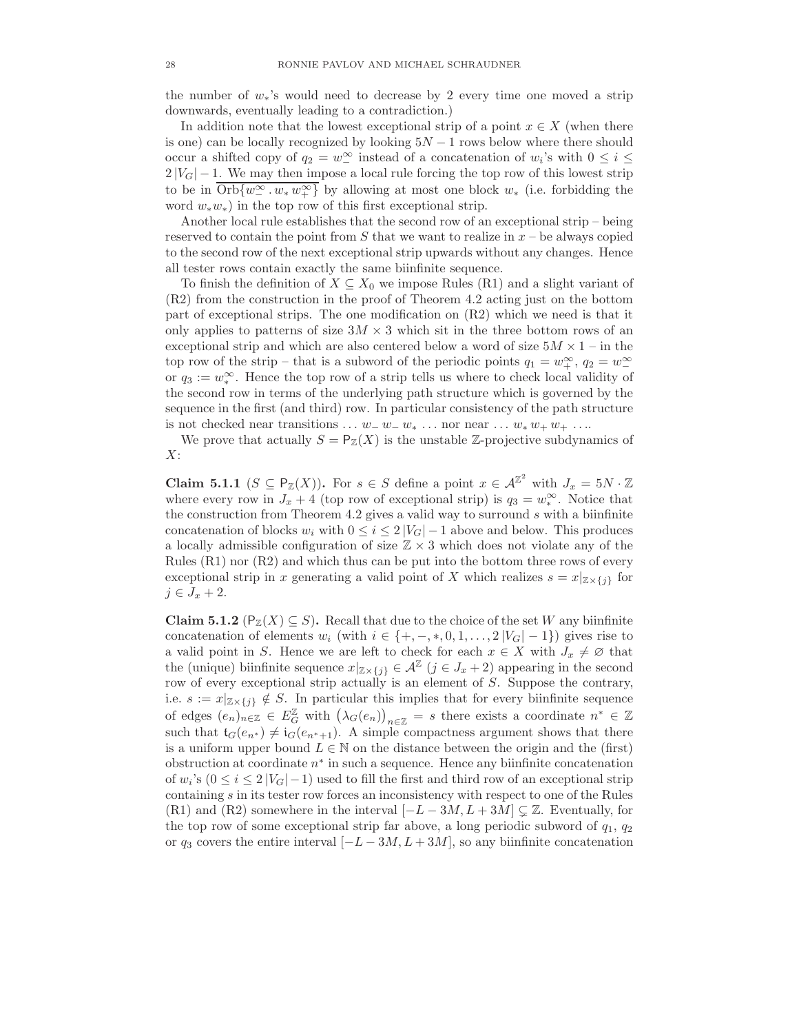the number of $w_*$'s would need to decrease by 2 every time one moved a strip downwards, eventually leading to a contradiction.)

In addition note that the lowest exceptional strip of a point $x \in X$ (when there is one) can be locally recognized by looking $5N - 1$ rows below where there should occur a shifted copy of $q_2 = w_-^\infty$ instead of a concatenation of $w_i$'s with $0 \leq i \leq 2|V_G| - 1$. We may then impose a local rule forcing the top row of this lowest strip to be in $\overline{\mathrm{Orb}\{w_-^\infty . w_* w_+^\infty\}}$ by allowing at most one block $w_*$ (i.e. forbidding the word $w_* w_*$) in the top row of this first exceptional strip.

Another local rule establishes that the second row of an exceptional strip – being reserved to contain the point from $S$ that we want to realize in $x$ – be always copied to the second row of the next exceptional strip upwards without any changes. Hence all tester rows contain exactly the same biinfinite sequence.

To finish the definition of $X \subseteq X_0$ we impose Rules (R1) and a slight variant of (R2) from the construction in the proof of Theorem 4.2 acting just on the bottom part of exceptional strips. The one modification on (R2) we need is that it only applies to patterns of size $3M \times 3$ which sit in the three bottom rows of an exceptional strip and which are also centered below a word of size $5M \times 1$ – in the top row of the strip – that is a subword of the periodic points $q_1 = w_+^\infty$, $q_2 = w_-^\infty$ or $q_3 := w_*^\infty$. Hence the top row of a strip tells us where to check local validity of the second row in terms of the underlying path structure which is governed by the sequence in the first (and third) row. In particular consistency of the path structure is not checked near transitions $\ldots w_- \, w_- \, w_* \ldots$ nor near $\ldots w_* \, w_+ \, w_+ \ldots$.

We prove that actually $S = \mathsf{P}_{\mathbb{Z}}(X)$ is the unstable $\mathbb{Z}$-projective subdynamics of $X$:

**Claim 5.1.1** ($S \subseteq \mathsf{P}_{\mathbb{Z}}(X)$)**.** For $s \in S$ define a point $x \in \mathcal{A}^{\mathbb{Z}^2}$ with $J_x = 5N \cdot \mathbb{Z}$ where every row in $J_x + 4$ (top row of exceptional strip) is $q_3 = w_*^\infty$. Notice that the construction from Theorem 4.2 gives a valid way to surround $s$ with a biinfinite concatenation of blocks $w_i$ with $0 \leq i \leq 2|V_G| - 1$ above and below. This produces a locally admissible configuration of size $\mathbb{Z} \times 3$ which does not violate any of the Rules (R1) nor (R2) and which thus can be put into the bottom three rows of every exceptional strip in $x$ generating a valid point of $X$ which realizes $s = x|_{\mathbb{Z} \times \{j\}}$ for $j \in J_x + 2$.

**Claim 5.1.2** ($\mathsf{P}_{\mathbb{Z}}(X) \subseteq S$)**.** Recall that due to the choice of the set $W$ any biinfinite concatenation of elements $w_i$ (with $i \in \{+, -, *, 0, 1, \ldots, 2|V_G| - 1\}$) gives rise to a valid point in $S$. Hence we are left to check for each $x \in X$ with $J_x \neq \varnothing$ that the (unique) biinfinite sequence $x|_{\mathbb{Z} \times \{j\}} \in \mathcal{A}^{\mathbb{Z}}$ ($j \in J_x + 2$) appearing in the second row of every exceptional strip actually is an element of $S$. Suppose the contrary, i.e. $s := x|_{\mathbb{Z} \times \{j\}} \notin S$. In particular this implies that for every biinfinite sequence of edges $(e_n)_{n \in \mathbb{Z}} \in E_G^{\mathbb{Z}}$ with $\big(\lambda_G(e_n)\big)_{n \in \mathbb{Z}} = s$ there exists a coordinate $n^* \in \mathbb{Z}$ such that $\mathsf{t}_G(e_{n^*}) \neq \mathsf{i}_G(e_{n^*+1})$. A simple compactness argument shows that there is a uniform upper bound $L \in \mathbb{N}$ on the distance between the origin and the (first) obstruction at coordinate $n^*$ in such a sequence. Hence any biinfinite concatenation of $w_i$'s ($0 \leq i \leq 2|V_G| - 1$) used to fill the first and third row of an exceptional strip containing $s$ in its tester row forces an inconsistency with respect to one of the Rules (R1) and (R2) somewhere in the interval $[-L - 3M, L + 3M] \subsetneq \mathbb{Z}$. Eventually, for the top row of some exceptional strip far above, a long periodic subword of $q_1$, $q_2$ or $q_3$ covers the entire interval $[-L - 3M, L + 3M]$, so any biinfinite concatenation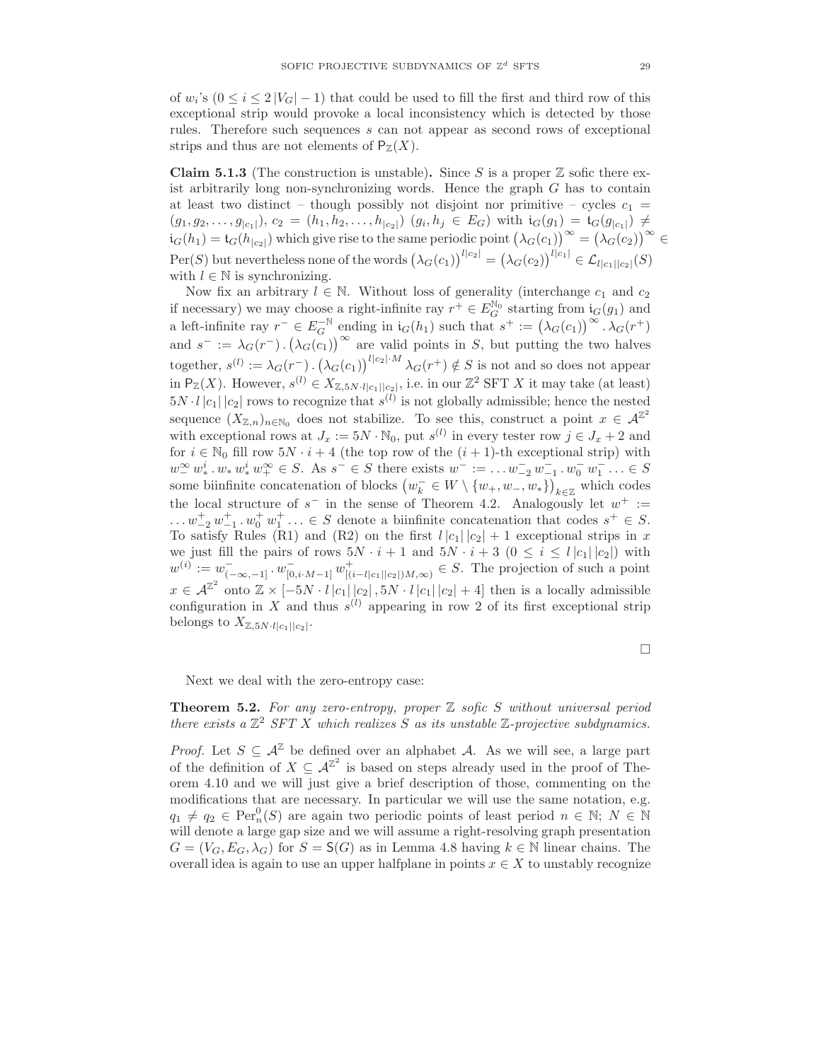of $w_i$'s ($0 \leq i \leq 2|V_G| - 1$) that could be used to fill the first and third row of this exceptional strip would provoke a local inconsistency which is detected by those rules. Therefore such sequences $s$ can not appear as second rows of exceptional strips and thus are not elements of $\mathsf{P}_{\mathbb{Z}}(X)$.

**Claim 5.1.3** (The construction is unstable)**.** Since $S$ is a proper $\mathbb{Z}$ sofic there exist arbitrarily long non-synchronizing words. Hence the graph $G$ has to contain at least two distinct – though possibly not disjoint nor primitive – cycles $c_1 = (g_1, g_2, \ldots, g_{|c_1|})$, $c_2 = (h_1, h_2, \ldots, h_{|c_2|})$ $(g_i, h_j \in E_G)$ with $\mathsf{i}_G(g_1) = \mathsf{t}_G(g_{|c_1|}) \neq \mathsf{i}_G(h_1) = \mathsf{t}_G(h_{|c_2|})$ which give rise to the same periodic point $\left(\lambda_G(c_1)\right)^\infty = \left(\lambda_G(c_2)\right)^\infty \in \mathrm{Per}(S)$ but nevertheless none of the words $\left(\lambda_G(c_1)\right)^{l|c_2|} = \left(\lambda_G(c_2)\right)^{l|c_1|} \in \mathcal{L}_{l|c_1||c_2|}(S)$ with $l \in \mathbb{N}$ is synchronizing.

Now fix an arbitrary $l \in \mathbb{N}$. Without loss of generality (interchange $c_1$ and $c_2$ if necessary) we may choose a right-infinite ray $r^+ \in E_G^{\mathbb{N}_0}$ starting from $\mathsf{i}_G(g_1)$ and a left-infinite ray $r^- \in E_G^{-\mathbb{N}}$ ending in $\mathsf{i}_G(h_1)$ such that $s^+ := \left(\lambda_G(c_1)\right)^\infty . \lambda_G(r^+)$ and $s^- := \lambda_G(r^-) . \left(\lambda_G(c_1)\right)^\infty$ are valid points in $S$, but putting the two halves together, $s^{(l)} := \lambda_G(r^-) . \left(\lambda_G(c_1)\right)^{l|c_2| \cdot M} \lambda_G(r^+) \notin S$ is not and so does not appear in $\mathsf{P}_{\mathbb{Z}}(X)$. However, $s^{(l)} \in X_{\mathbb{Z}, 5N \cdot l|c_1||c_2|}$, i.e. in our $\mathbb{Z}^2$ SFT $X$ it may take (at least) $5N \cdot l\,|c_1|\,|c_2|$ rows to recognize that $s^{(l)}$ is not globally admissible; hence the nested sequence $(X_{\mathbb{Z},n})_{n \in \mathbb{N}_0}$ does not stabilize. To see this, construct a point $x \in \mathcal{A}^{\mathbb{Z}^2}$ with exceptional rows at $J_x := 5N \cdot \mathbb{N}_0$, put $s^{(l)}$ in every tester row $j \in J_x + 2$ and for $i \in \mathbb{N}_0$ fill row $5N \cdot i + 4$ (the top row of the $(i+1)$-th exceptional strip) with $w_-^\infty\, w_*^i . w_*\, w_*^i\, w_+^\infty \in S$. As $s^- \in S$ there exists $w^- := \ldots w_{-2}^-\, w_{-1}^- . w_0^-\, w_1^- \ldots \in S$ some biinfinite concatenation of blocks $\left(w_k^- \in W \setminus \{w_+, w_-, w_*\}\right)_{k \in \mathbb{Z}}$ which codes the local structure of $s^-$ in the sense of Theorem 4.2. Analogously let $w^+ := \ldots w_{-2}^+\, w_{-1}^+ . w_0^+\, w_1^+ \ldots \in S$ denote a biinfinite concatenation that codes $s^+ \in S$. To satisfy Rules (R1) and (R2) on the first $l\,|c_1|\,|c_2| + 1$ exceptional strips in $x$ we just fill the pairs of rows $5N \cdot i + 1$ and $5N \cdot i + 3$ ($0 \leq i \leq l\,|c_1|\,|c_2|$) with $w^{(i)} := w_{(-\infty,-1]}^- \cdot w_{[0, i \cdot M-1]}^-\, w_{[(i - l|c_1||c_2|)M, \infty)}^+ \in S$. The projection of such a point $x \in \mathcal{A}^{\mathbb{Z}^2}$ onto $\mathbb{Z} \times [-5N \cdot l\,|c_1|\,|c_2|\,, 5N \cdot l\,|c_1|\,|c_2| + 4]$ then is a locally admissible configuration in $X$ and thus $s^{(l)}$ appearing in row 2 of its first exceptional strip belongs to $X_{\mathbb{Z}, 5N \cdot l|c_1||c_2|}$.

□

Next we deal with the zero-entropy case:

**Theorem 5.2.** *For any zero-entropy, proper $\mathbb{Z}$ sofic $S$ without universal period there exists a $\mathbb{Z}^2$ SFT $X$ which realizes $S$ as its unstable $\mathbb{Z}$-projective subdynamics.*

*Proof.* Let $S \subseteq \mathcal{A}^{\mathbb{Z}}$ be defined over an alphabet $\mathcal{A}$. As we will see, a large part of the definition of $X \subseteq \mathcal{A}^{\mathbb{Z}^2}$ is based on steps already used in the proof of Theorem 4.10 and we will just give a brief description of those, commenting on the modifications that are necessary. In particular we will use the same notation, e.g. $q_1 \neq q_2 \in \mathrm{Per}_n^0(S)$ are again two periodic points of least period $n \in \mathbb{N}$; $N \in \mathbb{N}$ will denote a large gap size and we will assume a right-resolving graph presentation $G = (V_G, E_G, \lambda_G)$ for $S = \mathsf{S}(G)$ as in Lemma 4.8 having $k \in \mathbb{N}$ linear chains. The overall idea is again to use an upper halfplane in points $x \in X$ to unstably recognize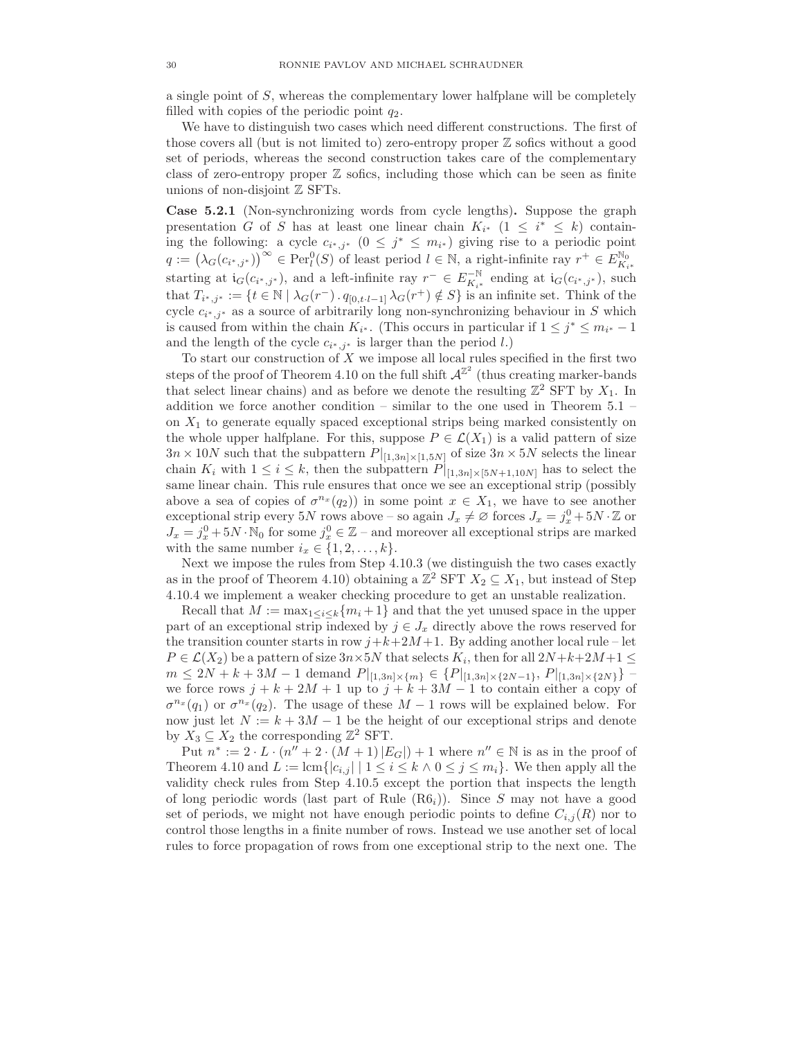a single point of $S$, whereas the complementary lower halfplane will be completely filled with copies of the periodic point $q_2$.

We have to distinguish two cases which need different constructions. The first of those covers all (but is not limited to) zero-entropy proper $\mathbb{Z}$ sofics without a good set of periods, whereas the second construction takes care of the complementary class of zero-entropy proper $\mathbb{Z}$ sofics, including those which can be seen as finite unions of non-disjoint $\mathbb{Z}$ SFTs.

**Case 5.2.1** (Non-synchronizing words from cycle lengths)**.** Suppose the graph presentation $G$ of $S$ has at least one linear chain $K_{i^*}$ $(1 \leq i^* \leq k)$ containing the following: a cycle $c_{i^*,j^*}$ $(0 \leq j^* \leq m_{i^*})$ giving rise to a periodic point $q := \big(\lambda_G(c_{i^*,j^*})\big)^\infty \in \mathrm{Per}^0_l(S)$ of least period $l \in \mathbb{N}$, a right-infinite ray $r^+ \in E_{K_{i^*}}^{\mathbb{N}_0}$ starting at $\mathfrak{i}_G(c_{i^*,j^*})$, and a left-infinite ray $r^- \in E_{K_{i^*}}^{-\mathbb{N}}$ ending at $\mathfrak{i}_G(c_{i^*,j^*})$, such that $T_{i^*,j^*} := \{t \in \mathbb{N} \mid \lambda_G(r^-) \,.\, q_{[0,t \cdot l-1]}\, \lambda_G(r^+) \notin S\}$ is an infinite set. Think of the cycle $c_{i^*,j^*}$ as a source of arbitrarily long non-synchronizing behaviour in $S$ which is caused from within the chain $K_{i^*}$. (This occurs in particular if $1 \leq j^* \leq m_{i^*} - 1$ and the length of the cycle $c_{i^*,j^*}$ is larger than the period $l$.)

To start our construction of $X$ we impose all local rules specified in the first two steps of the proof of Theorem 4.10 on the full shift $\mathcal{A}^{\mathbb{Z}^2}$ (thus creating marker-bands that select linear chains) and as before we denote the resulting $\mathbb{Z}^2$ SFT by $X_1$. In addition we force another condition – similar to the one used in Theorem 5.1 – on $X_1$ to generate equally spaced exceptional strips being marked consistently on the whole upper halfplane. For this, suppose $P \in \mathcal{L}(X_1)$ is a valid pattern of size $3n \times 10N$ such that the subpattern $P|_{[1,3n]\times[1,5N]}$ of size $3n \times 5N$ selects the linear chain $K_i$ with $1 \leq i \leq k$, then the subpattern $P|_{[1,3n]\times[5N+1,10N]}$ has to select the same linear chain. This rule ensures that once we see an exceptional strip (possibly above a sea of copies of $\sigma^{n_x}(q_2)$) in some point $x \in X_1$, we have to see another exceptional strip every $5N$ rows above – so again $J_x \neq \varnothing$ forces $J_x = j^0_x + 5N \cdot \mathbb{Z}$ or $J_x = j^0_x + 5N \cdot \mathbb{N}_0$ for some $j^0_x \in \mathbb{Z}$ – and moreover all exceptional strips are marked with the same number $i_x \in \{1, 2, \ldots, k\}$.

Next we impose the rules from Step 4.10.3 (we distinguish the two cases exactly as in the proof of Theorem 4.10) obtaining a $\mathbb{Z}^2$ SFT $X_2 \subseteq X_1$, but instead of Step 4.10.4 we implement a weaker checking procedure to get an unstable realization.

Recall that $M := \max_{1\leq i\leq k}\{m_i + 1\}$ and that the yet unused space in the upper part of an exceptional strip indexed by $j \in J_x$ directly above the rows reserved for the transition counter starts in row $j+k+2M+1$. By adding another local rule – let $P \in \mathcal{L}(X_2)$ be a pattern of size $3n\times5N$ that selects $K_i$, then for all $2N+k+2M+1 \leq m \leq 2N + k + 3M - 1$ demand $P|_{[1,3n]\times\{m\}} \in \{P|_{[1,3n]\times\{2N-1\}},\, P|_{[1,3n]\times\{2N\}}\}$ – we force rows $j + k + 2M + 1$ up to $j + k + 3M - 1$ to contain either a copy of $\sigma^{n_x}(q_1)$ or $\sigma^{n_x}(q_2)$. The usage of these $M - 1$ rows will be explained below. For now just let $N := k + 3M - 1$ be the height of our exceptional strips and denote by $X_3 \subseteq X_2$ the corresponding $\mathbb{Z}^2$ SFT.

Put $n^* := 2 \cdot L \cdot (n'' + 2 \cdot (M + 1)\,|E_G|) + 1$ where $n'' \in \mathbb{N}$ is as in the proof of Theorem 4.10 and $L := \mathrm{lcm}\{|c_{i,j}| \mid 1 \leq i \leq k \wedge 0 \leq j \leq m_i\}$. We then apply all the validity check rules from Step 4.10.5 except the portion that inspects the length of long periodic words (last part of Rule (R6$_i$)). Since $S$ may not have a good set of periods, we might not have enough periodic points to define $C_{i,j}(R)$ nor to control those lengths in a finite number of rows. Instead we use another set of local rules to force propagation of rows from one exceptional strip to the next one. The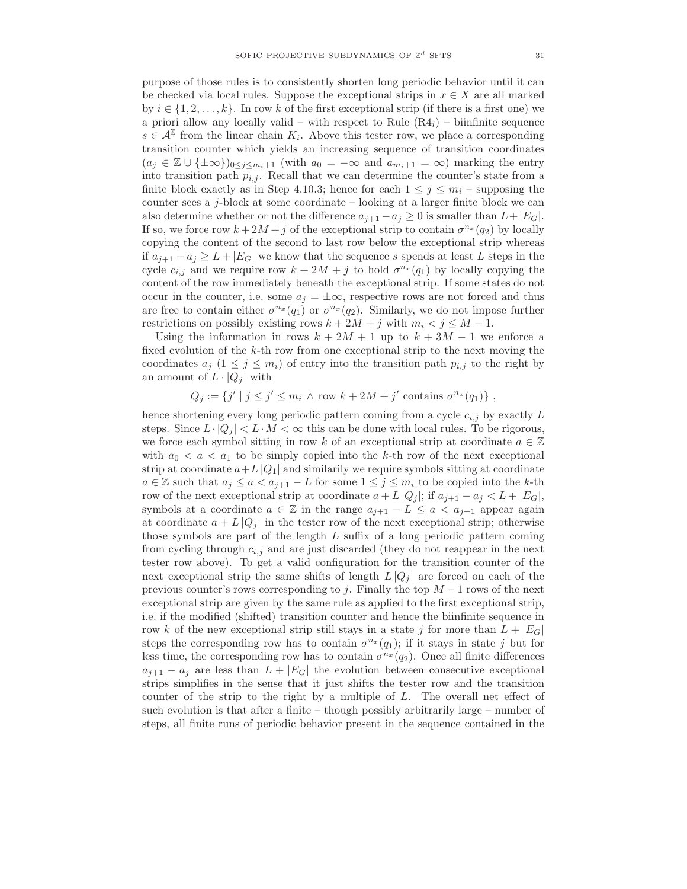purpose of those rules is to consistently shorten long periodic behavior until it can be checked via local rules. Suppose the exceptional strips in $x \in X$ are all marked by $i \in \{1, 2, \dots, k\}$. In row $k$ of the first exceptional strip (if there is a first one) we a priori allow any locally valid – with respect to Rule (R4$_i$) – biinfinite sequence $s \in \mathcal{A}^{\mathbb{Z}}$ from the linear chain $K_i$. Above this tester row, we place a corresponding transition counter which yields an increasing sequence of transition coordinates $(a_j \in \mathbb{Z} \cup \{\pm\infty\})_{0 \le j \le m_i+1}$ (with $a_0 = -\infty$ and $a_{m_i+1} = \infty$) marking the entry into transition path $p_{i,j}$. Recall that we can determine the counter's state from a finite block exactly as in Step 4.10.3; hence for each $1 \le j \le m_i$ – supposing the counter sees a $j$-block at some coordinate – looking at a larger finite block we can also determine whether or not the difference $a_{j+1} - a_j \ge 0$ is smaller than $L + |E_G|$. If so, we force row $k + 2M + j$ of the exceptional strip to contain $\sigma^{n_x}(q_2)$ by locally copying the content of the second to last row below the exceptional strip whereas if $a_{j+1} - a_j \ge L + |E_G|$ we know that the sequence $s$ spends at least $L$ steps in the cycle $c_{i,j}$ and we require row $k + 2M + j$ to hold $\sigma^{n_x}(q_1)$ by locally copying the content of the row immediately beneath the exceptional strip. If some states do not occur in the counter, i.e. some $a_j = \pm\infty$, respective rows are not forced and thus are free to contain either $\sigma^{n_x}(q_1)$ or $\sigma^{n_x}(q_2)$. Similarly, we do not impose further restrictions on possibly existing rows $k + 2M + j$ with $m_i < j \le M - 1$.

Using the information in rows $k + 2M + 1$ up to $k + 3M - 1$ we enforce a fixed evolution of the $k$-th row from one exceptional strip to the next moving the coordinates $a_j$ $(1 \le j \le m_i)$ of entry into the transition path $p_{i,j}$ to the right by an amount of $L \cdot |Q_j|$ with

$$Q_j := \{j' \mid j \le j' \le m_i \wedge \text{row } k + 2M + j' \text{ contains } \sigma^{n_x}(q_1)\} ,$$

hence shortening every long periodic pattern coming from a cycle $c_{i,j}$ by exactly $L$ steps. Since $L \cdot |Q_j| < L \cdot M < \infty$ this can be done with local rules. To be rigorous, we force each symbol sitting in row $k$ of an exceptional strip at coordinate $a \in \mathbb{Z}$ with $a_0 < a < a_1$ to be simply copied into the $k$-th row of the next exceptional strip at coordinate $a + L\,|Q_1|$ and similarly we require symbols sitting at coordinate $a \in \mathbb{Z}$ such that $a_j \le a < a_{j+1} - L$ for some $1 \le j \le m_i$ to be copied into the $k$-th row of the next exceptional strip at coordinate $a + L\,|Q_j|$; if $a_{j+1} - a_j < L + |E_G|$, symbols at a coordinate $a \in \mathbb{Z}$ in the range $a_{j+1} - L \le a < a_{j+1}$ appear again at coordinate $a + L\,|Q_j|$ in the tester row of the next exceptional strip; otherwise those symbols are part of the length $L$ suffix of a long periodic pattern coming from cycling through $c_{i,j}$ and are just discarded (they do not reappear in the next tester row above). To get a valid configuration for the transition counter of the next exceptional strip the same shifts of length $L\,|Q_j|$ are forced on each of the previous counter's rows corresponding to $j$. Finally the top $M - 1$ rows of the next exceptional strip are given by the same rule as applied to the first exceptional strip, i.e. if the modified (shifted) transition counter and hence the biinfinite sequence in row $k$ of the new exceptional strip still stays in a state $j$ for more than $L + |E_G|$ steps the corresponding row has to contain $\sigma^{n_x}(q_1)$; if it stays in state $j$ but for less time, the corresponding row has to contain $\sigma^{n_x}(q_2)$. Once all finite differences $a_{j+1} - a_j$ are less than $L + |E_G|$ the evolution between consecutive exceptional strips simplifies in the sense that it just shifts the tester row and the transition counter of the strip to the right by a multiple of $L$. The overall net effect of such evolution is that after a finite – though possibly arbitrarily large – number of steps, all finite runs of periodic behavior present in the sequence contained in the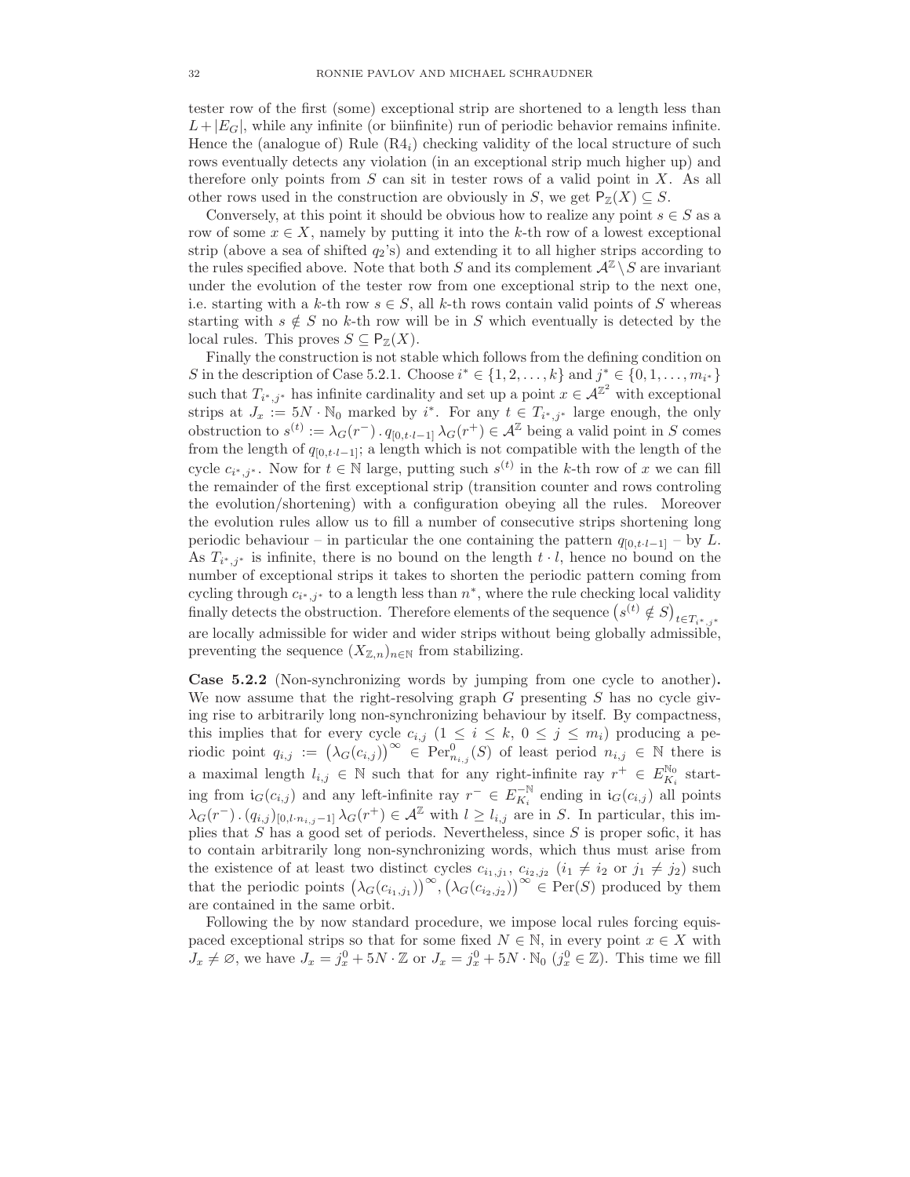tester row of the first (some) exceptional strip are shortened to a length less than $L+|E_G|$, while any infinite (or biinfinite) run of periodic behavior remains infinite. Hence the (analogue of) Rule (R4$_i$) checking validity of the local structure of such rows eventually detects any violation (in an exceptional strip much higher up) and therefore only points from $S$ can sit in tester rows of a valid point in $X$. As all other rows used in the construction are obviously in $S$, we get $\mathsf{P}_{\mathbb{Z}}(X) \subseteq S$.

Conversely, at this point it should be obvious how to realize any point $s \in S$ as a row of some $x \in X$, namely by putting it into the $k$-th row of a lowest exceptional strip (above a sea of shifted $q_2$'s) and extending it to all higher strips according to the rules specified above. Note that both $S$ and its complement $\mathcal{A}^{\mathbb{Z}} \setminus S$ are invariant under the evolution of the tester row from one exceptional strip to the next one, i.e. starting with a $k$-th row $s \in S$, all $k$-th rows contain valid points of $S$ whereas starting with $s \notin S$ no $k$-th row will be in $S$ which eventually is detected by the local rules. This proves $S \subseteq \mathsf{P}_{\mathbb{Z}}(X)$.

Finally the construction is not stable which follows from the defining condition on $S$ in the description of Case 5.2.1. Choose $i^* \in \{1,2,\ldots,k\}$ and $j^* \in \{0,1,\ldots,m_{i^*}\}$ such that $T_{i^*,j^*}$ has infinite cardinality and set up a point $x \in \mathcal{A}^{\mathbb{Z}^2}$ with exceptional strips at $J_x := 5N \cdot \mathbb{N}_0$ marked by $i^*$. For any $t \in T_{i^*,j^*}$ large enough, the only obstruction to $s^{(t)} := \lambda_G(r^-) \,.\, q_{[0,t \cdot l-1]}\, \lambda_G(r^+) \in \mathcal{A}^{\mathbb{Z}}$ being a valid point in $S$ comes from the length of $q_{[0,t \cdot l-1]}$; a length which is not compatible with the length of the cycle $c_{i^*,j^*}$. Now for $t \in \mathbb{N}$ large, putting such $s^{(t)}$ in the $k$-th row of $x$ we can fill the remainder of the first exceptional strip (transition counter and rows controling the evolution/shortening) with a configuration obeying all the rules. Moreover the evolution rules allow us to fill a number of consecutive strips shortening long periodic behaviour – in particular the one containing the pattern $q_{[0,t \cdot l-1]}$ – by $L$. As $T_{i^*,j^*}$ is infinite, there is no bound on the length $t \cdot l$, hence no bound on the number of exceptional strips it takes to shorten the periodic pattern coming from cycling through $c_{i^*,j^*}$ to a length less than $n^*$, where the rule checking local validity finally detects the obstruction. Therefore elements of the sequence $\left(s^{(t)} \notin S\right)_{t \in T_{i^*,j^*}}$ are locally admissible for wider and wider strips without being globally admissible, preventing the sequence $(X_{\mathbb{Z},n})_{n \in \mathbb{N}}$ from stabilizing.

**Case 5.2.2** (Non-synchronizing words by jumping from one cycle to another)**.** We now assume that the right-resolving graph $G$ presenting $S$ has no cycle giving rise to arbitrarily long non-synchronizing behaviour by itself. By compactness, this implies that for every cycle $c_{i,j}$ ($1 \leq i \leq k$, $0 \leq j \leq m_i$) producing a periodic point $q_{i,j} := \left(\lambda_G(c_{i,j})\right)^{\infty} \in \mathrm{Per}^0_{n_{i,j}}(S)$ of least period $n_{i,j} \in \mathbb{N}$ there is a maximal length $l_{i,j} \in \mathbb{N}$ such that for any right-infinite ray $r^+ \in E_{K_i}^{\mathbb{N}_0}$ starting from $\mathfrak{i}_G(c_{i,j})$ and any left-infinite ray $r^- \in E_{K_i}^{-\mathbb{N}}$ ending in $\mathfrak{i}_G(c_{i,j})$ all points $\lambda_G(r^-) \,.\, (q_{i,j})_{[0,l \cdot n_{i,j}-1]}\, \lambda_G(r^+) \in \mathcal{A}^{\mathbb{Z}}$ with $l \geq l_{i,j}$ are in $S$. In particular, this implies that $S$ has a good set of periods. Nevertheless, since $S$ is proper sofic, it has to contain arbitrarily long non-synchronizing words, which thus must arise from the existence of at least two distinct cycles $c_{i_1,j_1}$, $c_{i_2,j_2}$ ($i_1 \neq i_2$ or $j_1 \neq j_2$) such that the periodic points $\left(\lambda_G(c_{i_1,j_1})\right)^{\infty}, \left(\lambda_G(c_{i_2,j_2})\right)^{\infty} \in \mathrm{Per}(S)$ produced by them are contained in the same orbit.

Following the by now standard procedure, we impose local rules forcing equispaced exceptional strips so that for some fixed $N \in \mathbb{N}$, in every point $x \in X$ with $J_x \neq \varnothing$, we have $J_x = j_x^0 + 5N \cdot \mathbb{Z}$ or $J_x = j_x^0 + 5N \cdot \mathbb{N}_0$ ($j_x^0 \in \mathbb{Z}$). This time we fill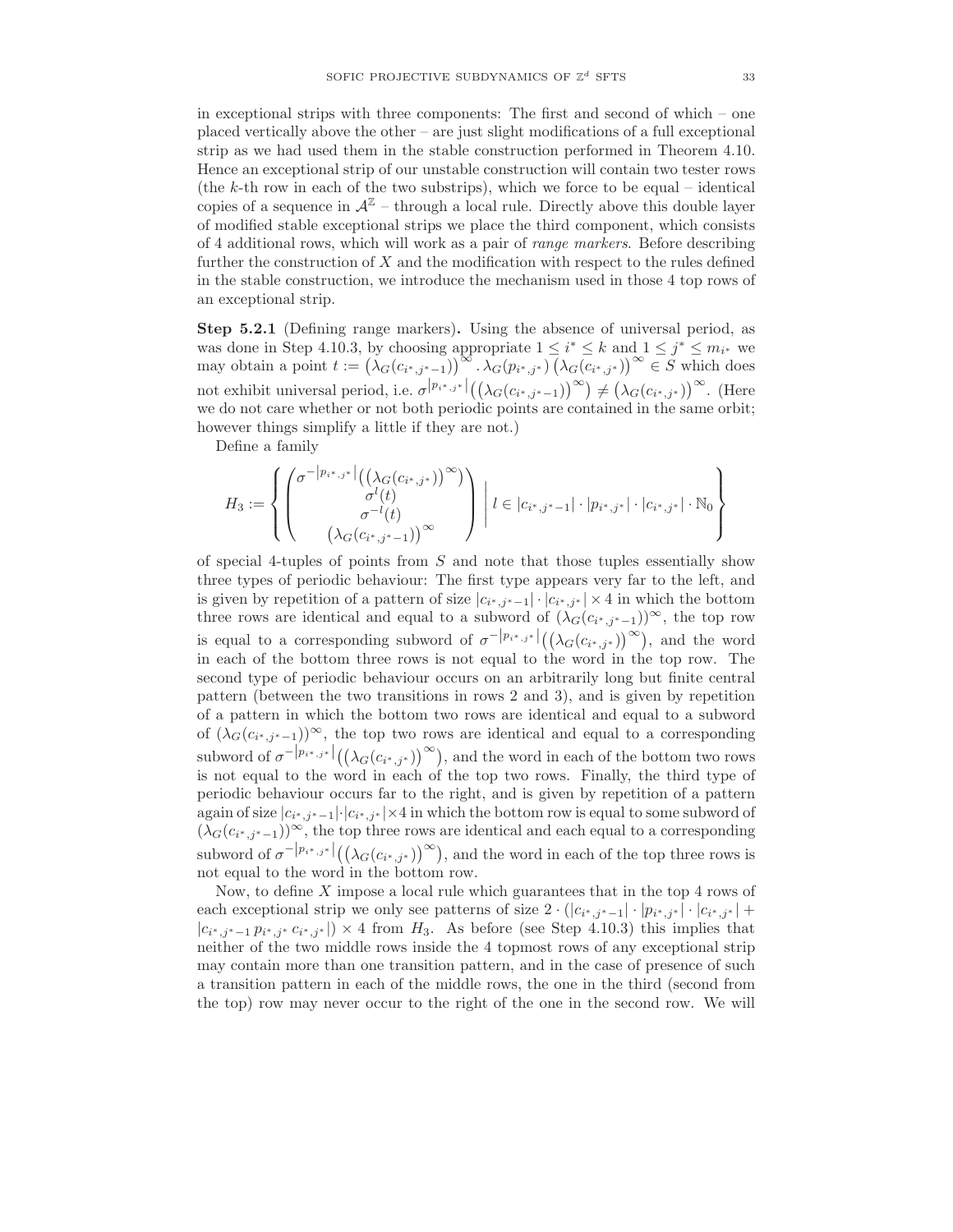in exceptional strips with three components: The first and second of which – one placed vertically above the other – are just slight modifications of a full exceptional strip as we had used them in the stable construction performed in Theorem 4.10. Hence an exceptional strip of our unstable construction will contain two tester rows (the $k$-th row in each of the two substrips), which we force to be equal – identical copies of a sequence in $\mathcal{A}^{\mathbb{Z}}$ – through a local rule. Directly above this double layer of modified stable exceptional strips we place the third component, which consists of 4 additional rows, which will work as a pair of *range markers*. Before describing further the construction of $X$ and the modification with respect to the rules defined in the stable construction, we introduce the mechanism used in those 4 top rows of an exceptional strip.

**Step 5.2.1** (Defining range markers)**.** Using the absence of universal period, as was done in Step 4.10.3, by choosing appropriate $1 \leq i^* \leq k$ and $1 \leq j^* \leq m_{i^*}$ we may obtain a point $t := \big(\lambda_G(c_{i^*,j^*-1})\big)^{\infty} . \lambda_G(p_{i^*,j^*}) \big(\lambda_G(c_{i^*,j^*})\big)^{\infty} \in S$ which does not exhibit universal period, i.e. $\sigma^{|p_{i^*,j^*}|}\big(\big(\lambda_G(c_{i^*,j^*-1})\big)^{\infty}\big) \neq \big(\lambda_G(c_{i^*,j^*})\big)^{\infty}$. (Here we do not care whether or not both periodic points are contained in the same orbit; however things simplify a little if they are not.)

Define a family

$$H_3 := \left\{ \begin{pmatrix} \sigma^{-|p_{i^*,j^*}|}\big(\big(\lambda_G(c_{i^*,j^*})\big)^{\infty}\big) \\ \sigma^{l}(t) \\ \sigma^{-l}(t) \\ \big(\lambda_G(c_{i^*,j^*-1})\big)^{\infty} \end{pmatrix} \;\middle|\; l \in |c_{i^*,j^*-1}| \cdot |p_{i^*,j^*}| \cdot |c_{i^*,j^*}| \cdot \mathbb{N}_0 \right\}$$

of special 4-tuples of points from $S$ and note that those tuples essentially show three types of periodic behaviour: The first type appears very far to the left, and is given by repetition of a pattern of size $|c_{i^*,j^*-1}| \cdot |c_{i^*,j^*}| \times 4$ in which the bottom three rows are identical and equal to a subword of $(\lambda_G(c_{i^*,j^*-1}))^{\infty}$, the top row is equal to a corresponding subword of $\sigma^{-|p_{i^*,j^*}|}\big(\big(\lambda_G(c_{i^*,j^*})\big)^{\infty}\big)$, and the word in each of the bottom three rows is not equal to the word in the top row. The second type of periodic behaviour occurs on an arbitrarily long but finite central pattern (between the two transitions in rows 2 and 3), and is given by repetition of a pattern in which the bottom two rows are identical and equal to a subword of $(\lambda_G(c_{i^*,j^*-1}))^{\infty}$, the top two rows are identical and equal to a corresponding subword of $\sigma^{-|p_{i^*,j^*}|}\big(\big(\lambda_G(c_{i^*,j^*})\big)^{\infty}\big)$, and the word in each of the bottom two rows is not equal to the word in each of the top two rows. Finally, the third type of periodic behaviour occurs far to the right, and is given by repetition of a pattern again of size $|c_{i^*,j^*-1}| \cdot |c_{i^*,j^*}| \times 4$ in which the bottom row is equal to some subword of $(\lambda_G(c_{i^*,j^*-1}))^{\infty}$, the top three rows are identical and each equal to a corresponding subword of $\sigma^{-|p_{i^*,j^*}|}\big(\big(\lambda_G(c_{i^*,j^*})\big)^{\infty}\big)$, and the word in each of the top three rows is not equal to the word in the bottom row.

Now, to define $X$ impose a local rule which guarantees that in the top 4 rows of each exceptional strip we only see patterns of size $2 \cdot (|c_{i^*,j^*-1}| \cdot |p_{i^*,j^*}| \cdot |c_{i^*,j^*}| + |c_{i^*,j^*-1}\, p_{i^*,j^*}\, c_{i^*,j^*}|) \times 4$ from $H_3$. As before (see Step 4.10.3) this implies that neither of the two middle rows inside the 4 topmost rows of any exceptional strip may contain more than one transition pattern, and in the case of presence of such a transition pattern in each of the middle rows, the one in the third (second from the top) row may never occur to the right of the one in the second row. We will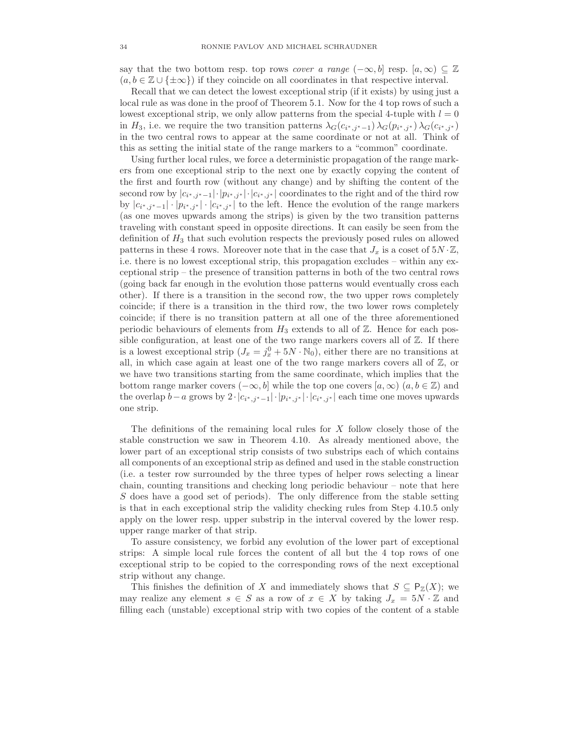say that the two bottom resp. top rows *cover a range* $(-\infty, b]$ resp. $[a, \infty) \subseteq \mathbb{Z}$ $(a, b \in \mathbb{Z} \cup \{\pm\infty\})$ if they coincide on all coordinates in that respective interval.

Recall that we can detect the lowest exceptional strip (if it exists) by using just a local rule as was done in the proof of Theorem 5.1. Now for the 4 top rows of such a lowest exceptional strip, we only allow patterns from the special 4-tuple with $l = 0$ in $H_3$, i.e. we require the two transition patterns $\lambda_G(c_{i^*,j^*-1})\,\lambda_G(p_{i^*,j^*})\,\lambda_G(c_{i^*,j^*})$ in the two central rows to appear at the same coordinate or not at all. Think of this as setting the initial state of the range markers to a "common" coordinate.

Using further local rules, we force a deterministic propagation of the range markers from one exceptional strip to the next one by exactly copying the content of the first and fourth row (without any change) and by shifting the content of the second row by $|c_{i^*,j^*-1}| \cdot |p_{i^*,j^*}| \cdot |c_{i^*,j^*}|$ coordinates to the right and of the third row by $|c_{i^*,j^*-1}| \cdot |p_{i^*,j^*}| \cdot |c_{i^*,j^*}|$ to the left. Hence the evolution of the range markers (as one moves upwards among the strips) is given by the two transition patterns traveling with constant speed in opposite directions. It can easily be seen from the definition of $H_3$ that such evolution respects the previously posed rules on allowed patterns in these 4 rows. Moreover note that in the case that $J_x$ is a coset of $5N \cdot \mathbb{Z}$, i.e. there is no lowest exceptional strip, this propagation excludes – within any exceptional strip – the presence of transition patterns in both of the two central rows (going back far enough in the evolution those patterns would eventually cross each other). If there is a transition in the second row, the two upper rows completely coincide; if there is a transition in the third row, the two lower rows completely coincide; if there is no transition pattern at all one of the three aforementioned periodic behaviours of elements from $H_3$ extends to all of $\mathbb{Z}$. Hence for each possible configuration, at least one of the two range markers covers all of $\mathbb{Z}$. If there is a lowest exceptional strip ($J_x = j_x^0 + 5N \cdot \mathbb{N}_0$), either there are no transitions at all, in which case again at least one of the two range markers covers all of $\mathbb{Z}$, or we have two transitions starting from the same coordinate, which implies that the bottom range marker covers $(-\infty, b]$ while the top one covers $[a, \infty)$ $(a, b \in \mathbb{Z})$ and the overlap $b - a$ grows by $2 \cdot |c_{i^*,j^*-1}| \cdot |p_{i^*,j^*}| \cdot |c_{i^*,j^*}|$ each time one moves upwards one strip.

The definitions of the remaining local rules for $X$ follow closely those of the stable construction we saw in Theorem 4.10. As already mentioned above, the lower part of an exceptional strip consists of two substrips each of which contains all components of an exceptional strip as defined and used in the stable construction (i.e. a tester row surrounded by the three types of helper rows selecting a linear chain, counting transitions and checking long periodic behaviour – note that here $S$ does have a good set of periods). The only difference from the stable setting is that in each exceptional strip the validity checking rules from Step 4.10.5 only apply on the lower resp. upper substrip in the interval covered by the lower resp. upper range marker of that strip.

To assure consistency, we forbid any evolution of the lower part of exceptional strips: A simple local rule forces the content of all but the 4 top rows of one exceptional strip to be copied to the corresponding rows of the next exceptional strip without any change.

This finishes the definition of $X$ and immediately shows that $S \subseteq \mathsf{P}_{\mathbb{Z}}(X)$; we may realize any element $s \in S$ as a row of $x \in X$ by taking $J_x = 5N \cdot \mathbb{Z}$ and filling each (unstable) exceptional strip with two copies of the content of a stable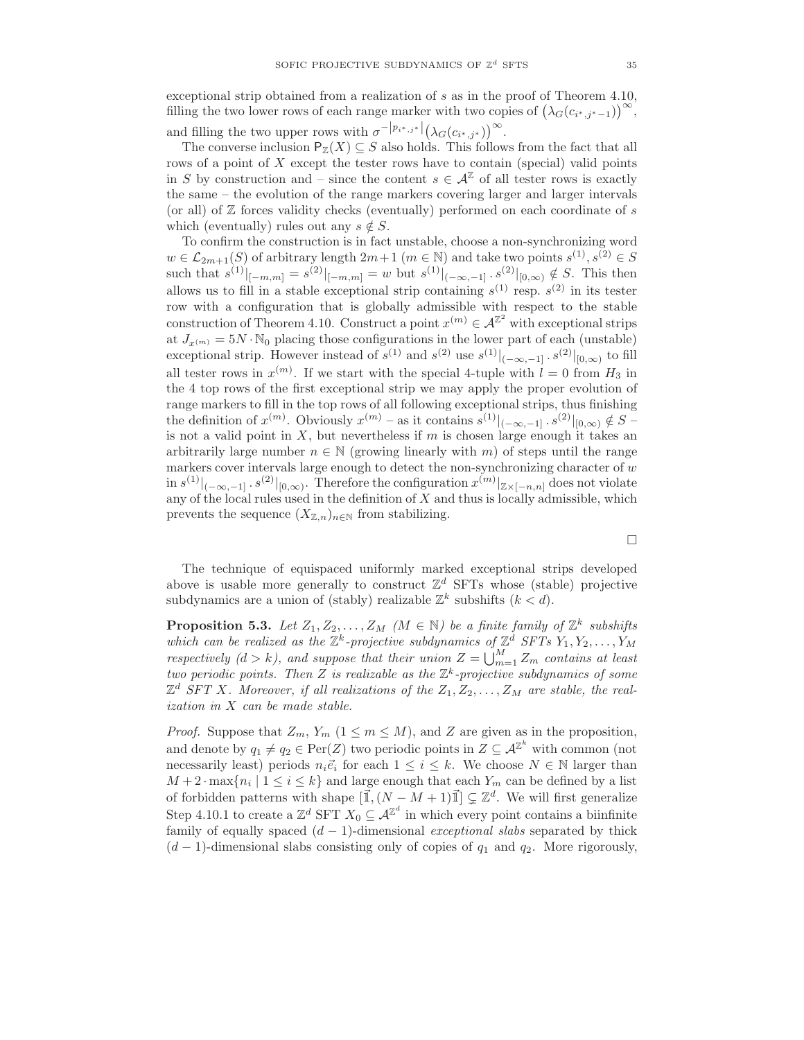exceptional strip obtained from a realization of $s$ as in the proof of Theorem 4.10, filling the two lower rows of each range marker with two copies of $\left(\lambda_G(c_{i^*,j^*-1})\right)^\infty$, and filling the two upper rows with $\sigma^{-|p_{i^*,j^*}|}\left(\lambda_G(c_{i^*,j^*})\right)^\infty$.

The converse inclusion $\mathsf{P}_{\mathbb{Z}}(X) \subseteq S$ also holds. This follows from the fact that all rows of a point of $X$ except the tester rows have to contain (special) valid points in $S$ by construction and – since the content $s \in \mathcal{A}^{\mathbb{Z}}$ of all tester rows is exactly the same – the evolution of the range markers covering larger and larger intervals (or all) of $\mathbb{Z}$ forces validity checks (eventually) performed on each coordinate of $s$ which (eventually) rules out any $s \notin S$.

To confirm the construction is in fact unstable, choose a non-synchronizing word $w \in \mathcal{L}_{2m+1}(S)$ of arbitrary length $2m+1$ ($m \in \mathbb{N}$) and take two points $s^{(1)}, s^{(2)} \in S$ such that $s^{(1)}|_{[-m,m]} = s^{(2)}|_{[-m,m]} = w$ but $s^{(1)}|_{(-\infty,-1]} \cdot s^{(2)}|_{[0,\infty)} \notin S$. This then allows us to fill in a stable exceptional strip containing $s^{(1)}$ resp. $s^{(2)}$ in its tester row with a configuration that is globally admissible with respect to the stable construction of Theorem 4.10. Construct a point $x^{(m)} \in \mathcal{A}^{\mathbb{Z}^2}$ with exceptional strips at $J_{x^{(m)}} = 5N \cdot \mathbb{N}_0$ placing those configurations in the lower part of each (unstable) exceptional strip. However instead of $s^{(1)}$ and $s^{(2)}$ use $s^{(1)}|_{(-\infty,-1]} \cdot s^{(2)}|_{[0,\infty)}$ to fill all tester rows in $x^{(m)}$. If we start with the special 4-tuple with $l = 0$ from $H_3$ in the 4 top rows of the first exceptional strip we may apply the proper evolution of range markers to fill in the top rows of all following exceptional strips, thus finishing the definition of $x^{(m)}$. Obviously $x^{(m)}$ – as it contains $s^{(1)}|_{(-\infty,-1]} \cdot s^{(2)}|_{[0,\infty)} \notin S$ – is not a valid point in $X$, but nevertheless if $m$ is chosen large enough it takes an arbitrarily large number $n \in \mathbb{N}$ (growing linearly with $m$) of steps until the range markers cover intervals large enough to detect the non-synchronizing character of $w$ in $s^{(1)}|_{(-\infty,-1]} \cdot s^{(2)}|_{[0,\infty)}$. Therefore the configuration $x^{(m)}|_{\mathbb{Z}\times[-n,n]}$ does not violate any of the local rules used in the definition of $X$ and thus is locally admissible, which prevents the sequence $(X_{\mathbb{Z},n})_{n\in\mathbb{N}}$ from stabilizing.

□

The technique of equispaced uniformly marked exceptional strips developed above is usable more generally to construct $\mathbb{Z}^d$ SFTs whose (stable) projective subdynamics are a union of (stably) realizable $\mathbb{Z}^k$ subshifts ($k < d$).

**Proposition 5.3.** *Let $Z_1, Z_2, \ldots, Z_M$ ($M \in \mathbb{N}$) be a finite family of $\mathbb{Z}^k$ subshifts which can be realized as the $\mathbb{Z}^k$-projective subdynamics of $\mathbb{Z}^d$ SFTs $Y_1, Y_2, \ldots, Y_M$ respectively ($d > k$), and suppose that their union $Z = \bigcup_{m=1}^M Z_m$ contains at least two periodic points. Then $Z$ is realizable as the $\mathbb{Z}^k$-projective subdynamics of some $\mathbb{Z}^d$ SFT $X$. Moreover, if all realizations of the $Z_1, Z_2, \ldots, Z_M$ are stable, the realization in $X$ can be made stable.*

*Proof.* Suppose that $Z_m$, $Y_m$ ($1 \leq m \leq M$), and $Z$ are given as in the proposition, and denote by $q_1 \neq q_2 \in \mathrm{Per}(Z)$ two periodic points in $Z \subseteq \mathcal{A}^{\mathbb{Z}^k}$ with common (not necessarily least) periods $n_i\vec{e}_i$ for each $1 \leq i \leq k$. We choose $N \in \mathbb{N}$ larger than $M + 2 \cdot \max\{n_i \mid 1 \leq i \leq k\}$ and large enough that each $Y_m$ can be defined by a list of forbidden patterns with shape $[\vec{\mathbb{1}}, (N - M + 1)\vec{\mathbb{1}}] \subsetneq \mathbb{Z}^d$. We will first generalize Step 4.10.1 to create a $\mathbb{Z}^d$ SFT $X_0 \subseteq \mathcal{A}^{\mathbb{Z}^d}$ in which every point contains a biinfinite family of equally spaced $(d-1)$-dimensional *exceptional slabs* separated by thick $(d-1)$-dimensional slabs consisting only of copies of $q_1$ and $q_2$. More rigorously,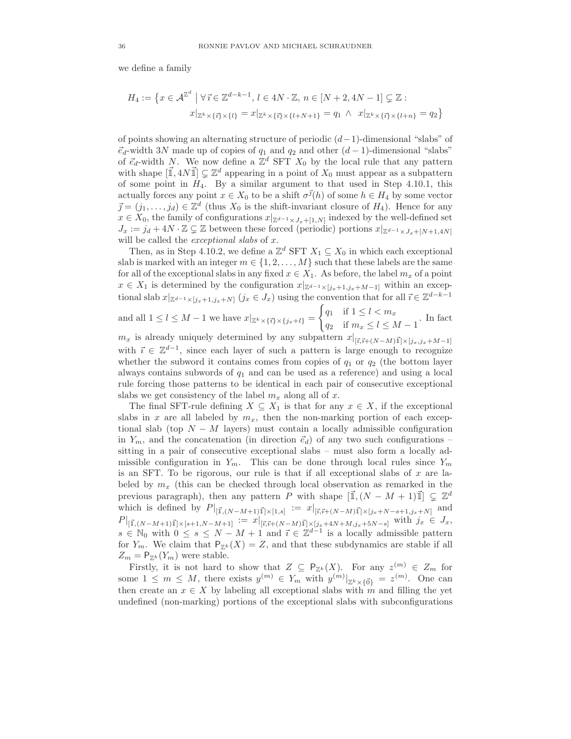we define a family

$$H_4 := \big\{ x \in \mathcal{A}^{\mathbb{Z}^d} \;\big|\; \forall \vec{\imath} \in \mathbb{Z}^{d-k-1},\, l \in 4N \cdot \mathbb{Z},\, n \in [N+2, 4N-1] \subsetneq \mathbb{Z} :$$
$$x|_{\mathbb{Z}^k \times \{\vec{\imath}\} \times \{l\}} = x|_{\mathbb{Z}^k \times \{\vec{\imath}\} \times \{l+N+1\}} = q_1 \;\wedge\; x|_{\mathbb{Z}^k \times \{\vec{\imath}\} \times \{l+n\}} = q_2 \big\}$$

of points showing an alternating structure of periodic $(d-1)$-dimensional "slabs" of $\vec{e}_d$-width $3N$ made up of copies of $q_1$ and $q_2$ and other $(d-1)$-dimensional "slabs" of $\vec{e}_d$-width $N$. We now define a $\mathbb{Z}^d$ SFT $X_0$ by the local rule that any pattern with shape $[\vec{\mathbb{1}}, 4N\vec{\mathbb{1}}] \subsetneq \mathbb{Z}^d$ appearing in a point of $X_0$ must appear as a subpattern of some point in $H_4$. By a similar argument to that used in Step 4.10.1, this actually forces any point $x \in X_0$ to be a shift $\sigma^{\vec{\jmath}}(h)$ of some $h \in H_4$ by some vector $\vec{\jmath} = (j_1, \ldots, j_d) \in \mathbb{Z}^d$ (thus $X_0$ is the shift-invariant closure of $H_4$). Hence for any $x \in X_0$, the family of configurations $x|_{\mathbb{Z}^{d-1} \times J_x + [1,N]}$ indexed by the well-defined set $J_x := j_d + 4N \cdot \mathbb{Z} \subsetneq \mathbb{Z}$ between these forced (periodic) portions $x|_{\mathbb{Z}^{d-1} \times J_x + [N+1, 4N]}$ will be called the *exceptional slabs* of $x$.

Then, as in Step 4.10.2, we define a $\mathbb{Z}^d$ SFT $X_1 \subseteq X_0$ in which each exceptional slab is marked with an integer $m \in \{1, 2, \ldots, M\}$ such that these labels are the same for all of the exceptional slabs in any fixed $x \in X_1$. As before, the label $m_x$ of a point $x \in X_1$ is determined by the configuration $x|_{\mathbb{Z}^{d-1} \times [j_x+1, j_x+M-1]}$ within an exceptional slab $x|_{\mathbb{Z}^{d-1} \times [j_x+1, j_x+N]}$ ($j_x \in J_x$) using the convention that for all $\vec{\imath} \in \mathbb{Z}^{d-k-1}$ and all $1 \le l \le M-1$ we have $x|_{\mathbb{Z}^k \times \{\vec{\imath}\} \times \{j_x+l\}} = \begin{cases} q_1 & \text{if } 1 \le l < m_x \\ q_2 & \text{if } m_x \le l \le M-1 \end{cases}$. In fact $m_x$ is already uniquely determined by any subpattern $x|_{[\vec{\imath}, \vec{\imath}+(N-M)\vec{\mathbb{1}}] \times [j_x, j_x+M-1]}$ with $\vec{\imath} \in \mathbb{Z}^{d-1}$, since each layer of such a pattern is large enough to recognize whether the subword it contains comes from copies of $q_1$ or $q_2$ (the bottom layer always contains subwords of $q_1$ and can be used as a reference) and using a local rule forcing those patterns to be identical in each pair of consecutive exceptional slabs we get consistency of the label $m_x$ along all of $x$.

The final SFT-rule defining $X \subseteq X_1$ is that for any $x \in X$, if the exceptional slabs in $x$ are all labeled by $m_x$, then the non-marking portion of each exceptional slab (top $N-M$ layers) must contain a locally admissible configuration in $Y_m$, and the concatenation (in direction $\vec{e}_d$) of any two such configurations – sitting in a pair of consecutive exceptional slabs – must also form a locally admissible configuration in $Y_m$. This can be done through local rules since $Y_m$ is an SFT. To be rigorous, our rule is that if all exceptional slabs of $x$ are labeled by $m_x$ (this can be checked through local observation as remarked in the previous paragraph), then any pattern $P$ with shape $[\vec{\mathbb{1}}, (N-M+1)\vec{\mathbb{1}}] \subsetneq \mathbb{Z}^d$ which is defined by $P|_{[\vec{\mathbb{1}}, (N-M+1)\vec{\mathbb{1}}] \times [1,s]} := x|_{[\vec{\imath}, \vec{\imath}+(N-M)\vec{\mathbb{1}}] \times [j_x+N-s+1, j_x+N]}$ and $P|_{[\vec{\mathbb{1}}, (N-M+1)\vec{\mathbb{1}}] \times [s+1, N-M+1]} := x|_{[\vec{\imath}, \vec{\imath}+(N-M)\vec{\mathbb{1}}] \times [j_x+4N+M, j_x+5N-s]}$ with $j_x \in J_x$, $s \in \mathbb{N}_0$ with $0 \le s \le N-M+1$ and $\vec{\imath} \in \mathbb{Z}^{d-1}$ is a locally admissible pattern for $Y_m$. We claim that $\mathsf{P}_{\mathbb{Z}^k}(X) = Z$, and that these subdynamics are stable if all $Z_m = \mathsf{P}_{\mathbb{Z}^k}(Y_m)$ were stable.

Firstly, it is not hard to show that $Z \subseteq \mathsf{P}_{\mathbb{Z}^k}(X)$. For any $z^{(m)} \in Z_m$ for some $1 \le m \le M$, there exists $y^{(m)} \in Y_m$ with $y^{(m)}|_{\mathbb{Z}^k \times \{\vec{0}\}} = z^{(m)}$. One can then create an $x \in X$ by labeling all exceptional slabs with $m$ and filling the yet undefined (non-marking) portions of the exceptional slabs with subconfigurations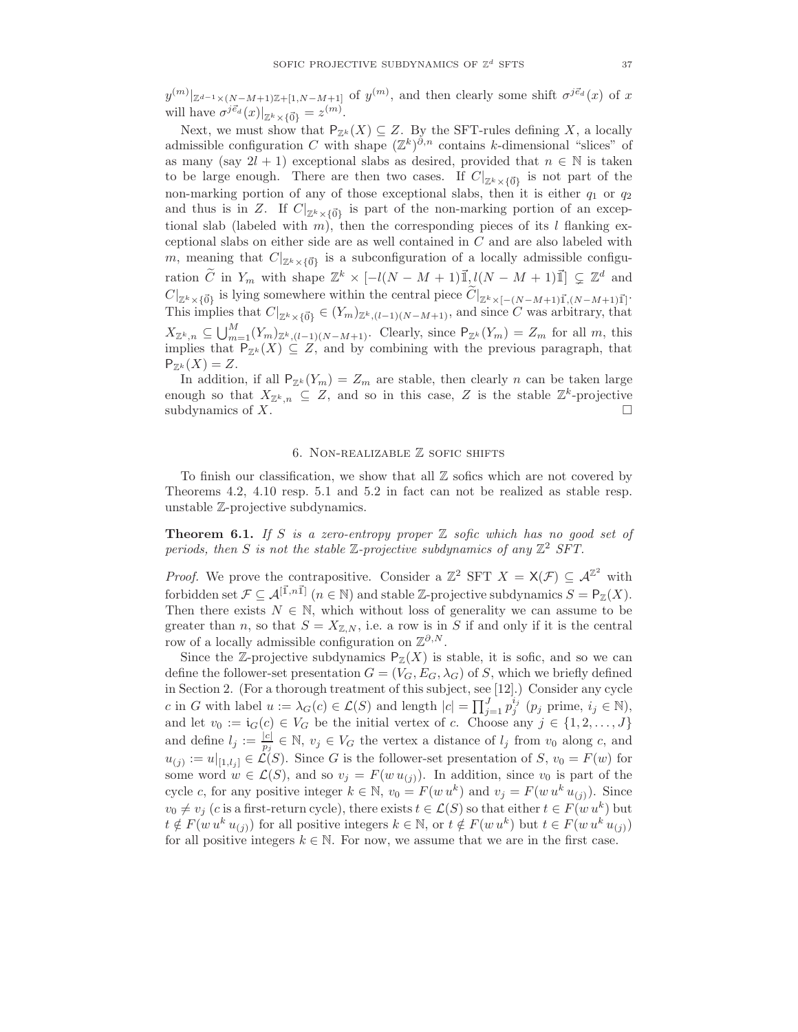$y^{(m)}|_{\mathbb{Z}^{d-1}\times(N-M+1)\mathbb{Z}+[1,N-M+1]}$ of $y^{(m)}$, and then clearly some shift $\sigma^{j\vec{e}_d}(x)$ of $x$ will have $\sigma^{j\vec{e}_d}(x)|_{\mathbb{Z}^k\times\{\vec{0}\}} = z^{(m)}$.

Next, we must show that $\mathsf{P}_{\mathbb{Z}^k}(X) \subseteq Z$. By the SFT-rules defining $X$, a locally admissible configuration $C$ with shape $(\mathbb{Z}^k)^{\partial,n}$ contains $k$-dimensional "slices" of as many (say $2l+1$) exceptional slabs as desired, provided that $n \in \mathbb{N}$ is taken to be large enough. There are then two cases. If $C|_{\mathbb{Z}^k\times\{\vec{0}\}}$ is not part of the non-marking portion of any of those exceptional slabs, then it is either $q_1$ or $q_2$ and thus is in $Z$. If $C|_{\mathbb{Z}^k\times\{\vec{0}\}}$ is part of the non-marking portion of an exceptional slab (labeled with $m$), then the corresponding pieces of its $l$ flanking exceptional slabs on either side are as well contained in $C$ and are also labeled with $m$, meaning that $C|_{\mathbb{Z}^k\times\{\vec{0}\}}$ is a subconfiguration of a locally admissible configuration $\widetilde{C}$ in $Y_m$ with shape $\mathbb{Z}^k \times [-l(N-M+1)\vec{\mathbb{1}}, l(N-M+1)\vec{\mathbb{1}}] \subsetneq \mathbb{Z}^d$ and $C|_{\mathbb{Z}^k\times\{\vec{0}\}}$ is lying somewhere within the central piece $\widetilde{C}|_{\mathbb{Z}^k\times[-(N-M+1)\vec{1},(N-M+1)\vec{1}]}$. This implies that $C|_{\mathbb{Z}^k\times\{\vec{0}\}} \in (Y_m)_{\mathbb{Z}^k,(l-1)(N-M+1)}$, and since $C$ was arbitrary, that $X_{\mathbb{Z}^k,n} \subseteq \bigcup_{m=1}^{M}(Y_m)_{\mathbb{Z}^k,(l-1)(N-M+1)}$. Clearly, since $\mathsf{P}_{\mathbb{Z}^k}(Y_m) = Z_m$ for all $m$, this implies that $\mathsf{P}_{\mathbb{Z}^k}(X) \subseteq Z$, and by combining with the previous paragraph, that $\mathsf{P}_{\mathbb{Z}^k}(X) = Z$.

In addition, if all $\mathsf{P}_{\mathbb{Z}^k}(Y_m) = Z_m$ are stable, then clearly $n$ can be taken large enough so that $X_{\mathbb{Z}^k,n} \subseteq Z$, and so in this case, $Z$ is the stable $\mathbb{Z}^k$-projective subdynamics of $X$. $\square$

## 6. Non-realizable $\mathbb{Z}$ sofic shifts

To finish our classification, we show that all $\mathbb{Z}$ sofics which are not covered by Theorems 4.2, 4.10 resp. 5.1 and 5.2 in fact can not be realized as stable resp. unstable $\mathbb{Z}$-projective subdynamics.

**Theorem 6.1.** *If $S$ is a zero-entropy proper $\mathbb{Z}$ sofic which has no good set of periods, then $S$ is not the stable $\mathbb{Z}$-projective subdynamics of any $\mathbb{Z}^2$ SFT.*

*Proof.* We prove the contrapositive. Consider a $\mathbb{Z}^2$ SFT $X = \mathsf{X}(\mathcal{F}) \subseteq \mathcal{A}^{\mathbb{Z}^2}$ with forbidden set $\mathcal{F} \subseteq \mathcal{A}^{[\vec{1},n\vec{1}]}$ ($n \in \mathbb{N}$) and stable $\mathbb{Z}$-projective subdynamics $S = \mathsf{P}_{\mathbb{Z}}(X)$. Then there exists $N \in \mathbb{N}$, which without loss of generality we can assume to be greater than $n$, so that $S = X_{\mathbb{Z},N}$, i.e. a row is in $S$ if and only if it is the central row of a locally admissible configuration on $\mathbb{Z}^{\partial,N}$.

Since the $\mathbb{Z}$-projective subdynamics $\mathsf{P}_{\mathbb{Z}}(X)$ is stable, it is sofic, and so we can define the follower-set presentation $G = (V_G, E_G, \lambda_G)$ of $S$, which we briefly defined in Section 2. (For a thorough treatment of this subject, see [12].) Consider any cycle $c$ in $G$ with label $u := \lambda_G(c) \in \mathcal{L}(S)$ and length $|c| = \prod_{j=1}^{J} p_j^{i_j}$ ($p_j$ prime, $i_j \in \mathbb{N}$), and let $v_0 := \mathfrak{i}_G(c) \in V_G$ be the initial vertex of $c$. Choose any $j \in \{1, 2, \ldots, J\}$ and define $l_j := \frac{|c|}{p_j} \in \mathbb{N}$, $v_j \in V_G$ the vertex a distance of $l_j$ from $v_0$ along $c$, and $u_{(j)} := u|_{[1,l_j]} \in \mathcal{L}(S)$. Since $G$ is the follower-set presentation of $S$, $v_0 = F(w)$ for some word $w \in \mathcal{L}(S)$, and so $v_j = F(w\, u_{(j)})$. In addition, since $v_0$ is part of the cycle $c$, for any positive integer $k \in \mathbb{N}$, $v_0 = F(w\, u^k)$ and $v_j = F(w\, u^k\, u_{(j)})$. Since $v_0 \neq v_j$ ($c$ is a first-return cycle), there exists $t \in \mathcal{L}(S)$ so that either $t \in F(w\, u^k)$ but $t \notin F(w\, u^k\, u_{(j)})$ for all positive integers $k \in \mathbb{N}$, or $t \notin F(w\, u^k)$ but $t \in F(w\, u^k\, u_{(j)})$ for all positive integers $k \in \mathbb{N}$. For now, we assume that we are in the first case.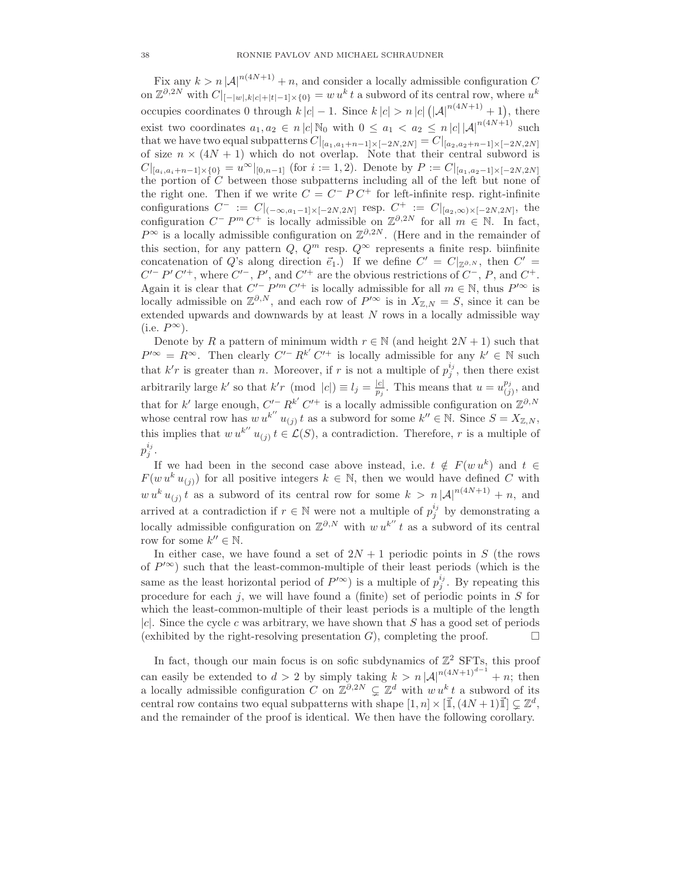Fix any $k > n\,|\mathcal{A}|^{n(4N+1)} + n$, and consider a locally admissible configuration $C$ on $\mathbb{Z}^{\partial,2N}$ with $C|_{[-|w|,k|c|+|t|-1]\times\{0\}} = w\,u^k\,t$ a subword of its central row, where $u^k$ occupies coordinates 0 through $k\,|c|-1$. Since $k\,|c| > n\,|c|\,\big(|\mathcal{A}|^{n(4N+1)}+1\big)$, there exist two coordinates $a_1, a_2 \in n\,|c|\,\mathbb{N}_0$ with $0 \leq a_1 < a_2 \leq n\,|c|\,|\mathcal{A}|^{n(4N+1)}$ such that we have two equal subpatterns $C|_{[a_1,a_1+n-1]\times[-2N,2N]} = C|_{[a_2,a_2+n-1]\times[-2N,2N]}$ of size $n \times (4N+1)$ which do not overlap. Note that their central subword is $C|_{[a_i,a_i+n-1]\times\{0\}} = u^\infty|_{[0,n-1]}$ (for $i := 1,2$). Denote by $P := C|_{[a_1,a_2-1]\times[-2N,2N]}$ the portion of $C$ between those subpatterns including all of the left but none of the right one. Then if we write $C = C^-\,P\,C^+$ for left-infinite resp. right-infinite configurations $C^- := C|_{(-\infty,a_1-1]\times[-2N,2N]}$ resp. $C^+ := C|_{[a_2,\infty)\times[-2N,2N]}$, the configuration $C^-\,P^m\,C^+$ is locally admissible on $\mathbb{Z}^{\partial,2N}$ for all $m \in \mathbb{N}$. In fact, $P^\infty$ is a locally admissible configuration on $\mathbb{Z}^{\partial,2N}$. (Here and in the remainder of this section, for any pattern $Q$, $Q^m$ resp. $Q^\infty$ represents a finite resp. biinfinite concatenation of $Q$'s along direction $\vec{e}_1$.) If we define $C' = C|_{\mathbb{Z}^{\partial,N}}$, then $C' = C'^-\,P'\,C'^+$, where $C'^-$, $P'$, and $C'^+$ are the obvious restrictions of $C^-$, $P$, and $C^+$. Again it is clear that $C'^-\,P'^m\,C'^+$ is locally admissible for all $m \in \mathbb{N}$, thus $P'^\infty$ is locally admissible on $\mathbb{Z}^{\partial,N}$, and each row of $P'^\infty$ is in $X_{\mathbb{Z},N} = S$, since it can be extended upwards and downwards by at least $N$ rows in a locally admissible way (i.e. $P^\infty$).

Denote by $R$ a pattern of minimum width $r \in \mathbb{N}$ (and height $2N+1$) such that $P'^\infty = R^\infty$. Then clearly $C'^-\,R^{k'}\,C'^+$ is locally admissible for any $k' \in \mathbb{N}$ such that $k'r$ is greater than $n$. Moreover, if $r$ is not a multiple of $p_j^{i_j}$, then there exist arbitrarily large $k'$ so that $k'r \pmod{|c|} \equiv l_j = \frac{|c|}{p_j}$. This means that $u = u_{(j)}^{p_j}$, and that for $k'$ large enough, $C'^-\,R^{k'}\,C'^+$ is a locally admissible configuration on $\mathbb{Z}^{\partial,N}$ whose central row has $w\,u^{k''}\,u_{(j)}\,t$ as a subword for some $k'' \in \mathbb{N}$. Since $S = X_{\mathbb{Z},N}$, this implies that $w\,u^{k''}\,u_{(j)}\,t \in \mathcal{L}(S)$, a contradiction. Therefore, $r$ is a multiple of $p_j^{i_j}$.

If we had been in the second case above instead, i.e. $t \notin F(w\,u^k)$ and $t \in F(w\,u^k\,u_{(j)})$ for all positive integers $k \in \mathbb{N}$, then we would have defined $C$ with $w\,u^k\,u_{(j)}\,t$ as a subword of its central row for some $k > n\,|\mathcal{A}|^{n(4N+1)} + n$, and arrived at a contradiction if $r \in \mathbb{N}$ were not a multiple of $p_j^{i_j}$ by demonstrating a locally admissible configuration on $\mathbb{Z}^{\partial,N}$ with $w\,u^{k''}\,t$ as a subword of its central row for some $k'' \in \mathbb{N}$.

In either case, we have found a set of $2N+1$ periodic points in $S$ (the rows of $P'^\infty$) such that the least-common-multiple of their least periods (which is the same as the least horizontal period of $P'^\infty$) is a multiple of $p_j^{i_j}$. By repeating this procedure for each $j$, we will have found a (finite) set of periodic points in $S$ for which the least-common-multiple of their least periods is a multiple of the length $|c|$. Since the cycle $c$ was arbitrary, we have shown that $S$ has a good set of periods (exhibited by the right-resolving presentation $G$), completing the proof. $\square$

In fact, though our main focus is on sofic subdynamics of $\mathbb{Z}^2$ SFTs, this proof can easily be extended to $d > 2$ by simply taking $k > n\,|\mathcal{A}|^{n(4N+1)^{d-1}} + n$; then a locally admissible configuration $C$ on $\mathbb{Z}^{\partial,2N} \subsetneq \mathbb{Z}^d$ with $w\,u^k\,t$ a subword of its central row contains two equal subpatterns with shape $[1,n] \times [\vec{\mathbb{1}}, (4N+1)\vec{\mathbb{1}}] \subsetneq \mathbb{Z}^d$, and the remainder of the proof is identical. We then have the following corollary.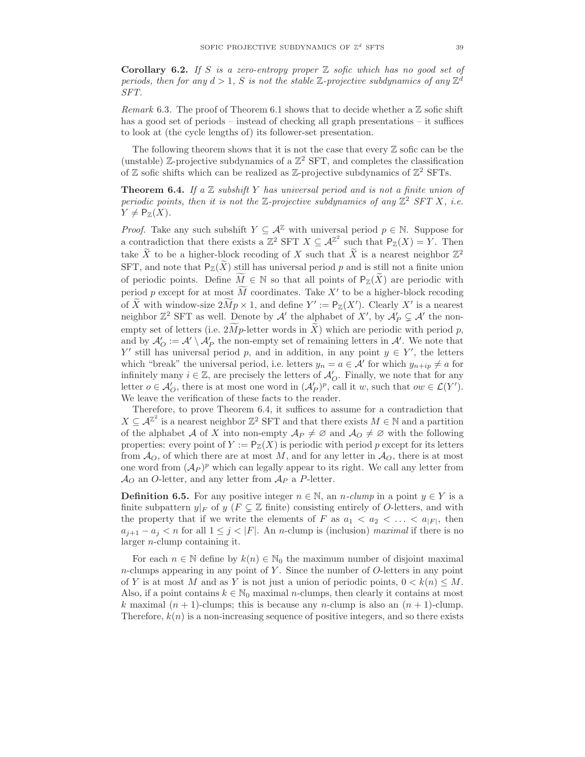**Corollary 6.2.** *If $S$ is a zero-entropy proper $\mathbb{Z}$ sofic which has no good set of periods, then for any $d > 1$, $S$ is not the stable $\mathbb{Z}$-projective subdynamics of any $\mathbb{Z}^d$ SFT.*

*Remark* 6.3. The proof of Theorem 6.1 shows that to decide whether a $\mathbb{Z}$ sofic shift has a good set of periods – instead of checking all graph presentations – it suffices to look at (the cycle lengths of) its follower-set presentation.

The following theorem shows that it is not the case that every $\mathbb{Z}$ sofic can be the (unstable) $\mathbb{Z}$-projective subdynamics of a $\mathbb{Z}^2$ SFT, and completes the classification of $\mathbb{Z}$ sofic shifts which can be realized as $\mathbb{Z}$-projective subdynamics of $\mathbb{Z}^2$ SFTs.

**Theorem 6.4.** *If a $\mathbb{Z}$ subshift $Y$ has universal period and is not a finite union of periodic points, then it is not the $\mathbb{Z}$-projective subdynamics of any $\mathbb{Z}^2$ SFT $X$, i.e. $Y \neq \mathsf{P}_{\mathbb{Z}}(X)$.*

*Proof.* Take any such subshift $Y \subseteq \mathcal{A}^{\mathbb{Z}}$ with universal period $p \in \mathbb{N}$. Suppose for a contradiction that there exists a $\mathbb{Z}^2$ SFT $X \subseteq \mathcal{A}^{\mathbb{Z}^2}$ such that $\mathsf{P}_{\mathbb{Z}}(X) = Y$. Then take $\widetilde{X}$ to be a higher-block recoding of $X$ such that $\widetilde{X}$ is a nearest neighbor $\mathbb{Z}^2$ SFT, and note that $\mathsf{P}_{\mathbb{Z}}(\widetilde{X})$ still has universal period $p$ and is still not a finite union of periodic points. Define $\widetilde{M} \in \mathbb{N}$ so that all points of $\mathsf{P}_{\mathbb{Z}}(\widetilde{X})$ are periodic with period $p$ except for at most $\widetilde{M}$ coordinates. Take $X'$ to be a higher-block recoding of $\widetilde{X}$ with window-size $2\widetilde{M}p \times 1$, and define $Y' := \mathsf{P}_{\mathbb{Z}}(X')$. Clearly $X'$ is a nearest neighbor $\mathbb{Z}^2$ SFT as well. Denote by $\mathcal{A}'$ the alphabet of $X'$, by $\mathcal{A}'_P \subsetneq \mathcal{A}'$ the non-empty set of letters (i.e. $2\widetilde{M}p$-letter words in $\widetilde{X}$) which are periodic with period $p$, and by $\mathcal{A}'_O := \mathcal{A}' \setminus \mathcal{A}'_P$ the non-empty set of remaining letters in $\mathcal{A}'$. We note that $Y'$ still has universal period $p$, and in addition, in any point $y \in Y'$, the letters which "break" the universal period, i.e. letters $y_n = a \in \mathcal{A}'$ for which $y_{n+ip} \neq a$ for infinitely many $i \in \mathbb{Z}$, are precisely the letters of $\mathcal{A}'_O$. Finally, we note that for any letter $o \in \mathcal{A}'_O$, there is at most one word in $(\mathcal{A}'_P)^p$, call it $w$, such that $ow \in \mathcal{L}(Y')$. We leave the verification of these facts to the reader.

Therefore, to prove Theorem 6.4, it suffices to assume for a contradiction that $X \subseteq \mathcal{A}^{\mathbb{Z}^2}$ is a nearest neighbor $\mathbb{Z}^2$ SFT and that there exists $M \in \mathbb{N}$ and a partition of the alphabet $\mathcal{A}$ of $X$ into non-empty $\mathcal{A}_P \neq \varnothing$ and $\mathcal{A}_O \neq \varnothing$ with the following properties: every point of $Y := \mathsf{P}_{\mathbb{Z}}(X)$ is periodic with period $p$ except for its letters from $\mathcal{A}_O$, of which there are at most $M$, and for any letter in $\mathcal{A}_O$, there is at most one word from $(\mathcal{A}_P)^p$ which can legally appear to its right. We call any letter from $\mathcal{A}_O$ an $O$-letter, and any letter from $\mathcal{A}_P$ a $P$-letter.

**Definition 6.5.** For any positive integer $n \in \mathbb{N}$, an *$n$-clump* in a point $y \in Y$ is a finite subpattern $y|_F$ of $y$ ($F \subsetneq \mathbb{Z}$ finite) consisting entirely of $O$-letters, and with the property that if we write the elements of $F$ as $a_1 < a_2 < \ldots < a_{|F|}$, then $a_{j+1} - a_j < n$ for all $1 \leq j < |F|$. An $n$-clump is (inclusion) *maximal* if there is no larger $n$-clump containing it.

For each $n \in \mathbb{N}$ define by $k(n) \in \mathbb{N}_0$ the maximum number of disjoint maximal $n$-clumps appearing in any point of $Y$. Since the number of $O$-letters in any point of $Y$ is at most $M$ and as $Y$ is not just a union of periodic points, $0 < k(n) \leq M$. Also, if a point contains $k \in \mathbb{N}_0$ maximal $n$-clumps, then clearly it contains at most $k$ maximal $(n+1)$-clumps; this is because any $n$-clump is also an $(n+1)$-clump. Therefore, $k(n)$ is a non-increasing sequence of positive integers, and so there exists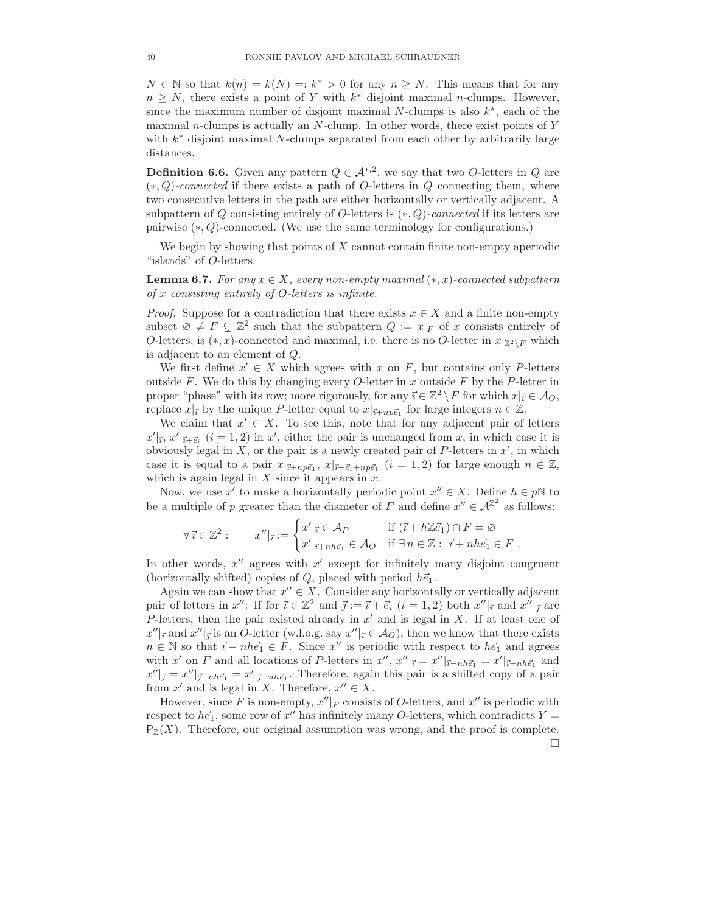$N \in \mathbb{N}$ so that $k(n) = k(N) =: k^* > 0$ for any $n \geq N$. This means that for any $n \geq N$, there exists a point of $Y$ with $k^*$ disjoint maximal $n$-clumps. However, since the maximum number of disjoint maximal $N$-clumps is also $k^*$, each of the maximal $n$-clumps is actually an $N$-clump. In other words, there exist points of $Y$ with $k^*$ disjoint maximal $N$-clumps separated from each other by arbitrarily large distances.

**Definition 6.6.** Given any pattern $Q \in \mathcal{A}^{*,2}$, we say that two $O$-letters in $Q$ are $(*, Q)$-*connected* if there exists a path of $O$-letters in $Q$ connecting them, where two consecutive letters in the path are either horizontally or vertically adjacent. A subpattern of $Q$ consisting entirely of $O$-letters is $(*, Q)$-*connected* if its letters are pairwise $(*, Q)$-connected. (We use the same terminology for configurations.)

We begin by showing that points of $X$ cannot contain finite non-empty aperiodic "islands" of $O$-letters.

**Lemma 6.7.** *For any $x \in X$, every non-empty maximal $(*, x)$-connected subpattern of $x$ consisting entirely of $O$-letters is infinite.*

*Proof.* Suppose for a contradiction that there exists $x \in X$ and a finite non-empty subset $\varnothing \neq F \subsetneq \mathbb{Z}^2$ such that the subpattern $Q := x|_F$ of $x$ consists entirely of $O$-letters, is $(*, x)$-connected and maximal, i.e. there is no $O$-letter in $x|_{\mathbb{Z}^2 \setminus F}$ which is adjacent to an element of $Q$.

We first define $x' \in X$ which agrees with $x$ on $F$, but contains only $P$-letters outside $F$. We do this by changing every $O$-letter in $x$ outside $F$ by the $P$-letter in proper "phase" with its row; more rigorously, for any $\vec{\imath} \in \mathbb{Z}^2 \setminus F$ for which $x|_{\vec{\imath}} \in \mathcal{A}_O$, replace $x|_{\vec{\imath}}$ by the unique $P$-letter equal to $x|_{\vec{\imath}+np\vec{e}_1}$ for large integers $n \in \mathbb{Z}$.

We claim that $x' \in X$. To see this, note that for any adjacent pair of letters $x'|_{\vec{\imath}}, x'|_{\vec{\imath}+\vec{e}_i}$ $(i = 1, 2)$ in $x'$, either the pair is unchanged from $x$, in which case it is obviously legal in $X$, or the pair is a newly created pair of $P$-letters in $x'$, in which case it is equal to a pair $x|_{\vec{\imath}+np\vec{e}_1}, x|_{\vec{\imath}+\vec{e}_i+np\vec{e}_1}$ $(i = 1, 2)$ for large enough $n \in \mathbb{Z}$, which is again legal in $X$ since it appears in $x$.

Now, we use $x'$ to make a horizontally periodic point $x'' \in X$. Define $h \in p\mathbb{N}$ to be a multiple of $p$ greater than the diameter of $F$ and define $x'' \in \mathcal{A}^{\mathbb{Z}^2}$ as follows:

$$\forall \, \vec{\imath} \in \mathbb{Z}^2 : \qquad x''|_{\vec{\imath}} := \begin{cases} x'|_{\vec{\imath}} \in \mathcal{A}_P & \text{if } (\vec{\imath} + h\mathbb{Z}\vec{e}_1) \cap F = \varnothing \\ x'|_{\vec{\imath}+nh\vec{e}_1} \in \mathcal{A}_O & \text{if } \exists \, n \in \mathbb{Z} : \; \vec{\imath} + nh\vec{e}_1 \in F \; . \end{cases}$$

In other words, $x''$ agrees with $x'$ except for infinitely many disjoint congruent (horizontally shifted) copies of $Q$, placed with period $h\vec{e}_1$.

Again we can show that $x'' \in X$. Consider any horizontally or vertically adjacent pair of letters in $x''$: If for $\vec{\imath} \in \mathbb{Z}^2$ and $\vec{\jmath} := \vec{\imath} + \vec{e}_i$ $(i = 1, 2)$ both $x''|_{\vec{\imath}}$ and $x''|_{\vec{\jmath}}$ are $P$-letters, then the pair existed already in $x'$ and is legal in $X$. If at least one of $x''|_{\vec{\imath}}$ and $x''|_{\vec{\jmath}}$ is an $O$-letter (w.l.o.g. say $x''|_{\vec{\imath}} \in \mathcal{A}_O$), then we know that there exists $n \in \mathbb{N}$ so that $\vec{\imath} - nh\vec{e}_1 \in F$. Since $x''$ is periodic with respect to $h\vec{e}_1$ and agrees with $x'$ on $F$ and all locations of $P$-letters in $x''$, $x''|_{\vec{\imath}} = x''|_{\vec{\imath}-nh\vec{e}_1} = x'|_{\vec{\imath}-nh\vec{e}_1}$ and $x''|_{\vec{\jmath}} = x''|_{\vec{\jmath}-nh\vec{e}_1} = x'|_{\vec{\jmath}-nh\vec{e}_1}$. Therefore, again this pair is a shifted copy of a pair from $x'$ and is legal in $X$. Therefore, $x'' \in X$.

However, since $F$ is non-empty, $x''|_F$ consists of $O$-letters, and $x''$ is periodic with respect to $h\vec{e}_1$, some row of $x''$ has infinitely many $O$-letters, which contradicts $Y = \mathsf{P}_{\mathbb{Z}}(X)$. Therefore, our original assumption was wrong, and the proof is complete. □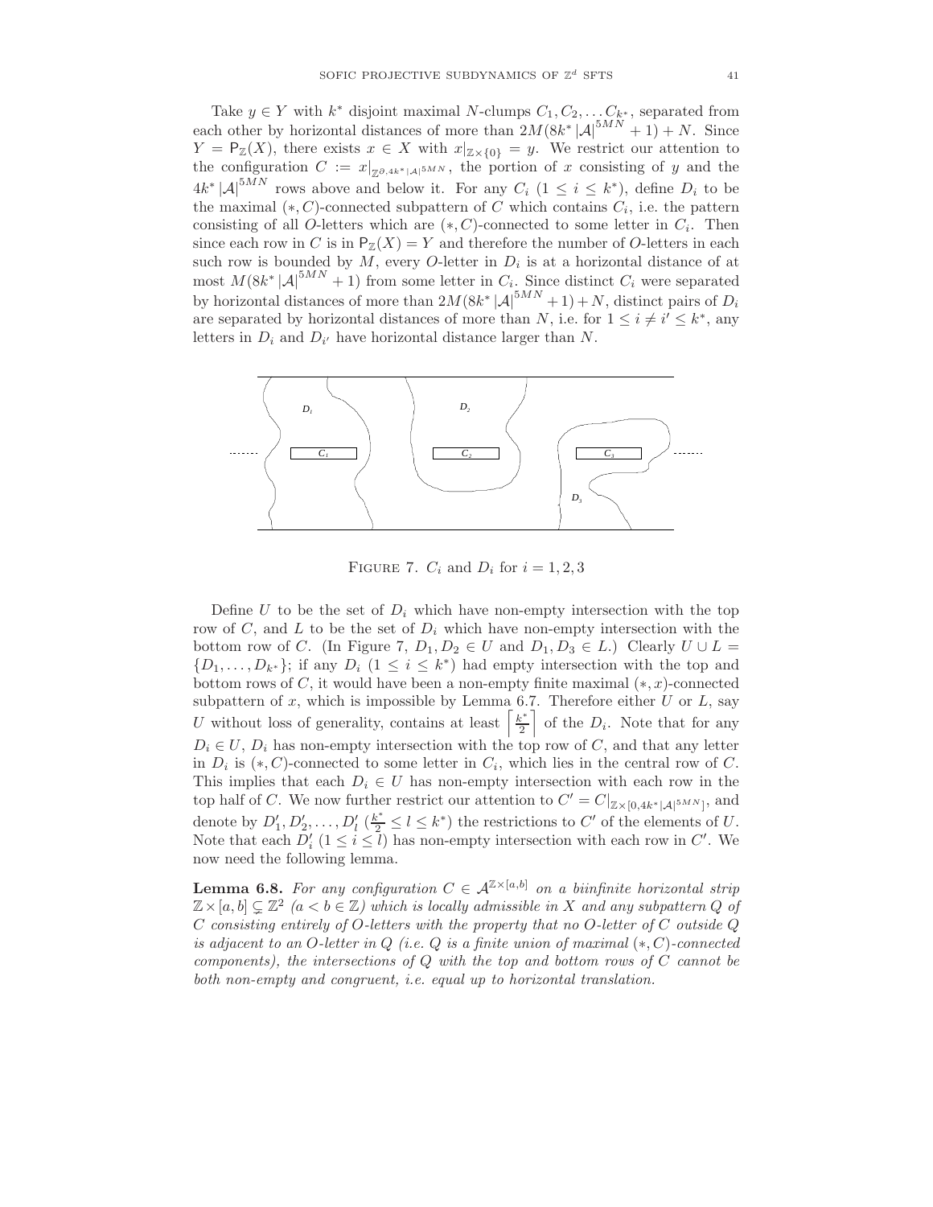Take $y \in Y$ with $k^*$ disjoint maximal $N$-clumps $C_1, C_2, \ldots C_{k^*}$, separated from each other by horizontal distances of more than $2M(8k^* |\mathcal{A}|^{5MN} + 1) + N$. Since $Y = \mathsf{P}_{\mathbb{Z}}(X)$, there exists $x \in X$ with $x|_{\mathbb{Z}\times\{0\}} = y$. We restrict our attention to the configuration $C := x|_{\mathbb{Z}^{\partial, 4k^*|\mathcal{A}|^{5MN}}}$, the portion of $x$ consisting of $y$ and the $4k^* |\mathcal{A}|^{5MN}$ rows above and below it. For any $C_i$ ($1 \leq i \leq k^*$), define $D_i$ to be the maximal $(*, C)$-connected subpattern of $C$ which contains $C_i$, i.e. the pattern consisting of all $O$-letters which are $(*, C)$-connected to some letter in $C_i$. Then since each row in $C$ is in $\mathsf{P}_{\mathbb{Z}}(X) = Y$ and therefore the number of $O$-letters in each such row is bounded by $M$, every $O$-letter in $D_i$ is at a horizontal distance of at most $M(8k^* |\mathcal{A}|^{5MN} + 1)$ from some letter in $C_i$. Since distinct $C_i$ were separated by horizontal distances of more than $2M(8k^* |\mathcal{A}|^{5MN} + 1) + N$, distinct pairs of $D_i$ are separated by horizontal distances of more than $N$, i.e. for $1 \leq i \neq i' \leq k^*$, any letters in $D_i$ and $D_{i'}$ have horizontal distance larger than $N$.

FIGURE 7. $C_i$ and $D_i$ for $i = 1, 2, 3$

Define $U$ to be the set of $D_i$ which have non-empty intersection with the top row of $C$, and $L$ to be the set of $D_i$ which have non-empty intersection with the bottom row of $C$. (In Figure 7, $D_1, D_2 \in U$ and $D_1, D_3 \in L$.) Clearly $U \cup L = \{D_1, \ldots, D_{k^*}\}$; if any $D_i$ ($1 \leq i \leq k^*$) had empty intersection with the top and bottom rows of $C$, it would have been a non-empty finite maximal $(*, x)$-connected subpattern of $x$, which is impossible by Lemma 6.7. Therefore either $U$ or $L$, say $U$ without loss of generality, contains at least $\left\lceil \frac{k^*}{2} \right\rceil$ of the $D_i$. Note that for any $D_i \in U$, $D_i$ has non-empty intersection with the top row of $C$, and that any letter in $D_i$ is $(*, C)$-connected to some letter in $C_i$, which lies in the central row of $C$. This implies that each $D_i \in U$ has non-empty intersection with each row in the top half of $C$. We now further restrict our attention to $C' = C|_{\mathbb{Z}\times[0, 4k^*|\mathcal{A}|^{5MN}]}$, and denote by $D'_1, D'_2, \ldots, D'_l$ ($\frac{k^*}{2} \leq l \leq k^*$) the restrictions to $C'$ of the elements of $U$. Note that each $D'_i$ ($1 \leq i \leq l$) has non-empty intersection with each row in $C'$. We now need the following lemma.

**Lemma 6.8.** *For any configuration $C \in \mathcal{A}^{\mathbb{Z}\times[a,b]}$ on a biinfinite horizontal strip $\mathbb{Z}\times[a, b] \subsetneq \mathbb{Z}^2$ ($a < b \in \mathbb{Z}$) which is locally admissible in $X$ and any subpattern $Q$ of $C$ consisting entirely of $O$-letters with the property that no $O$-letter of $C$ outside $Q$ is adjacent to an $O$-letter in $Q$ (i.e. $Q$ is a finite union of maximal $(*, C)$-connected components), the intersections of $Q$ with the top and bottom rows of $C$ cannot be both non-empty and congruent, i.e. equal up to horizontal translation.*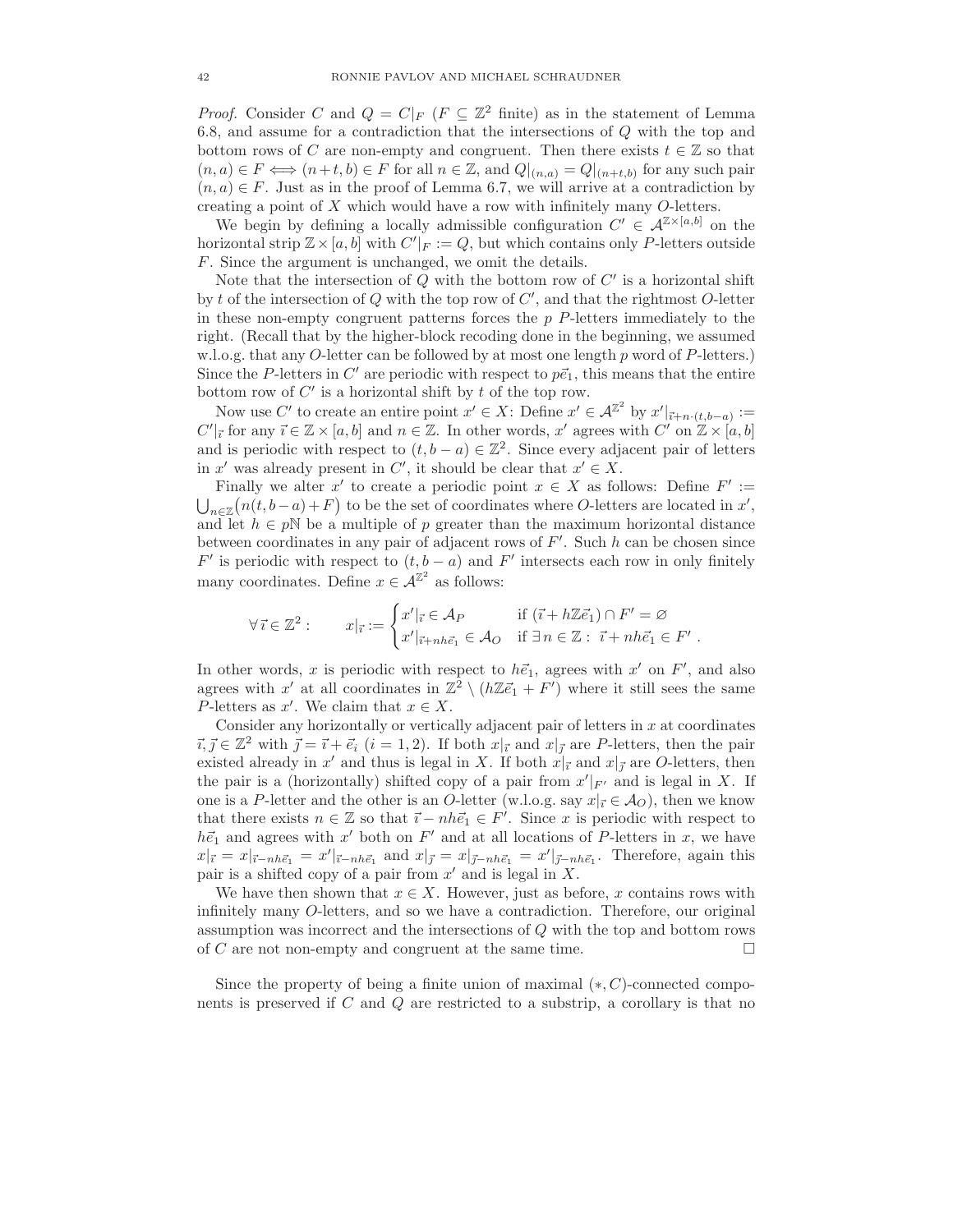*Proof.* Consider $C$ and $Q = C|_F$ ($F \subseteq \mathbb{Z}^2$ finite) as in the statement of Lemma 6.8, and assume for a contradiction that the intersections of $Q$ with the top and bottom rows of $C$ are non-empty and congruent. Then there exists $t \in \mathbb{Z}$ so that $(n, a) \in F \iff (n+t, b) \in F$ for all $n \in \mathbb{Z}$, and $Q|_{(n,a)} = Q|_{(n+t,b)}$ for any such pair $(n, a) \in F$. Just as in the proof of Lemma 6.7, we will arrive at a contradiction by creating a point of $X$ which would have a row with infinitely many $O$-letters.

We begin by defining a locally admissible configuration $C' \in \mathcal{A}^{\mathbb{Z}\times[a,b]}$ on the horizontal strip $\mathbb{Z} \times [a, b]$ with $C'|_F := Q$, but which contains only $P$-letters outside $F$. Since the argument is unchanged, we omit the details.

Note that the intersection of $Q$ with the bottom row of $C'$ is a horizontal shift by $t$ of the intersection of $Q$ with the top row of $C'$, and that the rightmost $O$-letter in these non-empty congruent patterns forces the $p$ $P$-letters immediately to the right. (Recall that by the higher-block recoding done in the beginning, we assumed w.l.o.g. that any $O$-letter can be followed by at most one length $p$ word of $P$-letters.) Since the $P$-letters in $C'$ are periodic with respect to $p\vec{e}_1$, this means that the entire bottom row of $C'$ is a horizontal shift by $t$ of the top row.

Now use $C'$ to create an entire point $x' \in X$: Define $x' \in \mathcal{A}^{\mathbb{Z}^2}$ by $x'|_{\vec{\imath}+n\cdot(t,b-a)} := C'|_{\vec{\imath}}$ for any $\vec{\imath} \in \mathbb{Z} \times [a, b]$ and $n \in \mathbb{Z}$. In other words, $x'$ agrees with $C'$ on $\mathbb{Z} \times [a, b]$ and is periodic with respect to $(t, b - a) \in \mathbb{Z}^2$. Since every adjacent pair of letters in $x'$ was already present in $C'$, it should be clear that $x' \in X$.

Finally we alter $x'$ to create a periodic point $x \in X$ as follows: Define $F' := \bigcup_{n\in\mathbb{Z}} \big(n(t, b-a) + F\big)$ to be the set of coordinates where $O$-letters are located in $x'$, and let $h \in p\mathbb{N}$ be a multiple of $p$ greater than the maximum horizontal distance between coordinates in any pair of adjacent rows of $F'$. Such $h$ can be chosen since $F'$ is periodic with respect to $(t, b - a)$ and $F'$ intersects each row in only finitely many coordinates. Define $x \in \mathcal{A}^{\mathbb{Z}^2}$ as follows:

$$\forall\, \vec{\imath} \in \mathbb{Z}^2 : \qquad x|_{\vec{\imath}} := \begin{cases} x'|_{\vec{\imath}} \in \mathcal{A}_P & \text{if } (\vec{\imath} + h\mathbb{Z}\vec{e}_1) \cap F' = \varnothing \\ x'|_{\vec{\imath}+nh\vec{e}_1} \in \mathcal{A}_O & \text{if } \exists\, n \in \mathbb{Z} :\ \vec{\imath} + nh\vec{e}_1 \in F' \ . \end{cases}$$

In other words, $x$ is periodic with respect to $h\vec{e}_1$, agrees with $x'$ on $F'$, and also agrees with $x'$ at all coordinates in $\mathbb{Z}^2 \setminus (h\mathbb{Z}\vec{e}_1 + F')$ where it still sees the same $P$-letters as $x'$. We claim that $x \in X$.

Consider any horizontally or vertically adjacent pair of letters in $x$ at coordinates $\vec{\imath}, \vec{\jmath} \in \mathbb{Z}^2$ with $\vec{\jmath} = \vec{\imath} + \vec{e}_i$ ($i = 1, 2$). If both $x|_{\vec{\imath}}$ and $x|_{\vec{\jmath}}$ are $P$-letters, then the pair existed already in $x'$ and thus is legal in $X$. If both $x|_{\vec{\imath}}$ and $x|_{\vec{\jmath}}$ are $O$-letters, then the pair is a (horizontally) shifted copy of a pair from $x'|_{F'}$ and is legal in $X$. If one is a $P$-letter and the other is an $O$-letter (w.l.o.g. say $x|_{\vec{\imath}} \in \mathcal{A}_O$), then we know that there exists $n \in \mathbb{Z}$ so that $\vec{\imath} - nh\vec{e}_1 \in F'$. Since $x$ is periodic with respect to $h\vec{e}_1$ and agrees with $x'$ both on $F'$ and at all locations of $P$-letters in $x$, we have $x|_{\vec{\imath}} = x|_{\vec{\imath}-nh\vec{e}_1} = x'|_{\vec{\imath}-nh\vec{e}_1}$ and $x|_{\vec{\jmath}} = x|_{\vec{\jmath}-nh\vec{e}_1} = x'|_{\vec{\jmath}-nh\vec{e}_1}$. Therefore, again this pair is a shifted copy of a pair from $x'$ and is legal in $X$.

We have then shown that $x \in X$. However, just as before, $x$ contains rows with infinitely many $O$-letters, and so we have a contradiction. Therefore, our original assumption was incorrect and the intersections of $Q$ with the top and bottom rows of $C$ are not non-empty and congruent at the same time. $\square$

Since the property of being a finite union of maximal $(*, C)$-connected components is preserved if $C$ and $Q$ are restricted to a substrip, a corollary is that no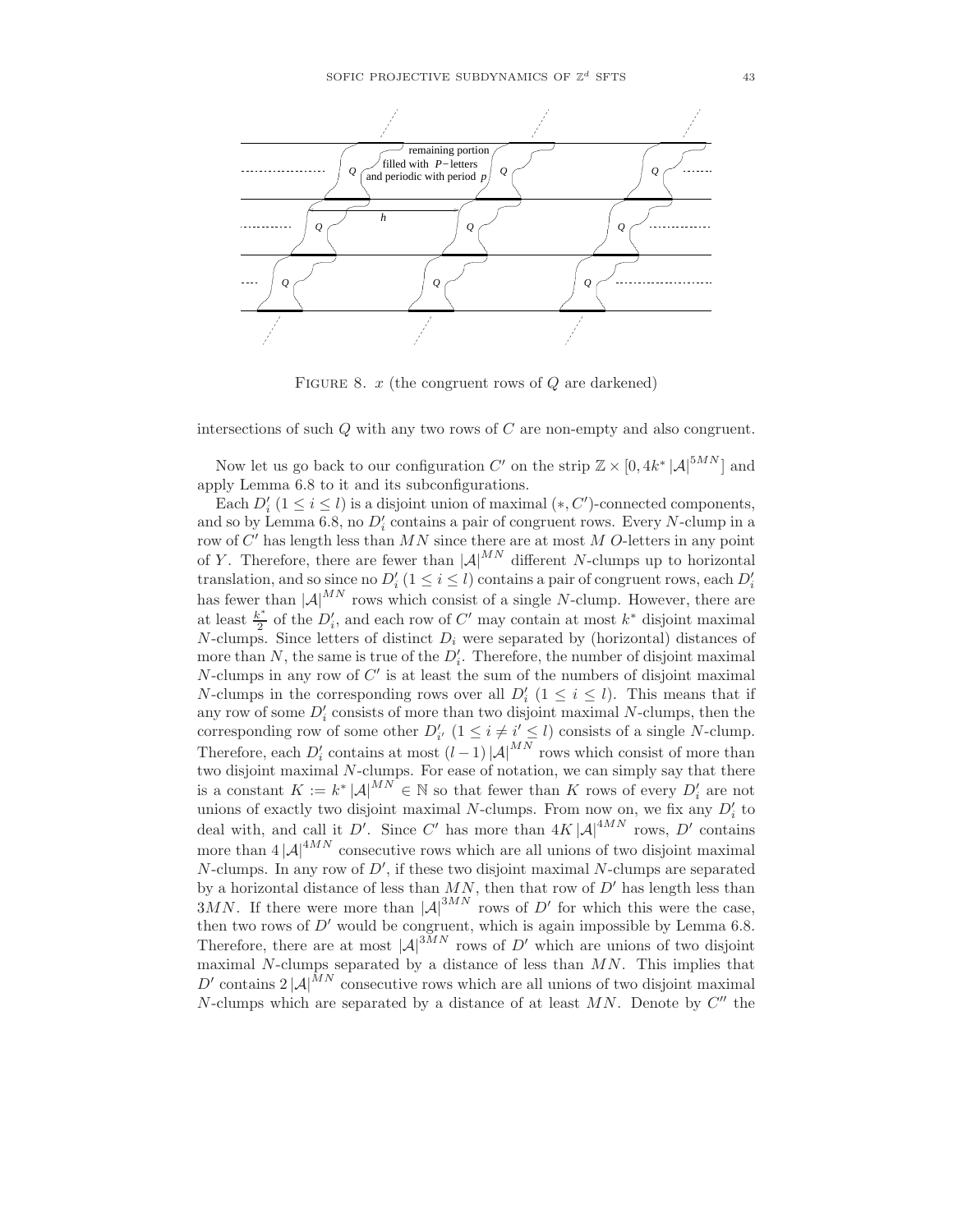FIGURE 8. $x$ (the congruent rows of $Q$ are darkened)

intersections of such $Q$ with any two rows of $C$ are non-empty and also congruent.

Now let us go back to our configuration $C'$ on the strip $\mathbb{Z} \times [0, 4k^* |\mathcal{A}|^{5MN}]$ and apply Lemma 6.8 to it and its subconfigurations.

Each $D'_i$ $(1 \leq i \leq l)$ is a disjoint union of maximal $(*, C')$-connected components, and so by Lemma 6.8, no $D'_i$ contains a pair of congruent rows. Every $N$-clump in a row of $C'$ has length less than $MN$ since there are at most $M$ $O$-letters in any point of $Y$. Therefore, there are fewer than $|\mathcal{A}|^{MN}$ different $N$-clumps up to horizontal translation, and so since no $D'_i$ $(1 \leq i \leq l)$ contains a pair of congruent rows, each $D'_i$ has fewer than $|\mathcal{A}|^{MN}$ rows which consist of a single $N$-clump. However, there are at least $\frac{k^*}{2}$ of the $D'_i$, and each row of $C'$ may contain at most $k^*$ disjoint maximal $N$-clumps. Since letters of distinct $D_i$ were separated by (horizontal) distances of more than $N$, the same is true of the $D'_i$. Therefore, the number of disjoint maximal $N$-clumps in any row of $C'$ is at least the sum of the numbers of disjoint maximal $N$-clumps in the corresponding rows over all $D'_i$ $(1 \leq i \leq l)$. This means that if any row of some $D'_i$ consists of more than two disjoint maximal $N$-clumps, then the corresponding row of some other $D'_{i'}$ $(1 \leq i \neq i' \leq l)$ consists of a single $N$-clump. Therefore, each $D'_i$ contains at most $(l-1)|\mathcal{A}|^{MN}$ rows which consist of more than two disjoint maximal $N$-clumps. For ease of notation, we can simply say that there is a constant $K := k^* |\mathcal{A}|^{MN} \in \mathbb{N}$ so that fewer than $K$ rows of every $D'_i$ are not unions of exactly two disjoint maximal $N$-clumps. From now on, we fix any $D'_i$ to deal with, and call it $D'$. Since $C'$ has more than $4K|\mathcal{A}|^{4MN}$ rows, $D'$ contains more than $4|\mathcal{A}|^{4MN}$ consecutive rows which are all unions of two disjoint maximal $N$-clumps. In any row of $D'$, if these two disjoint maximal $N$-clumps are separated by a horizontal distance of less than $MN$, then that row of $D'$ has length less than $3MN$. If there were more than $|\mathcal{A}|^{3MN}$ rows of $D'$ for which this were the case, then two rows of $D'$ would be congruent, which is again impossible by Lemma 6.8. Therefore, there are at most $|\mathcal{A}|^{3MN}$ rows of $D'$ which are unions of two disjoint maximal $N$-clumps separated by a distance of less than $MN$. This implies that $D'$ contains $2|\mathcal{A}|^{MN}$ consecutive rows which are all unions of two disjoint maximal $N$-clumps which are separated by a distance of at least $MN$. Denote by $C''$ the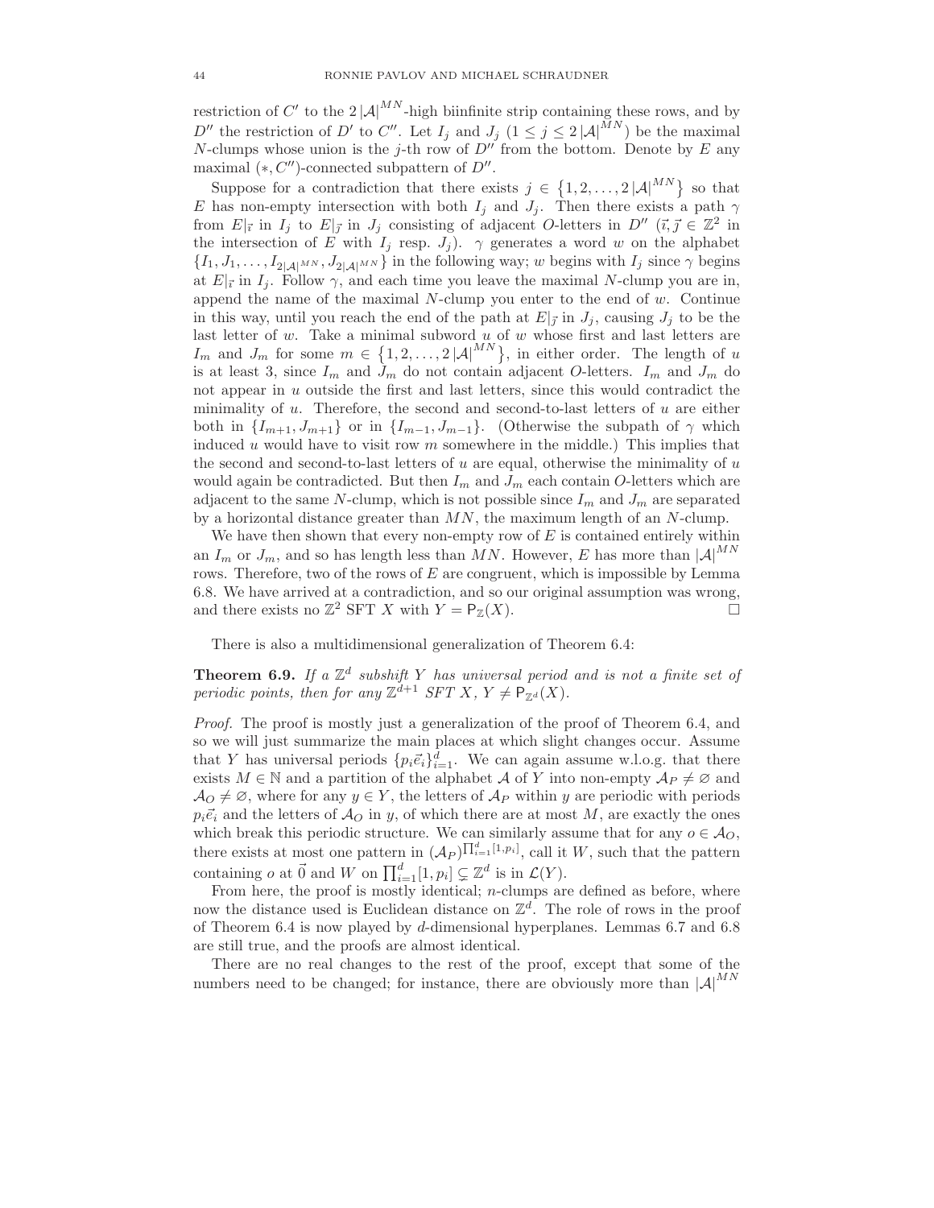restriction of $C'$ to the $2|\mathcal{A}|^{MN}$-high biinfinite strip containing these rows, and by $D''$ the restriction of $D'$ to $C''$. Let $I_j$ and $J_j$ ($1 \le j \le 2|\mathcal{A}|^{MN}$) be the maximal $N$-clumps whose union is the $j$-th row of $D''$ from the bottom. Denote by $E$ any maximal $(*, C'')$-connected subpattern of $D''$.

Suppose for a contradiction that there exists $j \in \{1, 2, \ldots, 2|\mathcal{A}|^{MN}\}$ so that $E$ has non-empty intersection with both $I_j$ and $J_j$. Then there exists a path $\gamma$ from $E|_{\vec{\imath}}$ in $I_j$ to $E|_{\vec{\jmath}}$ in $J_j$ consisting of adjacent $O$-letters in $D''$ ($\vec{\imath}, \vec{\jmath} \in \mathbb{Z}^2$ in the intersection of $E$ with $I_j$ resp. $J_j$). $\gamma$ generates a word $w$ on the alphabet $\{I_1, J_1, \ldots, I_{2|\mathcal{A}|^{MN}}, J_{2|\mathcal{A}|^{MN}}\}$ in the following way; $w$ begins with $I_j$ since $\gamma$ begins at $E|_{\vec{\imath}}$ in $I_j$. Follow $\gamma$, and each time you leave the maximal $N$-clump you are in, append the name of the maximal $N$-clump you enter to the end of $w$. Continue in this way, until you reach the end of the path at $E|_{\vec{\jmath}}$ in $J_j$, causing $J_j$ to be the last letter of $w$. Take a minimal subword $u$ of $w$ whose first and last letters are $I_m$ and $J_m$ for some $m \in \{1, 2, \ldots, 2|\mathcal{A}|^{MN}\}$, in either order. The length of $u$ is at least 3, since $I_m$ and $J_m$ do not contain adjacent $O$-letters. $I_m$ and $J_m$ do not appear in $u$ outside the first and last letters, since this would contradict the minimality of $u$. Therefore, the second and second-to-last letters of $u$ are either both in $\{I_{m+1}, J_{m+1}\}$ or in $\{I_{m-1}, J_{m-1}\}$. (Otherwise the subpath of $\gamma$ which induced $u$ would have to visit row $m$ somewhere in the middle.) This implies that the second and second-to-last letters of $u$ are equal, otherwise the minimality of $u$ would again be contradicted. But then $I_m$ and $J_m$ each contain $O$-letters which are adjacent to the same $N$-clump, which is not possible since $I_m$ and $J_m$ are separated by a horizontal distance greater than $MN$, the maximum length of an $N$-clump.

We have then shown that every non-empty row of $E$ is contained entirely within an $I_m$ or $J_m$, and so has length less than $MN$. However, $E$ has more than $|\mathcal{A}|^{MN}$ rows. Therefore, two of the rows of $E$ are congruent, which is impossible by Lemma 6.8. We have arrived at a contradiction, and so our original assumption was wrong, and there exists no $\mathbb{Z}^2$ SFT $X$ with $Y = \mathsf{P}_{\mathbb{Z}}(X)$. □

There is also a multidimensional generalization of Theorem 6.4:

**Theorem 6.9.** *If a $\mathbb{Z}^d$ subshift $Y$ has universal period and is not a finite set of periodic points, then for any $\mathbb{Z}^{d+1}$ SFT $X$, $Y \neq \mathsf{P}_{\mathbb{Z}^d}(X)$.*

*Proof.* The proof is mostly just a generalization of the proof of Theorem 6.4, and so we will just summarize the main places at which slight changes occur. Assume that $Y$ has universal periods $\{p_i \vec{e}_i\}_{i=1}^d$. We can again assume w.l.o.g. that there exists $M \in \mathbb{N}$ and a partition of the alphabet $\mathcal{A}$ of $Y$ into non-empty $\mathcal{A}_P \neq \varnothing$ and $\mathcal{A}_O \neq \varnothing$, where for any $y \in Y$, the letters of $\mathcal{A}_P$ within $y$ are periodic with periods $p_i \vec{e}_i$ and the letters of $\mathcal{A}_O$ in $y$, of which there are at most $M$, are exactly the ones which break this periodic structure. We can similarly assume that for any $o \in \mathcal{A}_O$, there exists at most one pattern in $(\mathcal{A}_P)^{\prod_{i=1}^d [1,p_i]}$, call it $W$, such that the pattern containing $o$ at $\vec{0}$ and $W$ on $\prod_{i=1}^d [1, p_i] \subsetneq \mathbb{Z}^d$ is in $\mathcal{L}(Y)$.

From here, the proof is mostly identical; $n$-clumps are defined as before, where now the distance used is Euclidean distance on $\mathbb{Z}^d$. The role of rows in the proof of Theorem 6.4 is now played by $d$-dimensional hyperplanes. Lemmas 6.7 and 6.8 are still true, and the proofs are almost identical.

There are no real changes to the rest of the proof, except that some of the numbers need to be changed; for instance, there are obviously more than $|\mathcal{A}|^{MN}$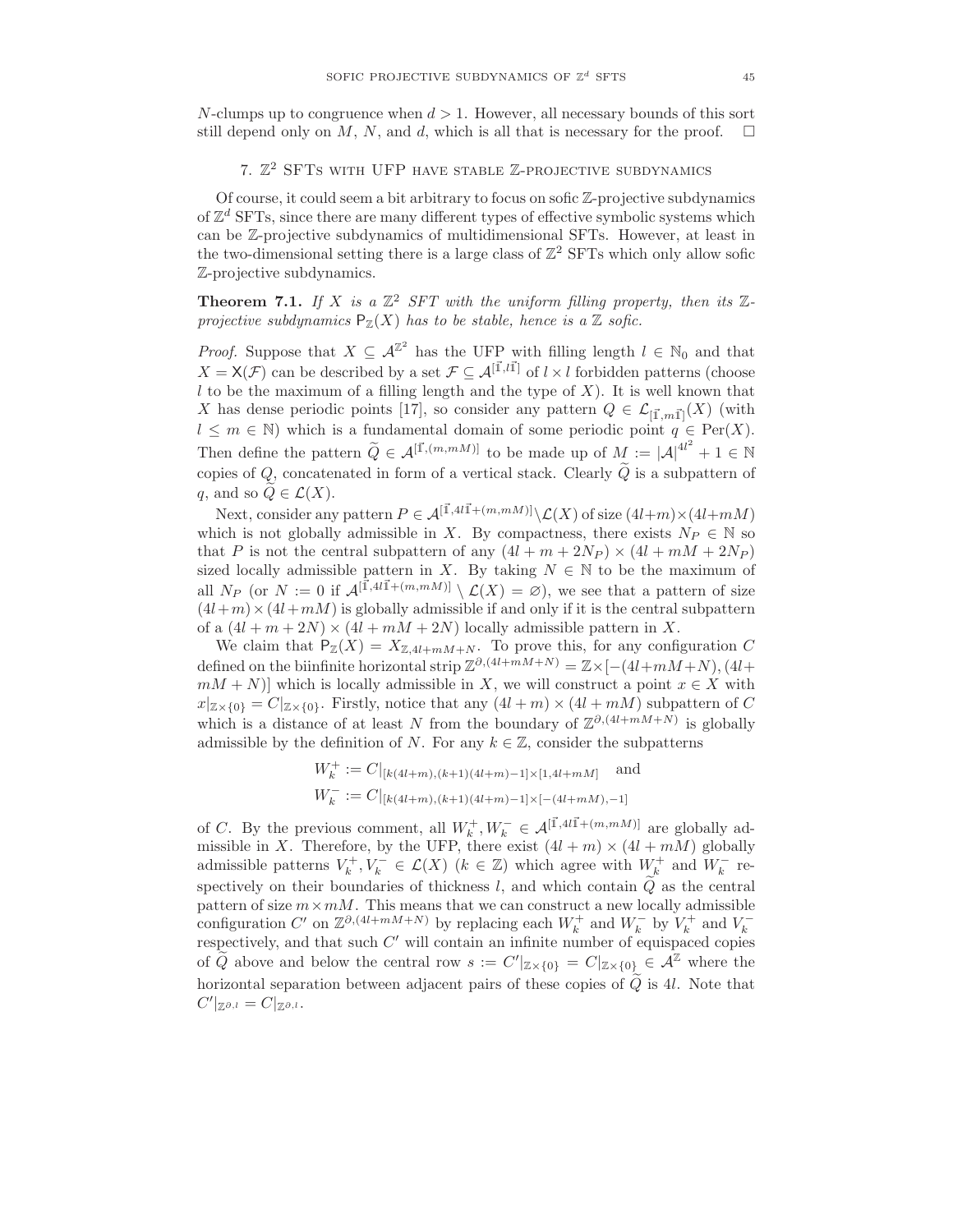$N$-clumps up to congruence when $d > 1$. However, all necessary bounds of this sort still depend only on $M$, $N$, and $d$, which is all that is necessary for the proof. $\square$

## 7. $\mathbb{Z}^2$ SFTs with UFP have stable $\mathbb{Z}$-projective subdynamics

Of course, it could seem a bit arbitrary to focus on sofic $\mathbb{Z}$-projective subdynamics of $\mathbb{Z}^d$ SFTs, since there are many different types of effective symbolic systems which can be $\mathbb{Z}$-projective subdynamics of multidimensional SFTs. However, at least in the two-dimensional setting there is a large class of $\mathbb{Z}^2$ SFTs which only allow sofic $\mathbb{Z}$-projective subdynamics.

**Theorem 7.1.** *If $X$ is a $\mathbb{Z}^2$ SFT with the uniform filling property, then its $\mathbb{Z}$-projective subdynamics $\mathsf{P}_{\mathbb{Z}}(X)$ has to be stable, hence is a $\mathbb{Z}$ sofic.*

*Proof.* Suppose that $X \subseteq \mathcal{A}^{\mathbb{Z}^2}$ has the UFP with filling length $l \in \mathbb{N}_0$ and that $X = \mathsf{X}(\mathcal{F})$ can be described by a set $\mathcal{F} \subseteq \mathcal{A}^{[\vec{1},l\vec{1}]}$ of $l \times l$ forbidden patterns (choose $l$ to be the maximum of a filling length and the type of $X$). It is well known that $X$ has dense periodic points [17], so consider any pattern $Q \in \mathcal{L}_{[\vec{1},m\vec{1}]}(X)$ (with $l \leq m \in \mathbb{N}$) which is a fundamental domain of some periodic point $q \in \mathrm{Per}(X)$. Then define the pattern $\widetilde{Q} \in \mathcal{A}^{[\vec{1},(m,mM)]}$ to be made up of $M := |\mathcal{A}|^{4l^2} + 1 \in \mathbb{N}$ copies of $Q$, concatenated in form of a vertical stack. Clearly $\widetilde{Q}$ is a subpattern of $q$, and so $\widetilde{Q} \in \mathcal{L}(X)$.

Next, consider any pattern $P \in \mathcal{A}^{[\vec{1},4l\vec{1}+(m,mM)]} \setminus \mathcal{L}(X)$ of size $(4l+m) \times (4l+mM)$ which is not globally admissible in $X$. By compactness, there exists $N_P \in \mathbb{N}$ so that $P$ is not the central subpattern of any $(4l + m + 2N_P) \times (4l + mM + 2N_P)$ sized locally admissible pattern in $X$. By taking $N \in \mathbb{N}$ to be the maximum of all $N_P$ (or $N := 0$ if $\mathcal{A}^{[\vec{1},4l\vec{1}+(m,mM)]} \setminus \mathcal{L}(X) = \varnothing$), we see that a pattern of size $(4l+m) \times (4l+mM)$ is globally admissible if and only if it is the central subpattern of a $(4l + m + 2N) \times (4l + mM + 2N)$ locally admissible pattern in $X$.

We claim that $\mathsf{P}_{\mathbb{Z}}(X) = X_{\mathbb{Z},4l+mM+N}$. To prove this, for any configuration $C$ defined on the biinfinite horizontal strip $\mathbb{Z}^{\partial,(4l+mM+N)} = \mathbb{Z} \times [-(4l+mM+N),(4l+mM+N)]$ which is locally admissible in $X$, we will construct a point $x \in X$ with $x|_{\mathbb{Z}\times\{0\}} = C|_{\mathbb{Z}\times\{0\}}$. Firstly, notice that any $(4l + m) \times (4l + mM)$ subpattern of $C$ which is a distance of at least $N$ from the boundary of $\mathbb{Z}^{\partial,(4l+mM+N)}$ is globally admissible by the definition of $N$. For any $k \in \mathbb{Z}$, consider the subpatterns

$$W_k^+ := C|_{[k(4l+m),(k+1)(4l+m)-1]\times[1,4l+mM]} \quad \text{and}$$
$$W_k^- := C|_{[k(4l+m),(k+1)(4l+m)-1]\times[-(4l+mM),-1]}$$

of $C$. By the previous comment, all $W_k^+, W_k^- \in \mathcal{A}^{[\vec{1},4l\vec{1}+(m,mM)]}$ are globally admissible in $X$. Therefore, by the UFP, there exist $(4l + m) \times (4l + mM)$ globally admissible patterns $V_k^+, V_k^- \in \mathcal{L}(X)$ ($k \in \mathbb{Z}$) which agree with $W_k^+$ and $W_k^-$ respectively on their boundaries of thickness $l$, and which contain $\widetilde{Q}$ as the central pattern of size $m \times mM$. This means that we can construct a new locally admissible configuration $C'$ on $\mathbb{Z}^{\partial,(4l+mM+N)}$ by replacing each $W_k^+$ and $W_k^-$ by $V_k^+$ and $V_k^-$ respectively, and that such $C'$ will contain an infinite number of equispaced copies of $\widetilde{Q}$ above and below the central row $s := C'|_{\mathbb{Z}\times\{0\}} = C|_{\mathbb{Z}\times\{0\}} \in \mathcal{A}^{\mathbb{Z}}$ where the horizontal separation between adjacent pairs of these copies of $\widetilde{Q}$ is $4l$. Note that $C'|_{\mathbb{Z}^{\partial,l}} = C|_{\mathbb{Z}^{\partial,l}}$.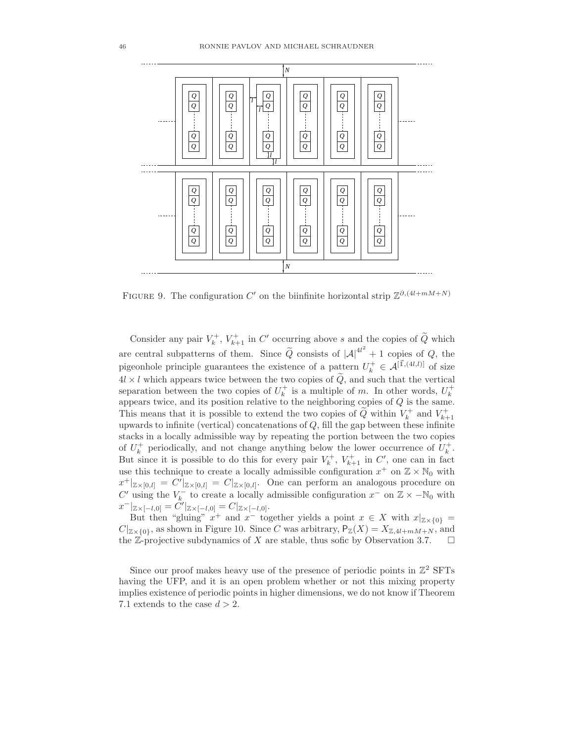FIGURE 9. The configuration $C'$ on the biinfinite horizontal strip $\mathbb{Z}^{\partial,(4l+mM+N)}$

Consider any pair $V_k^+$, $V_{k+1}^+$ in $C'$ occurring above $s$ and the copies of $\widetilde{Q}$ which are central subpatterns of them. Since $\widetilde{Q}$ consists of $|\mathcal{A}|^{4l^2}+1$ copies of $Q$, the pigeonhole principle guarantees the existence of a pattern $U_k^+ \in \mathcal{A}^{[\vec{1},(4l,l)]}$ of size $4l \times l$ which appears twice between the two copies of $\widetilde{Q}$, and such that the vertical separation between the two copies of $U_k^+$ is a multiple of $m$. In other words, $U_k^+$ appears twice, and its position relative to the neighboring copies of $Q$ is the same. This means that it is possible to extend the two copies of $\widetilde{Q}$ within $V_k^+$ and $V_{k+1}^+$ upwards to infinite (vertical) concatenations of $Q$, fill the gap between these infinite stacks in a locally admissible way by repeating the portion between the two copies of $U_k^+$ periodically, and not change anything below the lower occurrence of $U_k^+$. But since it is possible to do this for every pair $V_k^+$, $V_{k+1}^+$ in $C'$, one can in fact use this technique to create a locally admissible configuration $x^+$ on $\mathbb{Z} \times \mathbb{N}_0$ with $x^+|_{\mathbb{Z}\times[0,l]} = C'|_{\mathbb{Z}\times[0,l]} = C|_{\mathbb{Z}\times[0,l]}$. One can perform an analogous procedure on $C'$ using the $V_k^-$ to create a locally admissible configuration $x^-$ on $\mathbb{Z} \times -\mathbb{N}_0$ with $x^-|_{\mathbb{Z}\times[-l,0]} = C'|_{\mathbb{Z}\times[-l,0]} = C|_{\mathbb{Z}\times[-l,0]}$.

But then "gluing" $x^+$ and $x^-$ together yields a point $x \in X$ with $x|_{\mathbb{Z}\times\{0\}} = C|_{\mathbb{Z}\times\{0\}}$, as shown in Figure 10. Since $C$ was arbitrary, $\mathsf{P}_{\mathbb{Z}}(X) = X_{\mathbb{Z},4l+mM+N}$, and the $\mathbb{Z}$-projective subdynamics of $X$ are stable, thus sofic by Observation 3.7. $\square$

Since our proof makes heavy use of the presence of periodic points in $\mathbb{Z}^2$ SFTs having the UFP, and it is an open problem whether or not this mixing property implies existence of periodic points in higher dimensions, we do not know if Theorem 7.1 extends to the case $d > 2$.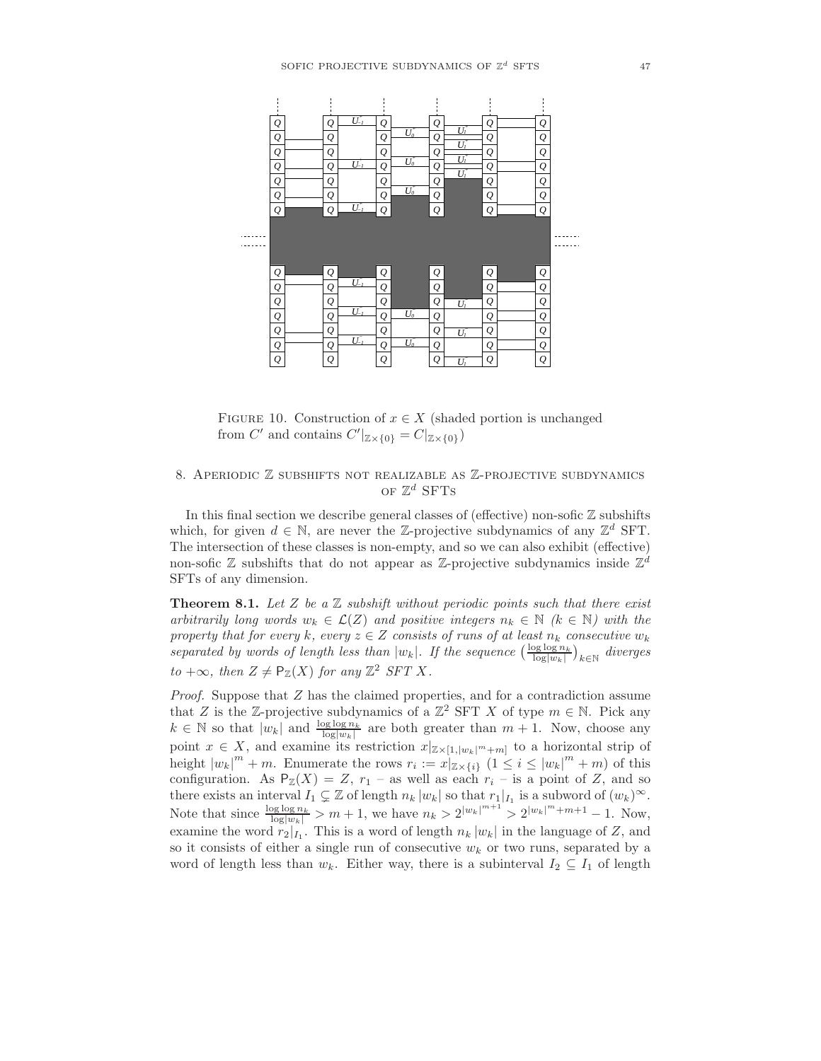Figure 10. Construction of $x \in X$ (shaded portion is unchanged from $C'$ and contains $C'|_{\mathbb{Z}\times\{0\}} = C|_{\mathbb{Z}\times\{0\}}$)

## 8. Aperiodic $\mathbb{Z}$ subshifts not realizable as $\mathbb{Z}$-projective subdynamics of $\mathbb{Z}^d$ SFTs

In this final section we describe general classes of (effective) non-sofic $\mathbb{Z}$ subshifts which, for given $d \in \mathbb{N}$, are never the $\mathbb{Z}$-projective subdynamics of any $\mathbb{Z}^d$ SFT. The intersection of these classes is non-empty, and so we can also exhibit (effective) non-sofic $\mathbb{Z}$ subshifts that do not appear as $\mathbb{Z}$-projective subdynamics inside $\mathbb{Z}^d$ SFTs of any dimension.

**Theorem 8.1.** *Let $Z$ be a $\mathbb{Z}$ subshift without periodic points such that there exist arbitrarily long words $w_k \in \mathcal{L}(Z)$ and positive integers $n_k \in \mathbb{N}$ ($k \in \mathbb{N}$) with the property that for every $k$, every $z \in Z$ consists of runs of at least $n_k$ consecutive $w_k$ separated by words of length less than $|w_k|$. If the sequence $\left(\frac{\log\log n_k}{\log|w_k|}\right)_{k\in\mathbb{N}}$ diverges to $+\infty$, then $Z \neq \mathsf{P}_{\mathbb{Z}}(X)$ for any $\mathbb{Z}^2$ SFT $X$.*

*Proof.* Suppose that $Z$ has the claimed properties, and for a contradiction assume that $Z$ is the $\mathbb{Z}$-projective subdynamics of a $\mathbb{Z}^2$ SFT $X$ of type $m \in \mathbb{N}$. Pick any $k \in \mathbb{N}$ so that $|w_k|$ and $\frac{\log\log n_k}{\log|w_k|}$ are both greater than $m+1$. Now, choose any point $x \in X$, and examine its restriction $x|_{\mathbb{Z}\times[1,|w_k|^m+m]}$ to a horizontal strip of height $|w_k|^m + m$. Enumerate the rows $r_i := x|_{\mathbb{Z}\times\{i\}}$ ($1 \leq i \leq |w_k|^m + m$) of this configuration. As $\mathsf{P}_{\mathbb{Z}}(X) = Z$, $r_1$ – as well as each $r_i$ – is a point of $Z$, and so there exists an interval $I_1 \subsetneq \mathbb{Z}$ of length $n_k|w_k|$ so that $r_1|_{I_1}$ is a subword of $(w_k)^\infty$. Note that since $\frac{\log\log n_k}{\log|w_k|} > m+1$, we have $n_k > 2^{|w_k|^{m+1}} > 2^{|w_k|^m+m+1} - 1$. Now, examine the word $r_2|_{I_1}$. This is a word of length $n_k|w_k|$ in the language of $Z$, and so it consists of either a single run of consecutive $w_k$ or two runs, separated by a word of length less than $w_k$. Either way, there is a subinterval $I_2 \subseteq I_1$ of length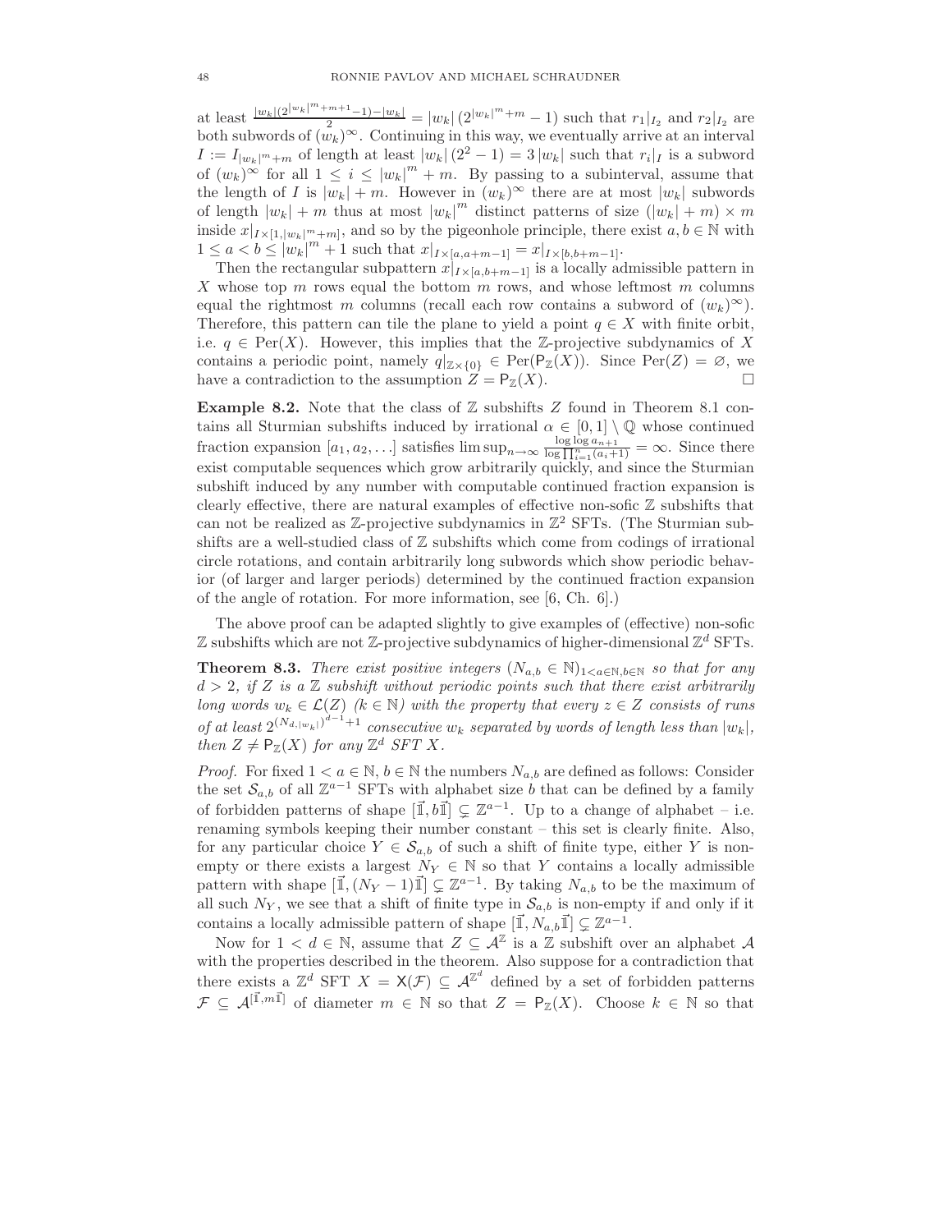at least $\frac{|w_k|(2^{|w_k|^m+m+1}-1)-|w_k|}{2} = |w_k|(2^{|w_k|^m+m}-1)$ such that $r_1|_{I_2}$ and $r_2|_{I_2}$ are both subwords of $(w_k)^\infty$. Continuing in this way, we eventually arrive at an interval $I := I_{|w_k|^m+m}$ of length at least $|w_k|(2^2-1) = 3|w_k|$ such that $r_i|_I$ is a subword of $(w_k)^\infty$ for all $1 \le i \le |w_k|^m + m$. By passing to a subinterval, assume that the length of $I$ is $|w_k| + m$. However in $(w_k)^\infty$ there are at most $|w_k|$ subwords of length $|w_k| + m$ thus at most $|w_k|^m$ distinct patterns of size $(|w_k| + m) \times m$ inside $x|_{I \times [1, |w_k|^m+m]}$, and so by the pigeonhole principle, there exist $a, b \in \mathbb{N}$ with $1 \le a < b \le |w_k|^m + 1$ such that $x|_{I\times[a,a+m-1]} = x|_{I\times[b,b+m-1]}$.

Then the rectangular subpattern $x|_{I\times[a,b+m-1]}$ is a locally admissible pattern in $X$ whose top $m$ rows equal the bottom $m$ rows, and whose leftmost $m$ columns equal the rightmost $m$ columns (recall each row contains a subword of $(w_k)^\infty$). Therefore, this pattern can tile the plane to yield a point $q \in X$ with finite orbit, i.e. $q \in \mathrm{Per}(X)$. However, this implies that the $\mathbb{Z}$-projective subdynamics of $X$ contains a periodic point, namely $q|_{\mathbb{Z}\times\{0\}} \in \mathrm{Per}(\mathsf{P}_{\mathbb{Z}}(X))$. Since $\mathrm{Per}(Z) = \varnothing$, we have a contradiction to the assumption $Z = \mathsf{P}_{\mathbb{Z}}(X)$. □

**Example 8.2.** Note that the class of $\mathbb{Z}$ subshifts $Z$ found in Theorem 8.1 contains all Sturmian subshifts induced by irrational $\alpha \in [0,1] \setminus \mathbb{Q}$ whose continued fraction expansion $[a_1, a_2, \ldots]$ satisfies $\limsup_{n\to\infty} \frac{\log\log a_{n+1}}{\log \prod_{i=1}^{n}(a_i+1)} = \infty$. Since there exist computable sequences which grow arbitrarily quickly, and since the Sturmian subshift induced by any number with computable continued fraction expansion is clearly effective, there are natural examples of effective non-sofic $\mathbb{Z}$ subshifts that can not be realized as $\mathbb{Z}$-projective subdynamics in $\mathbb{Z}^2$ SFTs. (The Sturmian subshifts are a well-studied class of $\mathbb{Z}$ subshifts which come from codings of irrational circle rotations, and contain arbitrarily long subwords which show periodic behavior (of larger and larger periods) determined by the continued fraction expansion of the angle of rotation. For more information, see [6, Ch. 6].)

The above proof can be adapted slightly to give examples of (effective) non-sofic $\mathbb{Z}$ subshifts which are not $\mathbb{Z}$-projective subdynamics of higher-dimensional $\mathbb{Z}^d$ SFTs.

**Theorem 8.3.** *There exist positive integers $(N_{a,b} \in \mathbb{N})_{1<a\in\mathbb{N}, b\in\mathbb{N}}$ so that for any $d > 2$, if $Z$ is a $\mathbb{Z}$ subshift without periodic points such that there exist arbitrarily long words $w_k \in \mathcal{L}(Z)$ ($k \in \mathbb{N}$) with the property that every $z \in Z$ consists of runs of at least $2^{(N_{d,|w_k|})^{d-1}+1}$ consecutive $w_k$ separated by words of length less than $|w_k|$, then $Z \neq \mathsf{P}_{\mathbb{Z}}(X)$ for any $\mathbb{Z}^d$ SFT $X$.*

*Proof.* For fixed $1 < a \in \mathbb{N}$, $b \in \mathbb{N}$ the numbers $N_{a,b}$ are defined as follows: Consider the set $\mathcal{S}_{a,b}$ of all $\mathbb{Z}^{a-1}$ SFTs with alphabet size $b$ that can be defined by a family of forbidden patterns of shape $[\vec{\mathbb{1}}, b\vec{\mathbb{1}}] \subsetneq \mathbb{Z}^{a-1}$. Up to a change of alphabet – i.e. renaming symbols keeping their number constant – this set is clearly finite. Also, for any particular choice $Y \in \mathcal{S}_{a,b}$ of such a shift of finite type, either $Y$ is non-empty or there exists a largest $N_Y \in \mathbb{N}$ so that $Y$ contains a locally admissible pattern with shape $[\vec{\mathbb{1}}, (N_Y - 1)\vec{\mathbb{1}}] \subsetneq \mathbb{Z}^{a-1}$. By taking $N_{a,b}$ to be the maximum of all such $N_Y$, we see that a shift of finite type in $\mathcal{S}_{a,b}$ is non-empty if and only if it contains a locally admissible pattern of shape $[\vec{\mathbb{1}}, N_{a,b}\vec{\mathbb{1}}] \subsetneq \mathbb{Z}^{a-1}$.

Now for $1 < d \in \mathbb{N}$, assume that $Z \subseteq \mathcal{A}^{\mathbb{Z}}$ is a $\mathbb{Z}$ subshift over an alphabet $\mathcal{A}$ with the properties described in the theorem. Also suppose for a contradiction that there exists a $\mathbb{Z}^d$ SFT $X = \mathsf{X}(\mathcal{F}) \subseteq \mathcal{A}^{\mathbb{Z}^d}$ defined by a set of forbidden patterns $\mathcal{F} \subseteq \mathcal{A}^{[\vec{\mathbb{1}}, m\vec{\mathbb{1}}]}$ of diameter $m \in \mathbb{N}$ so that $Z = \mathsf{P}_{\mathbb{Z}}(X)$. Choose $k \in \mathbb{N}$ so that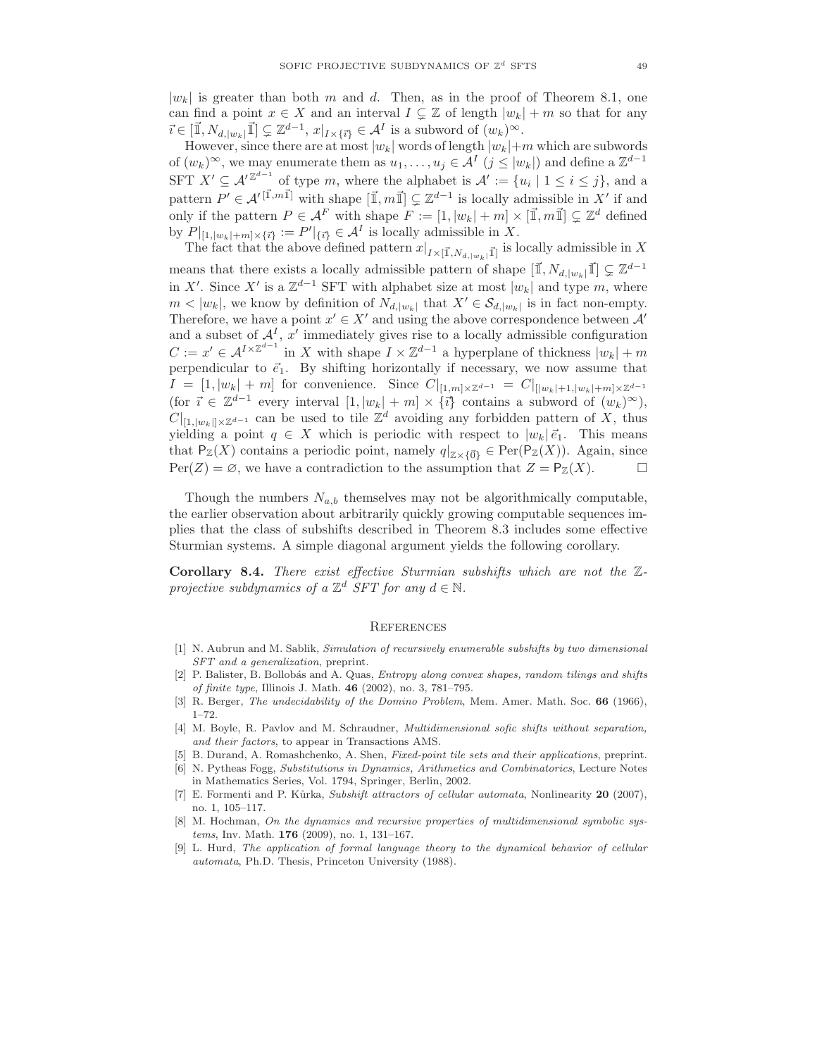$|w_k|$ is greater than both $m$ and $d$. Then, as in the proof of Theorem 8.1, one can find a point $x \in X$ and an interval $I \subsetneq \mathbb{Z}$ of length $|w_k| + m$ so that for any $\vec{\imath} \in [\vec{\mathbb{1}}, N_{d,|w_k|}\vec{\mathbb{1}}] \subsetneq \mathbb{Z}^{d-1}$, $x|_{I\times\{\vec{\imath}\}} \in \mathcal{A}^I$ is a subword of $(w_k)^\infty$.

However, since there are at most $|w_k|$ words of length $|w_k|+m$ which are subwords of $(w_k)^\infty$, we may enumerate them as $u_1, \ldots, u_j \in \mathcal{A}^I$ ($j \leq |w_k|$) and define a $\mathbb{Z}^{d-1}$ SFT $X' \subseteq \mathcal{A}'^{\mathbb{Z}^{d-1}}$ of type $m$, where the alphabet is $\mathcal{A}' := \{u_i \mid 1 \leq i \leq j\}$, and a pattern $P' \in \mathcal{A}'^{[\vec{\mathbb{1}}, m\vec{\mathbb{1}}]}$ with shape $[\vec{\mathbb{1}}, m\vec{\mathbb{1}}] \subsetneq \mathbb{Z}^{d-1}$ is locally admissible in $X'$ if and only if the pattern $P \in \mathcal{A}^F$ with shape $F := [1, |w_k| + m] \times [\vec{\mathbb{1}}, m\vec{\mathbb{1}}] \subsetneq \mathbb{Z}^d$ defined by $P|_{[1,|w_k|+m]\times\{\vec{\imath}\}} := P'|_{\{\vec{\imath}\}} \in \mathcal{A}^I$ is locally admissible in $X$.

The fact that the above defined pattern $x|_{I\times[\vec{\mathbb{1}}, N_{d,|w_k|}\vec{\mathbb{1}}]}$ is locally admissible in $X$ means that there exists a locally admissible pattern of shape $[\vec{\mathbb{1}}, N_{d,|w_k|}\vec{\mathbb{1}}] \subsetneq \mathbb{Z}^{d-1}$ in $X'$. Since $X'$ is a $\mathbb{Z}^{d-1}$ SFT with alphabet size at most $|w_k|$ and type $m$, where $m < |w_k|$, we know by definition of $N_{d,|w_k|}$ that $X' \in \mathcal{S}_{d,|w_k|}$ is in fact non-empty. Therefore, we have a point $x' \in X'$ and using the above correspondence between $\mathcal{A}'$ and a subset of $\mathcal{A}^I$, $x'$ immediately gives rise to a locally admissible configuration $C := x' \in \mathcal{A}^{I\times\mathbb{Z}^{d-1}}$ in $X$ with shape $I \times \mathbb{Z}^{d-1}$ a hyperplane of thickness $|w_k| + m$ perpendicular to $\vec{e}_1$. By shifting horizontally if necessary, we now assume that $I = [1, |w_k| + m]$ for convenience. Since $C|_{[1,m]\times\mathbb{Z}^{d-1}} = C|_{[|w_k|+1,|w_k|+m]\times\mathbb{Z}^{d-1}}$ (for $\vec{\imath} \in \mathbb{Z}^{d-1}$ every interval $[1, |w_k| + m] \times \{\vec{\imath}\}$ contains a subword of $(w_k)^\infty$), $C|_{[1,|w_k|]\times\mathbb{Z}^{d-1}}$ can be used to tile $\mathbb{Z}^d$ avoiding any forbidden pattern of $X$, thus yielding a point $q \in X$ which is periodic with respect to $|w_k|\,\vec{e}_1$. This means that $\mathsf{P}_{\mathbb{Z}}(X)$ contains a periodic point, namely $q|_{\mathbb{Z}\times\{\vec{0}\}} \in \mathrm{Per}(\mathsf{P}_{\mathbb{Z}}(X))$. Again, since $\mathrm{Per}(Z) = \varnothing$, we have a contradiction to the assumption that $Z = \mathsf{P}_{\mathbb{Z}}(X)$. $\square$

Though the numbers $N_{a,b}$ themselves may not be algorithmically computable, the earlier observation about arbitrarily quickly growing computable sequences implies that the class of subshifts described in Theorem 8.3 includes some effective Sturmian systems. A simple diagonal argument yields the following corollary.

**Corollary 8.4.** *There exist effective Sturmian subshifts which are not the $\mathbb{Z}$-projective subdynamics of a $\mathbb{Z}^d$ SFT for any $d \in \mathbb{N}$.*

## References

[1] N. Aubrun and M. Sablik, *Simulation of recursively enumerable subshifts by two dimensional SFT and a generalization*, preprint.

[2] P. Balister, B. Bollobás and A. Quas, *Entropy along convex shapes, random tilings and shifts of finite type*, Illinois J. Math. **46** (2002), no. 3, 781–795.

[3] R. Berger, *The undecidability of the Domino Problem*, Mem. Amer. Math. Soc. **66** (1966), 1–72.

[4] M. Boyle, R. Pavlov and M. Schraudner, *Multidimensional sofic shifts without separation, and their factors*, to appear in Transactions AMS.

[5] B. Durand, A. Romashchenko, A. Shen, *Fixed-point tile sets and their applications*, preprint.

[6] N. Pytheas Fogg, *Substitutions in Dynamics, Arithmetics and Combinatorics*, Lecture Notes in Mathematics Series, Vol. 1794, Springer, Berlin, 2002.

[7] E. Formenti and P. Kůrka, *Subshift attractors of cellular automata*, Nonlinearity **20** (2007), no. 1, 105–117.

[8] M. Hochman, *On the dynamics and recursive properties of multidimensional symbolic systems*, Inv. Math. **176** (2009), no. 1, 131–167.

[9] L. Hurd, *The application of formal language theory to the dynamical behavior of cellular automata*, Ph.D. Thesis, Princeton University (1988).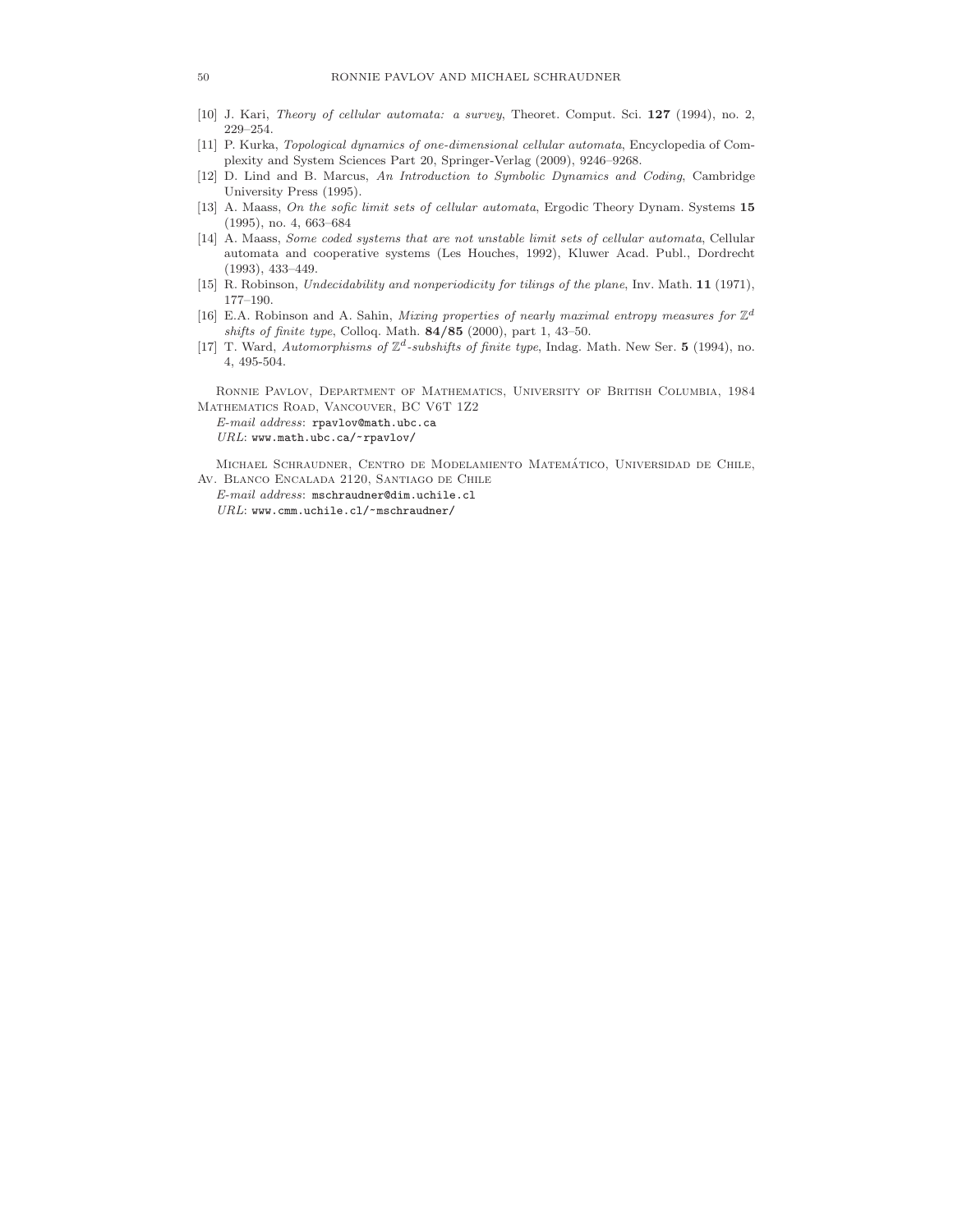[10] J. Kari, *Theory of cellular automata: a survey*, Theoret. Comput. Sci. **127** (1994), no. 2, 229–254.

[11] P. Kurka, *Topological dynamics of one-dimensional cellular automata*, Encyclopedia of Complexity and System Sciences Part 20, Springer-Verlag (2009), 9246–9268.

[12] D. Lind and B. Marcus, *An Introduction to Symbolic Dynamics and Coding*, Cambridge University Press (1995).

[13] A. Maass, *On the sofic limit sets of cellular automata*, Ergodic Theory Dynam. Systems **15** (1995), no. 4, 663–684

[14] A. Maass, *Some coded systems that are not unstable limit sets of cellular automata*, Cellular automata and cooperative systems (Les Houches, 1992), Kluwer Acad. Publ., Dordrecht (1993), 433–449.

[15] R. Robinson, *Undecidability and nonperiodicity for tilings of the plane*, Inv. Math. **11** (1971), 177–190.

[16] E.A. Robinson and A. Sahin, *Mixing properties of nearly maximal entropy measures for $\mathbb{Z}^d$ shifts of finite type*, Colloq. Math. **84/85** (2000), part 1, 43–50.

[17] T. Ward, *Automorphisms of $\mathbb{Z}^d$-subshifts of finite type*, Indag. Math. New Ser. **5** (1994), no. 4, 495-504.

Ronnie Pavlov, Department of Mathematics, University of British Columbia, 1984 Mathematics Road, Vancouver, BC V6T 1Z2

*E-mail address*: rpavlov@math.ubc.ca

*URL*: www.math.ubc.ca/~rpavlov/

Michael Schraudner, Centro de Modelamiento Matemático, Universidad de Chile, Av. Blanco Encalada 2120, Santiago de Chile

*E-mail address*: mschraudner@dim.uchile.cl

*URL*: www.cmm.uchile.cl/~mschraudner/